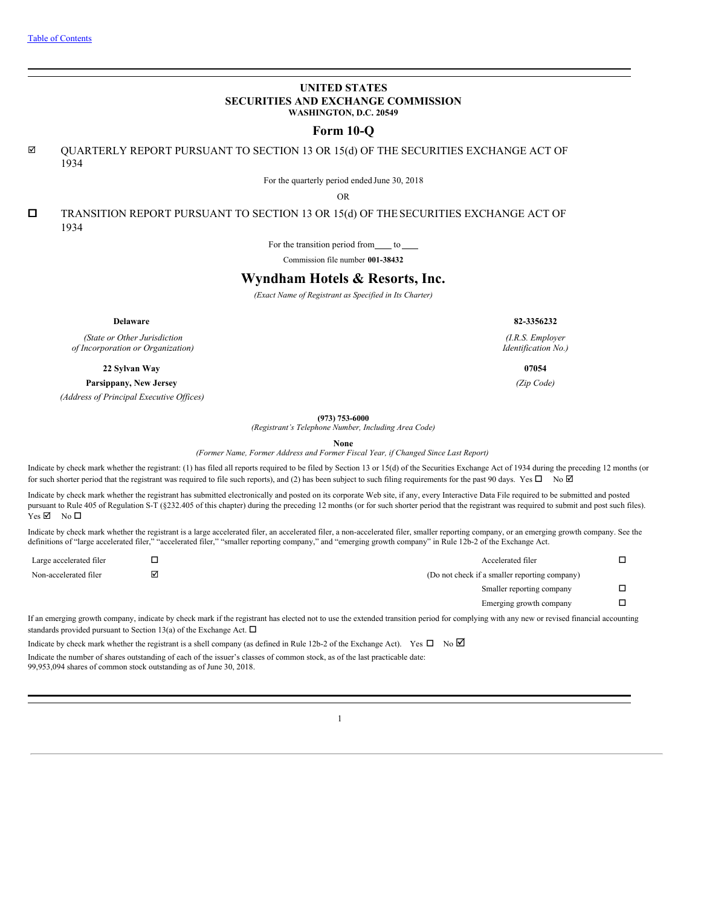[Table of Contents]

# UNITED STATES
# SECURITIES AND EXCHANGE COMMISSION
**WASHINGTON, D.C. 20549**

## Form 10-Q

☑ QUARTERLY REPORT PURSUANT TO SECTION 13 OR 15(d) OF THE SECURITIES EXCHANGE ACT OF 1934

For the quarterly period ended June 30, 2018

OR

☐ TRANSITION REPORT PURSUANT TO SECTION 13 OR 15(d) OF THE SECURITIES EXCHANGE ACT OF 1934

For the transition period from \_\_\_\_ to \_\_\_\_

Commission file number **001-38432**

# Wyndham Hotels & Resorts, Inc.

*(Exact Name of Registrant as Specified in Its Charter)*

| | |
|---|---|
| **Delaware** | **82-3356232** |
| *(State or Other Jurisdiction of Incorporation or Organization)* | *(I.R.S. Employer Identification No.)* |
| **22 Sylvan Way** | **07054** |
| **Parsippany, New Jersey** | *(Zip Code)* |
| *(Address of Principal Executive Offices)* | |

**(973) 753-6000**
*(Registrant's Telephone Number, Including Area Code)*

**None**
*(Former Name, Former Address and Former Fiscal Year, if Changed Since Last Report)*

Indicate by check mark whether the registrant: (1) has filed all reports required to be filed by Section 13 or 15(d) of the Securities Exchange Act of 1934 during the preceding 12 months (or for such shorter period that the registrant was required to file such reports), and (2) has been subject to such filing requirements for the past 90 days. Yes ☐ No ☑

Indicate by check mark whether the registrant has submitted electronically and posted on its corporate Web site, if any, every Interactive Data File required to be submitted and posted pursuant to Rule 405 of Regulation S-T (§232.405 of this chapter) during the preceding 12 months (or for such shorter period that the registrant was required to submit and post such files). Yes ☑ No ☐

Indicate by check mark whether the registrant is a large accelerated filer, an accelerated filer, a non-accelerated filer, smaller reporting company, or an emerging growth company. See the definitions of "large accelerated filer," "accelerated filer," "smaller reporting company," and "emerging growth company" in Rule 12b-2 of the Exchange Act.

| | | | |
|---|---|---|---|
| Large accelerated filer | ☐ | Accelerated filer | ☐ |
| Non-accelerated filer | ☑ | (Do not check if a smaller reporting company) | |
| | | Smaller reporting company | ☐ |
| | | Emerging growth company | ☐ |

If an emerging growth company, indicate by check mark if the registrant has elected not to use the extended transition period for complying with any new or revised financial accounting standards provided pursuant to Section 13(a) of the Exchange Act. ☐

Indicate by check mark whether the registrant is a shell company (as defined in Rule 12b-2 of the Exchange Act). Yes ☐ No ☑

Indicate the number of shares outstanding of each of the issuer's classes of common stock, as of the last practicable date:
99,953,094 shares of common stock outstanding as of June 30, 2018.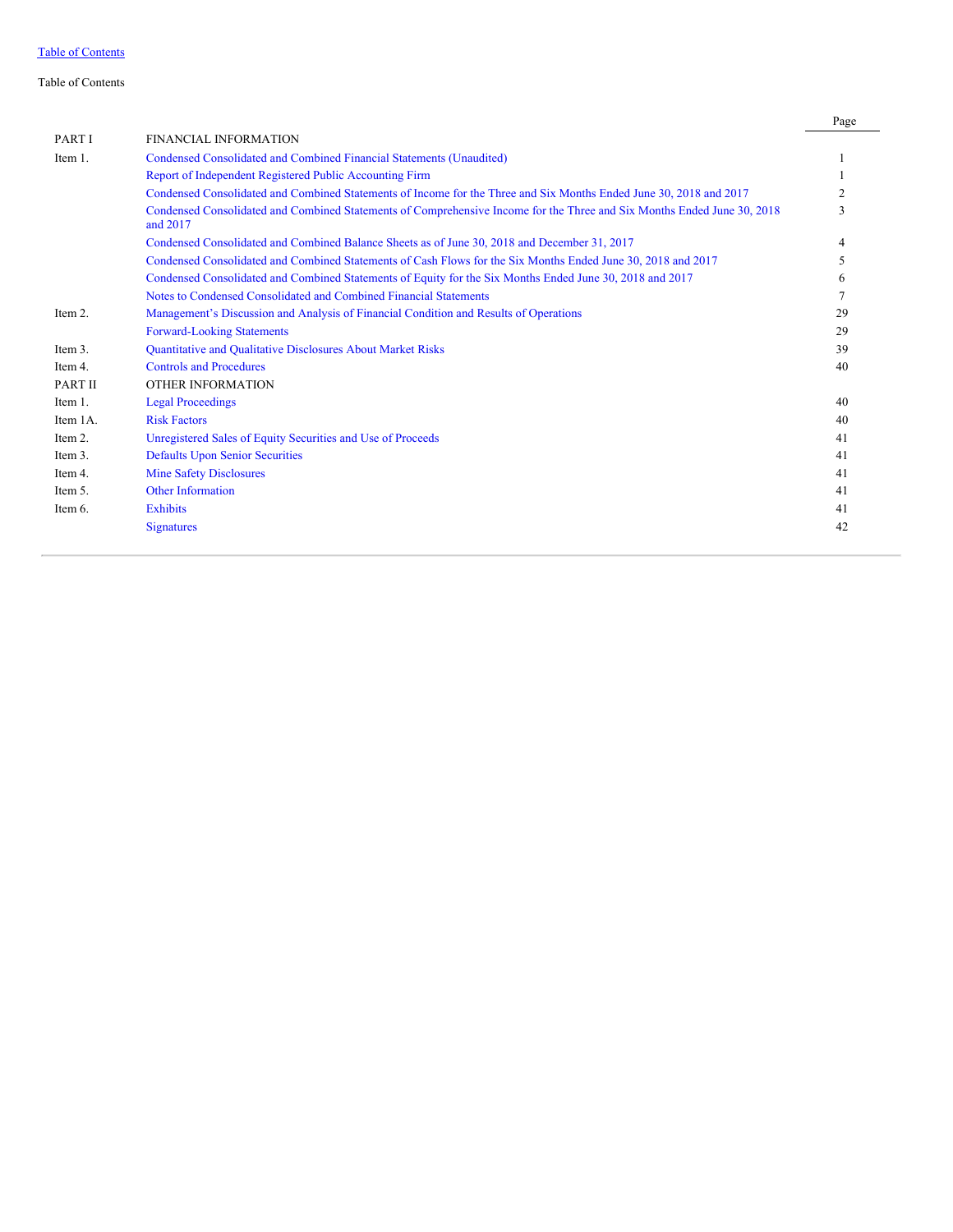Table of Contents

Table of Contents

| | | Page |
|---|---|---|
| PART I | FINANCIAL INFORMATION | |
| Item 1. | Condensed Consolidated and Combined Financial Statements (Unaudited) | 1 |
| | Report of Independent Registered Public Accounting Firm | 1 |
| | Condensed Consolidated and Combined Statements of Income for the Three and Six Months Ended June 30, 2018 and 2017 | 2 |
| | Condensed Consolidated and Combined Statements of Comprehensive Income for the Three and Six Months Ended June 30, 2018 and 2017 | 3 |
| | Condensed Consolidated and Combined Balance Sheets as of June 30, 2018 and December 31, 2017 | 4 |
| | Condensed Consolidated and Combined Statements of Cash Flows for the Six Months Ended June 30, 2018 and 2017 | 5 |
| | Condensed Consolidated and Combined Statements of Equity for the Six Months Ended June 30, 2018 and 2017 | 6 |
| | Notes to Condensed Consolidated and Combined Financial Statements | 7 |
| Item 2. | Management's Discussion and Analysis of Financial Condition and Results of Operations | 29 |
| | Forward-Looking Statements | 29 |
| Item 3. | Quantitative and Qualitative Disclosures About Market Risks | 39 |
| Item 4. | Controls and Procedures | 40 |
| PART II | OTHER INFORMATION | |
| Item 1. | Legal Proceedings | 40 |
| Item 1A. | Risk Factors | 40 |
| Item 2. | Unregistered Sales of Equity Securities and Use of Proceeds | 41 |
| Item 3. | Defaults Upon Senior Securities | 41 |
| Item 4. | Mine Safety Disclosures | 41 |
| Item 5. | Other Information | 41 |
| Item 6. | Exhibits | 41 |
| | Signatures | 42 |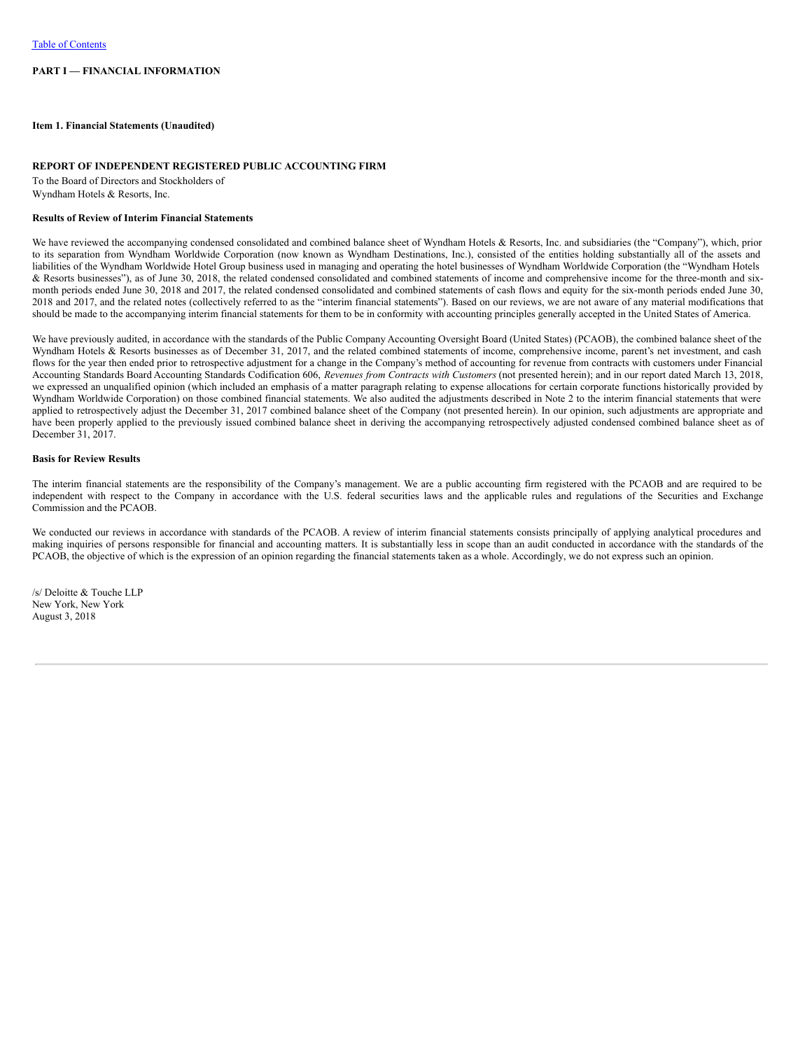[Table of Contents](#)

**PART I — FINANCIAL INFORMATION**

**Item 1. Financial Statements (Unaudited)**

**REPORT OF INDEPENDENT REGISTERED PUBLIC ACCOUNTING FIRM**

To the Board of Directors and Stockholders of
Wyndham Hotels & Resorts, Inc.

**Results of Review of Interim Financial Statements**

We have reviewed the accompanying condensed consolidated and combined balance sheet of Wyndham Hotels & Resorts, Inc. and subsidiaries (the "Company"), which, prior to its separation from Wyndham Worldwide Corporation (now known as Wyndham Destinations, Inc.), consisted of the entities holding substantially all of the assets and liabilities of the Wyndham Worldwide Hotel Group business used in managing and operating the hotel businesses of Wyndham Worldwide Corporation (the "Wyndham Hotels & Resorts businesses"), as of June 30, 2018, the related condensed consolidated and combined statements of income and comprehensive income for the three-month and six-month periods ended June 30, 2018 and 2017, the related condensed consolidated and combined statements of cash flows and equity for the six-month periods ended June 30, 2018 and 2017, and the related notes (collectively referred to as the "interim financial statements"). Based on our reviews, we are not aware of any material modifications that should be made to the accompanying interim financial statements for them to be in conformity with accounting principles generally accepted in the United States of America.

We have previously audited, in accordance with the standards of the Public Company Accounting Oversight Board (United States) (PCAOB), the combined balance sheet of the Wyndham Hotels & Resorts businesses as of December 31, 2017, and the related combined statements of income, comprehensive income, parent's net investment, and cash flows for the year then ended prior to retrospective adjustment for a change in the Company's method of accounting for revenue from contracts with customers under Financial Accounting Standards Board Accounting Standards Codification 606, *Revenues from Contracts with Customers* (not presented herein); and in our report dated March 13, 2018, we expressed an unqualified opinion (which included an emphasis of a matter paragraph relating to expense allocations for certain corporate functions historically provided by Wyndham Worldwide Corporation) on those combined financial statements. We also audited the adjustments described in Note 2 to the interim financial statements that were applied to retrospectively adjust the December 31, 2017 combined balance sheet of the Company (not presented herein). In our opinion, such adjustments are appropriate and have been properly applied to the previously issued combined balance sheet in deriving the accompanying retrospectively adjusted condensed combined balance sheet as of December 31, 2017.

**Basis for Review Results**

The interim financial statements are the responsibility of the Company's management. We are a public accounting firm registered with the PCAOB and are required to be independent with respect to the Company in accordance with the U.S. federal securities laws and the applicable rules and regulations of the Securities and Exchange Commission and the PCAOB.

We conducted our reviews in accordance with standards of the PCAOB. A review of interim financial statements consists principally of applying analytical procedures and making inquiries of persons responsible for financial and accounting matters. It is substantially less in scope than an audit conducted in accordance with the standards of the PCAOB, the objective of which is the expression of an opinion regarding the financial statements taken as a whole. Accordingly, we do not express such an opinion.

/s/ Deloitte & Touche LLP
New York, New York
August 3, 2018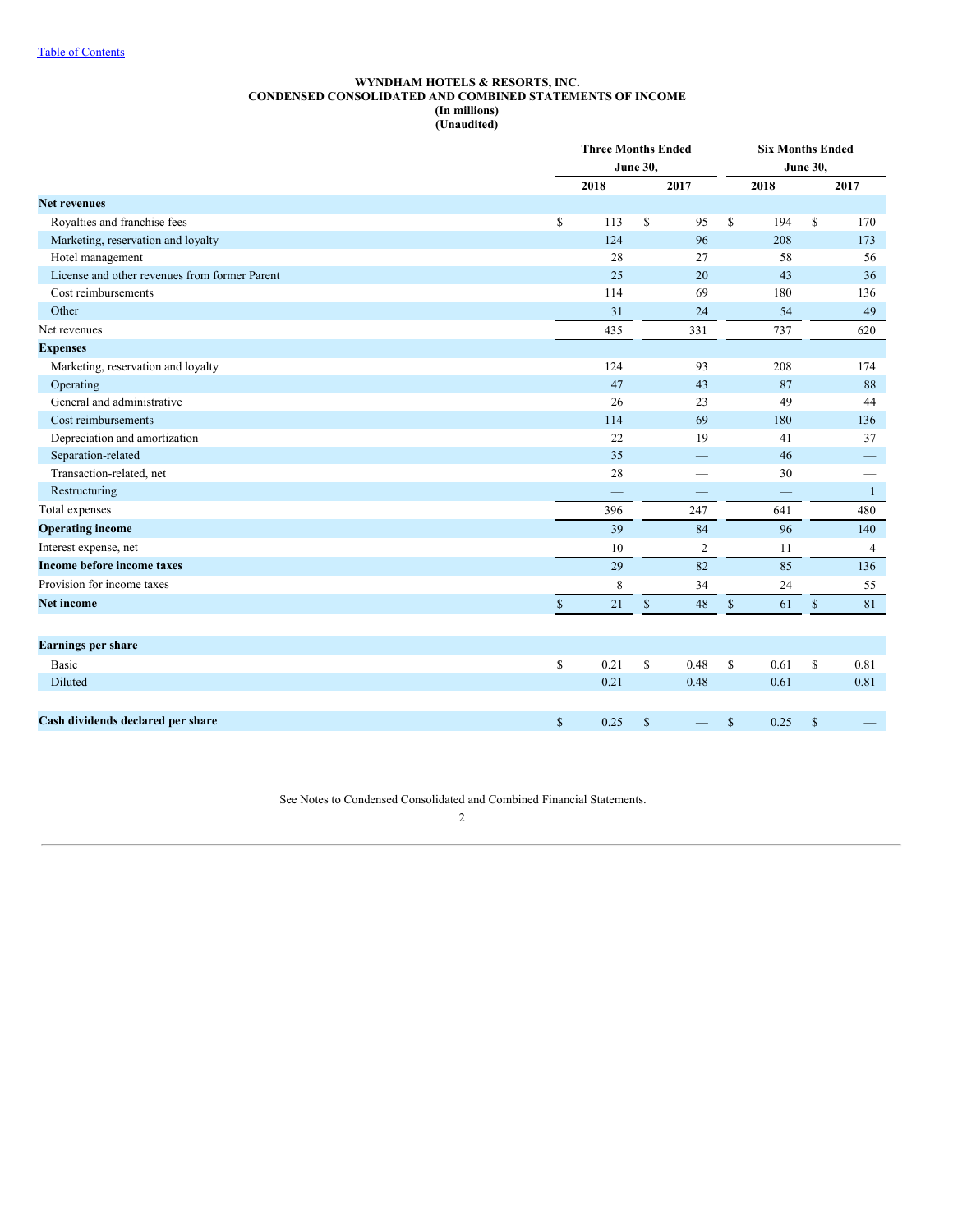# WYNDHAM HOTELS & RESORTS, INC.
## CONDENSED CONSOLIDATED AND COMBINED STATEMENTS OF INCOME
**(In millions)**
**(Unaudited)**

| | Three Months Ended June 30, | | Six Months Ended June 30, | |
|---|---|---|---|---|
| | 2018 | 2017 | 2018 | 2017 |
| **Net revenues** | | | | |
| Royalties and franchise fees | $ 113 | $ 95 | $ 194 | $ 170 |
| Marketing, reservation and loyalty | 124 | 96 | 208 | 173 |
| Hotel management | 28 | 27 | 58 | 56 |
| License and other revenues from former Parent | 25 | 20 | 43 | 36 |
| Cost reimbursements | 114 | 69 | 180 | 136 |
| Other | 31 | 24 | 54 | 49 |
| Net revenues | 435 | 331 | 737 | 620 |
| **Expenses** | | | | |
| Marketing, reservation and loyalty | 124 | 93 | 208 | 174 |
| Operating | 47 | 43 | 87 | 88 |
| General and administrative | 26 | 23 | 49 | 44 |
| Cost reimbursements | 114 | 69 | 180 | 136 |
| Depreciation and amortization | 22 | 19 | 41 | 37 |
| Separation-related | 35 | — | 46 | — |
| Transaction-related, net | 28 | — | 30 | — |
| Restructuring | — | — | — | 1 |
| Total expenses | 396 | 247 | 641 | 480 |
| **Operating income** | 39 | 84 | 96 | 140 |
| Interest expense, net | 10 | 2 | 11 | 4 |
| **Income before income taxes** | 29 | 82 | 85 | 136 |
| Provision for income taxes | 8 | 34 | 24 | 55 |
| **Net income** | $ 21 | $ 48 | $ 61 | $ 81 |
| | | | | |
| **Earnings per share** | | | | |
| Basic | $ 0.21 | $ 0.48 | $ 0.61 | $ 0.81 |
| Diluted | 0.21 | 0.48 | 0.61 | 0.81 |
| | | | | |
| **Cash dividends declared per share** | $ 0.25 | $ — | $ 0.25 | $ — |

See Notes to Condensed Consolidated and Combined Financial Statements.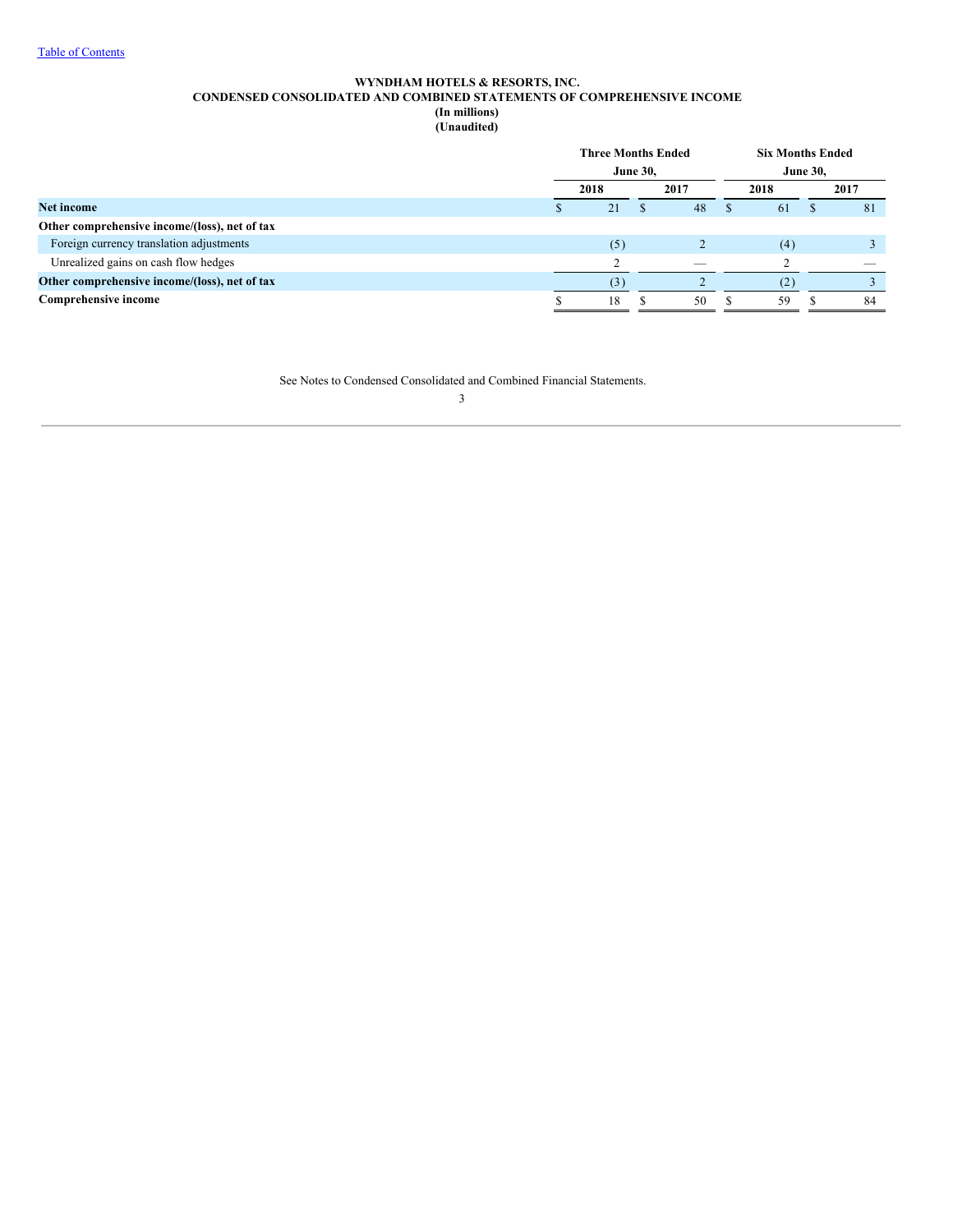[Table of Contents]

**WYNDHAM HOTELS & RESORTS, INC.**
**CONDENSED CONSOLIDATED AND COMBINED STATEMENTS OF COMPREHENSIVE INCOME**
**(In millions)**
**(Unaudited)**

| | Three Months Ended June 30, | | Six Months Ended June 30, | |
|---|---|---|---|---|
| | **2018** | **2017** | **2018** | **2017** |
| **Net income** | $ 21 | $ 48 | $ 61 | $ 81 |
| **Other comprehensive income/(loss), net of tax** | | | | |
| Foreign currency translation adjustments | (5) | 2 | (4) | 3 |
| Unrealized gains on cash flow hedges | 2 | — | 2 | — |
| **Other comprehensive income/(loss), net of tax** | (3) | 2 | (2) | 3 |
| **Comprehensive income** | $ 18 | $ 50 | $ 59 | $ 84 |

See Notes to Condensed Consolidated and Combined Financial Statements.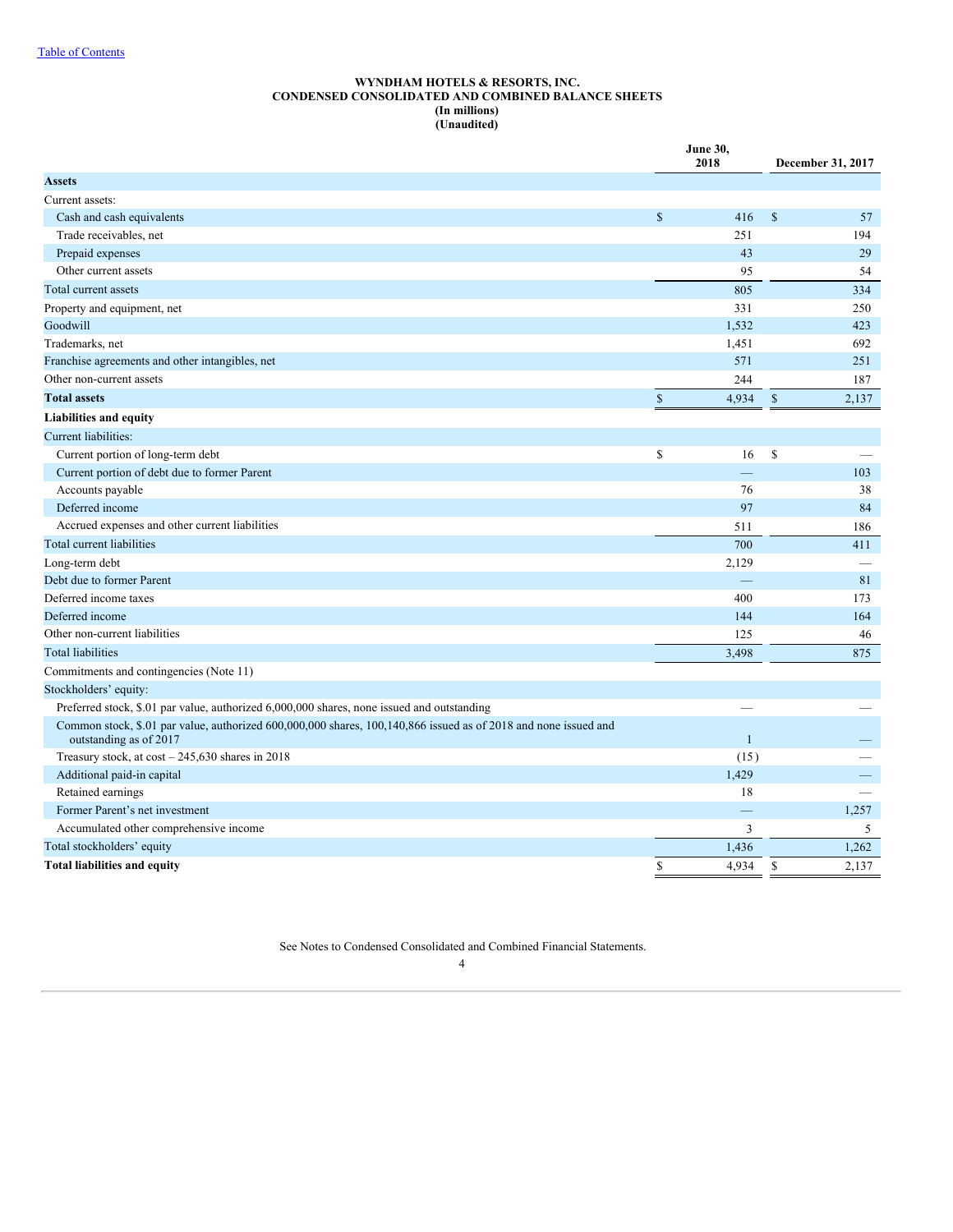# WYNDHAM HOTELS & RESORTS, INC.
## CONDENSED CONSOLIDATED AND COMBINED BALANCE SHEETS
**(In millions)**
**(Unaudited)**

| | June 30, 2018 | December 31, 2017 |
|---|---|---|
| **Assets** | | |
| Current assets: | | |
| Cash and cash equivalents | $ 416 | $ 57 |
| Trade receivables, net | 251 | 194 |
| Prepaid expenses | 43 | 29 |
| Other current assets | 95 | 54 |
| Total current assets | 805 | 334 |
| Property and equipment, net | 331 | 250 |
| Goodwill | 1,532 | 423 |
| Trademarks, net | 1,451 | 692 |
| Franchise agreements and other intangibles, net | 571 | 251 |
| Other non-current assets | 244 | 187 |
| **Total assets** | $ 4,934 | $ 2,137 |
| **Liabilities and equity** | | |
| Current liabilities: | | |
| Current portion of long-term debt | $ 16 | $ — |
| Current portion of debt due to former Parent | — | 103 |
| Accounts payable | 76 | 38 |
| Deferred income | 97 | 84 |
| Accrued expenses and other current liabilities | 511 | 186 |
| Total current liabilities | 700 | 411 |
| Long-term debt | 2,129 | — |
| Debt due to former Parent | — | 81 |
| Deferred income taxes | 400 | 173 |
| Deferred income | 144 | 164 |
| Other non-current liabilities | 125 | 46 |
| Total liabilities | 3,498 | 875 |
| Commitments and contingencies (Note 11) | | |
| Stockholders' equity: | | |
| Preferred stock, $.01 par value, authorized 6,000,000 shares, none issued and outstanding | — | — |
| Common stock, $.01 par value, authorized 600,000,000 shares, 100,140,866 issued as of 2018 and none issued and outstanding as of 2017 | 1 | — |
| Treasury stock, at cost – 245,630 shares in 2018 | (15) | — |
| Additional paid-in capital | 1,429 | — |
| Retained earnings | 18 | — |
| Former Parent's net investment | — | 1,257 |
| Accumulated other comprehensive income | 3 | 5 |
| Total stockholders' equity | 1,436 | 1,262 |
| **Total liabilities and equity** | $ 4,934 | $ 2,137 |

See Notes to Condensed Consolidated and Combined Financial Statements.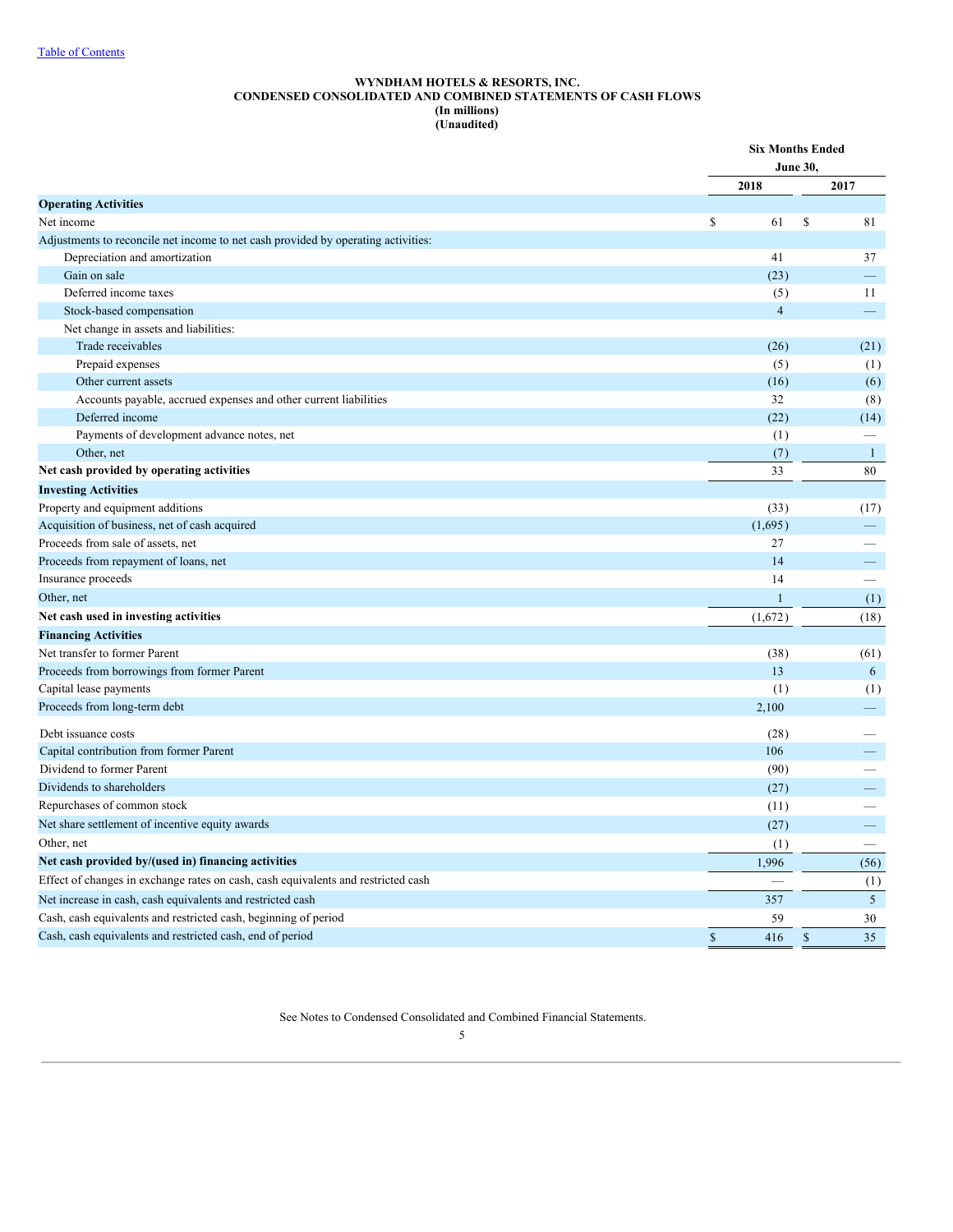[Table of Contents](#)

**WYNDHAM HOTELS & RESORTS, INC.**
**CONDENSED CONSOLIDATED AND COMBINED STATEMENTS OF CASH FLOWS**
**(In millions)**
**(Unaudited)**

| | Six Months Ended June 30, | |
|---|---|---|
| | 2018 | 2017 |
| **Operating Activities** | | |
| Net income | $ 61 | $ 81 |
| Adjustments to reconcile net income to net cash provided by operating activities: | | |
| Depreciation and amortization | 41 | 37 |
| Gain on sale | (23) | — |
| Deferred income taxes | (5) | 11 |
| Stock-based compensation | 4 | — |
| Net change in assets and liabilities: | | |
| Trade receivables | (26) | (21) |
| Prepaid expenses | (5) | (1) |
| Other current assets | (16) | (6) |
| Accounts payable, accrued expenses and other current liabilities | 32 | (8) |
| Deferred income | (22) | (14) |
| Payments of development advance notes, net | (1) | — |
| Other, net | (7) | 1 |
| **Net cash provided by operating activities** | 33 | 80 |
| **Investing Activities** | | |
| Property and equipment additions | (33) | (17) |
| Acquisition of business, net of cash acquired | (1,695) | — |
| Proceeds from sale of assets, net | 27 | — |
| Proceeds from repayment of loans, net | 14 | — |
| Insurance proceeds | 14 | — |
| Other, net | 1 | (1) |
| **Net cash used in investing activities** | (1,672) | (18) |
| **Financing Activities** | | |
| Net transfer to former Parent | (38) | (61) |
| Proceeds from borrowings from former Parent | 13 | 6 |
| Capital lease payments | (1) | (1) |
| Proceeds from long-term debt | 2,100 | — |
| Debt issuance costs | (28) | — |
| Capital contribution from former Parent | 106 | — |
| Dividend to former Parent | (90) | — |
| Dividends to shareholders | (27) | — |
| Repurchases of common stock | (11) | — |
| Net share settlement of incentive equity awards | (27) | — |
| Other, net | (1) | — |
| **Net cash provided by/(used in) financing activities** | 1,996 | (56) |
| Effect of changes in exchange rates on cash, cash equivalents and restricted cash | — | (1) |
| Net increase in cash, cash equivalents and restricted cash | 357 | 5 |
| Cash, cash equivalents and restricted cash, beginning of period | 59 | 30 |
| Cash, cash equivalents and restricted cash, end of period | $ 416 | $ 35 |

See Notes to Condensed Consolidated and Combined Financial Statements.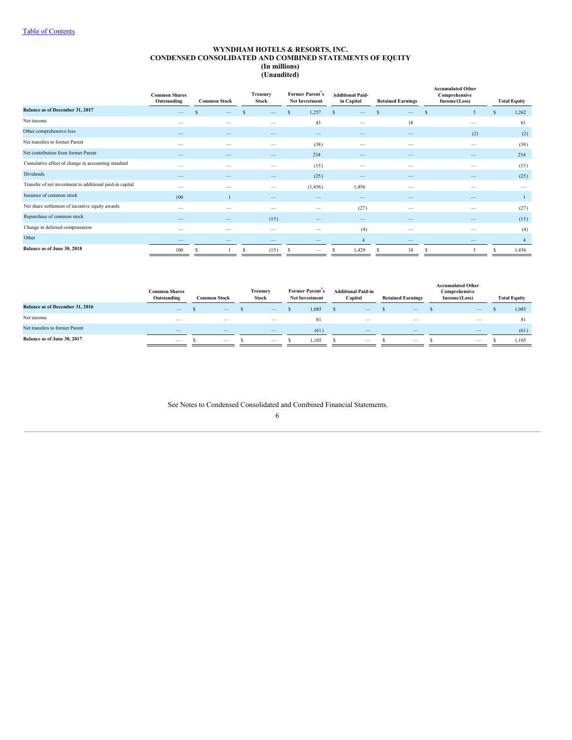# WYNDHAM HOTELS & RESORTS, INC.
## CONDENSED CONSOLIDATED AND COMBINED STATEMENTS OF EQUITY
### (In millions)
### (Unaudited)

| | Common Shares Outstanding | Common Stock | Treasury Stock | Former Parent's Net Investment | Additional Paid-in Capital | Retained Earnings | Accumulated Other Comprehensive Income/(Loss) | Total Equity |
|---|---|---|---|---|---|---|---|---|
| **Balance as of December 31, 2017** | — | $ — | $ — | $ 1,257 | $ — | $ — | $ 5 | $ 1,262 |
| Net income | — | — | — | 43 | — | 18 | — | 61 |
| Other comprehensive loss | — | — | — | — | — | — | (2) | (2) |
| Net transfers to former Parent | — | — | — | (38) | — | — | — | (38) |
| Net contribution from former Parent | — | — | — | 234 | — | — | — | 234 |
| Cumulative effect of change in accounting standard | — | — | — | (15) | — | — | — | (15) |
| Dividends | — | — | — | (25) | — | — | — | (25) |
| Transfer of net investment to additional paid-in capital | — | — | — | (1,456) | 1,456 | — | — | — |
| Issuance of common stock | 100 | 1 | — | — | — | — | — | 1 |
| Net share settlement of incentive equity awards | — | — | — | — | (27) | — | — | (27) |
| Repurchase of common stock | — | — | (15) | — | — | — | — | (15) |
| Change in deferred compensation | — | — | — | — | (4) | — | — | (4) |
| Other | — | — | — | — | 4 | — | — | 4 |
| **Balance as of June 30, 2018** | 100 | $ 1 | $ (15) | $ — | $ 1,429 | $ 18 | $ 3 | $ 1,436 |

| | Common Shares Outstanding | Common Stock | Treasury Stock | Former Parent's Net Investment | Additional Paid-in Capital | Retained Earnings | Accumulated Other Comprehensive Income/(Loss) | Total Equity |
|---|---|---|---|---|---|---|---|---|
| **Balance as of December 31, 2016** | — | $ — | $ — | $ 1,085 | $ — | $ — | $ — | $ 1,085 |
| Net income | — | — | — | 81 | — | — | — | 81 |
| Net transfers to former Parent | — | — | — | (61) | — | — | — | (61) |
| **Balance as of June 30, 2017** | — | $ — | $ — | $ 1,105 | $ — | $ — | $ — | $ 1,105 |

See Notes to Condensed Consolidated and Combined Financial Statements.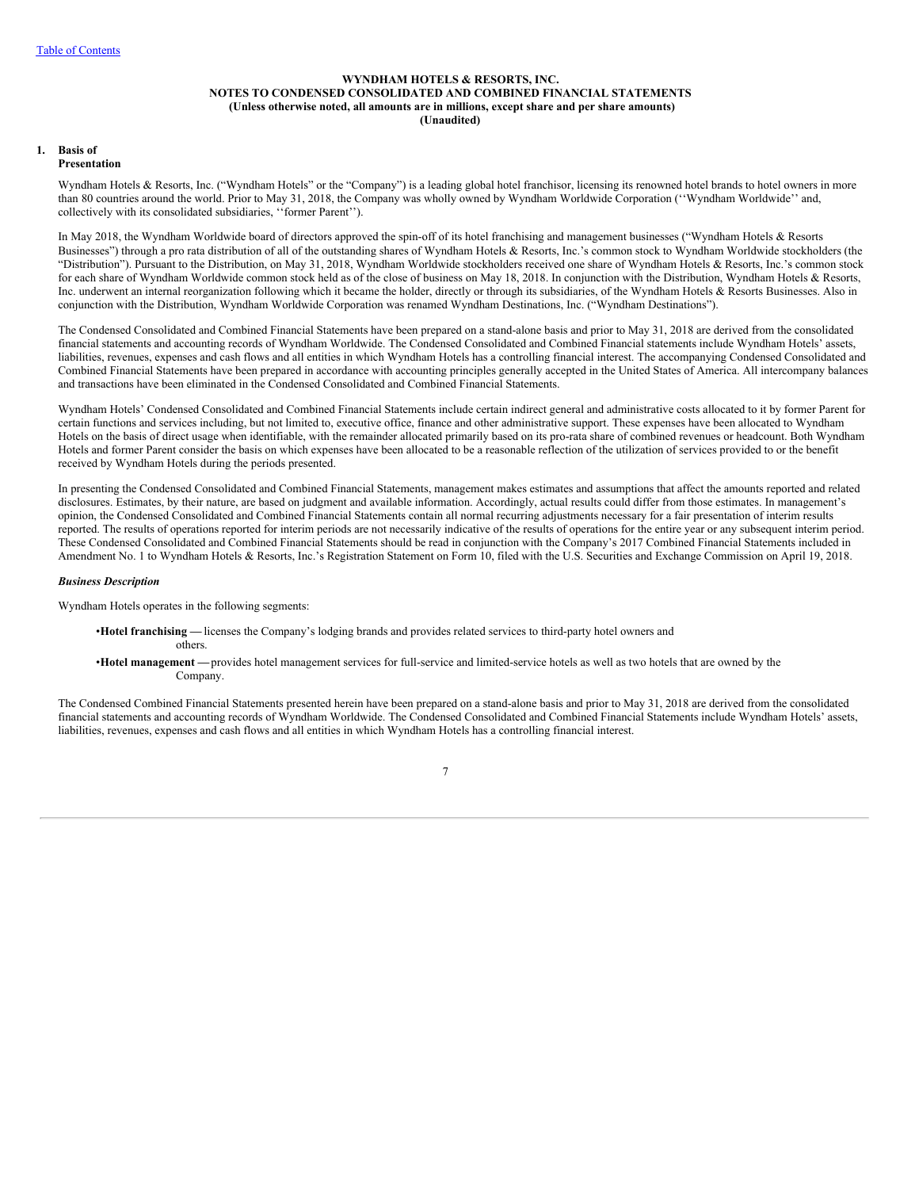# WYNDHAM HOTELS & RESORTS, INC.
## NOTES TO CONDENSED CONSOLIDATED AND COMBINED FINANCIAL STATEMENTS
**(Unless otherwise noted, all amounts are in millions, except share and per share amounts)**
**(Unaudited)**

## 1. Basis of Presentation

Wyndham Hotels & Resorts, Inc. ("Wyndham Hotels" or the "Company") is a leading global hotel franchisor, licensing its renowned hotel brands to hotel owners in more than 80 countries around the world. Prior to May 31, 2018, the Company was wholly owned by Wyndham Worldwide Corporation (''Wyndham Worldwide'' and, collectively with its consolidated subsidiaries, ''former Parent'').

In May 2018, the Wyndham Worldwide board of directors approved the spin-off of its hotel franchising and management businesses ("Wyndham Hotels & Resorts Businesses") through a pro rata distribution of all of the outstanding shares of Wyndham Hotels & Resorts, Inc.'s common stock to Wyndham Worldwide stockholders (the "Distribution"). Pursuant to the Distribution, on May 31, 2018, Wyndham Worldwide stockholders received one share of Wyndham Hotels & Resorts, Inc.'s common stock for each share of Wyndham Worldwide common stock held as of the close of business on May 18, 2018. In conjunction with the Distribution, Wyndham Hotels & Resorts, Inc. underwent an internal reorganization following which it became the holder, directly or through its subsidiaries, of the Wyndham Hotels & Resorts Businesses. Also in conjunction with the Distribution, Wyndham Worldwide Corporation was renamed Wyndham Destinations, Inc. ("Wyndham Destinations").

The Condensed Consolidated and Combined Financial Statements have been prepared on a stand-alone basis and prior to May 31, 2018 are derived from the consolidated financial statements and accounting records of Wyndham Worldwide. The Condensed Consolidated and Combined Financial statements include Wyndham Hotels' assets, liabilities, revenues, expenses and cash flows and all entities in which Wyndham Hotels has a controlling financial interest. The accompanying Condensed Consolidated and Combined Financial Statements have been prepared in accordance with accounting principles generally accepted in the United States of America. All intercompany balances and transactions have been eliminated in the Condensed Consolidated and Combined Financial Statements.

Wyndham Hotels' Condensed Consolidated and Combined Financial Statements include certain indirect general and administrative costs allocated to it by former Parent for certain functions and services including, but not limited to, executive office, finance and other administrative support. These expenses have been allocated to Wyndham Hotels on the basis of direct usage when identifiable, with the remainder allocated primarily based on its pro-rata share of combined revenues or headcount. Both Wyndham Hotels and former Parent consider the basis on which expenses have been allocated to be a reasonable reflection of the utilization of services provided to or the benefit received by Wyndham Hotels during the periods presented.

In presenting the Condensed Consolidated and Combined Financial Statements, management makes estimates and assumptions that affect the amounts reported and related disclosures. Estimates, by their nature, are based on judgment and available information. Accordingly, actual results could differ from those estimates. In management's opinion, the Condensed Consolidated and Combined Financial Statements contain all normal recurring adjustments necessary for a fair presentation of interim results reported. The results of operations reported for interim periods are not necessarily indicative of the results of operations for the entire year or any subsequent interim period. These Condensed Consolidated and Combined Financial Statements should be read in conjunction with the Company's 2017 Combined Financial Statements included in Amendment No. 1 to Wyndham Hotels & Resorts, Inc.'s Registration Statement on Form 10, filed with the U.S. Securities and Exchange Commission on April 19, 2018.

### *Business Description*

Wyndham Hotels operates in the following segments:

- **Hotel franchising —** licenses the Company's lodging brands and provides related services to third-party hotel owners and others.
- **Hotel management —** provides hotel management services for full-service and limited-service hotels as well as two hotels that are owned by the Company.

The Condensed Combined Financial Statements presented herein have been prepared on a stand-alone basis and prior to May 31, 2018 are derived from the consolidated financial statements and accounting records of Wyndham Worldwide. The Condensed Consolidated and Combined Financial Statements include Wyndham Hotels' assets, liabilities, revenues, expenses and cash flows and all entities in which Wyndham Hotels has a controlling financial interest.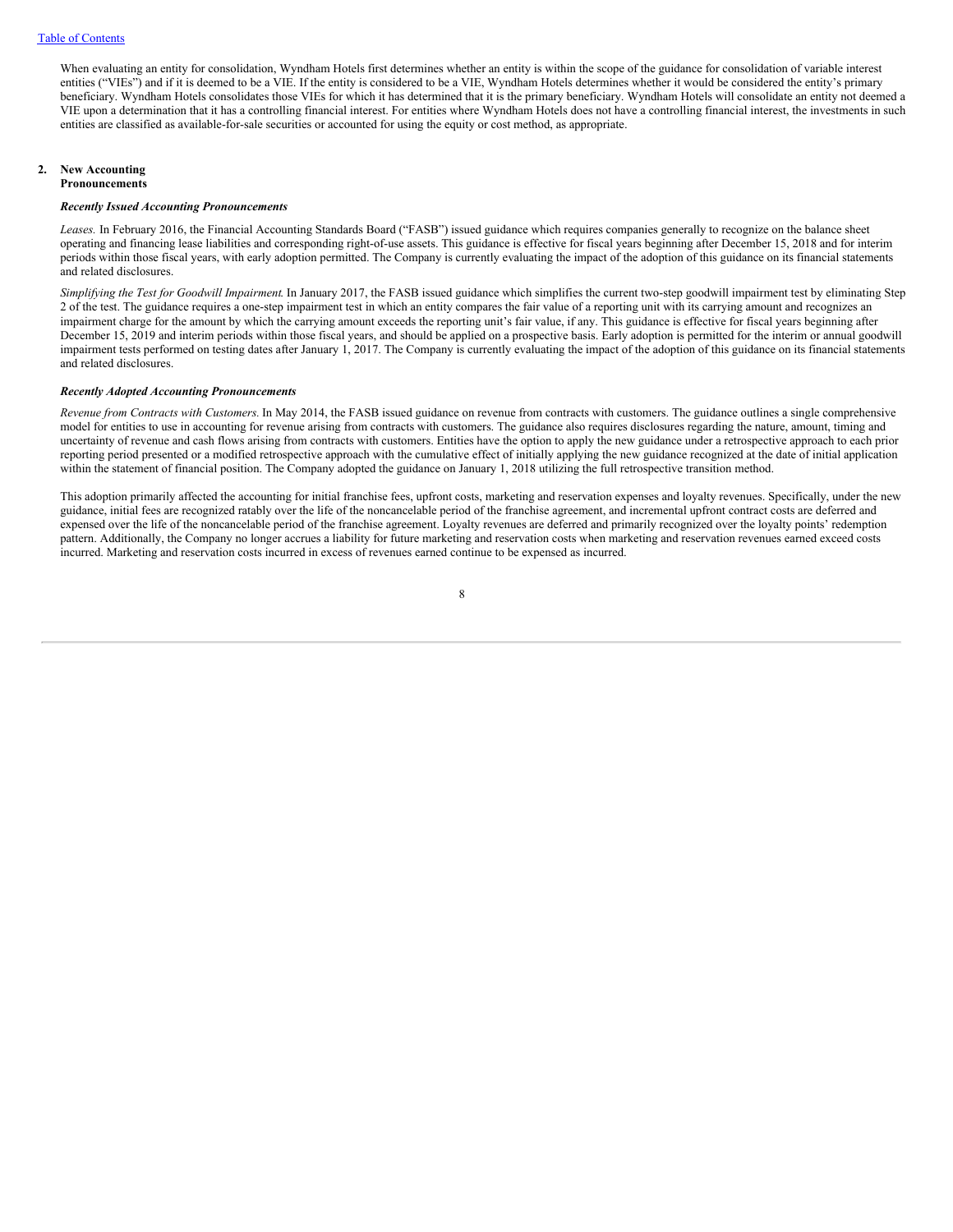When evaluating an entity for consolidation, Wyndham Hotels first determines whether an entity is within the scope of the guidance for consolidation of variable interest entities ("VIEs") and if it is deemed to be a VIE. If the entity is considered to be a VIE, Wyndham Hotels determines whether it would be considered the entity's primary beneficiary. Wyndham Hotels consolidates those VIEs for which it has determined that it is the primary beneficiary. Wyndham Hotels will consolidate an entity not deemed a VIE upon a determination that it has a controlling financial interest. For entities where Wyndham Hotels does not have a controlling financial interest, the investments in such entities are classified as available-for-sale securities or accounted for using the equity or cost method, as appropriate.

## 2. New Accounting Pronouncements

***Recently Issued Accounting Pronouncements***

*Leases.* In February 2016, the Financial Accounting Standards Board ("FASB") issued guidance which requires companies generally to recognize on the balance sheet operating and financing lease liabilities and corresponding right-of-use assets. This guidance is effective for fiscal years beginning after December 15, 2018 and for interim periods within those fiscal years, with early adoption permitted. The Company is currently evaluating the impact of the adoption of this guidance on its financial statements and related disclosures.

*Simplifying the Test for Goodwill Impairment.* In January 2017, the FASB issued guidance which simplifies the current two-step goodwill impairment test by eliminating Step 2 of the test. The guidance requires a one-step impairment test in which an entity compares the fair value of a reporting unit with its carrying amount and recognizes an impairment charge for the amount by which the carrying amount exceeds the reporting unit's fair value, if any. This guidance is effective for fiscal years beginning after December 15, 2019 and interim periods within those fiscal years, and should be applied on a prospective basis. Early adoption is permitted for the interim or annual goodwill impairment tests performed on testing dates after January 1, 2017. The Company is currently evaluating the impact of the adoption of this guidance on its financial statements and related disclosures.

***Recently Adopted Accounting Pronouncements***

*Revenue from Contracts with Customers.* In May 2014, the FASB issued guidance on revenue from contracts with customers. The guidance outlines a single comprehensive model for entities to use in accounting for revenue arising from contracts with customers. The guidance also requires disclosures regarding the nature, amount, timing and uncertainty of revenue and cash flows arising from contracts with customers. Entities have the option to apply the new guidance under a retrospective approach to each prior reporting period presented or a modified retrospective approach with the cumulative effect of initially applying the new guidance recognized at the date of initial application within the statement of financial position. The Company adopted the guidance on January 1, 2018 utilizing the full retrospective transition method.

This adoption primarily affected the accounting for initial franchise fees, upfront costs, marketing and reservation expenses and loyalty revenues. Specifically, under the new guidance, initial fees are recognized ratably over the life of the noncancelable period of the franchise agreement, and incremental upfront contract costs are deferred and expensed over the life of the noncancelable period of the franchise agreement. Loyalty revenues are deferred and primarily recognized over the loyalty points' redemption pattern. Additionally, the Company no longer accrues a liability for future marketing and reservation costs when marketing and reservation revenues earned exceed costs incurred. Marketing and reservation costs incurred in excess of revenues earned continue to be expensed as incurred.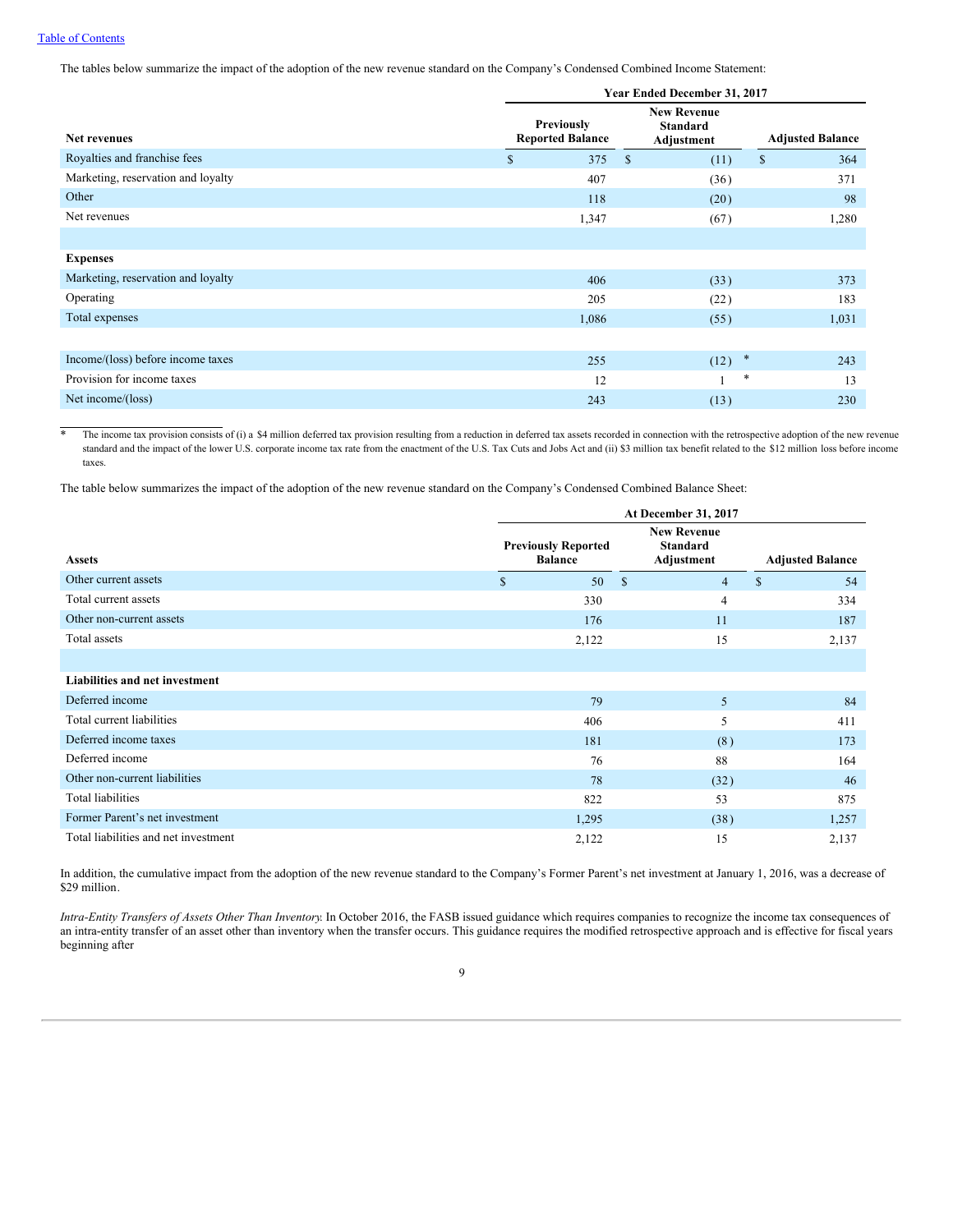[Table of Contents](#)

The tables below summarize the impact of the adoption of the new revenue standard on the Company's Condensed Combined Income Statement:

| | Year Ended December 31, 2017 | | |
|---|---|---|---|
| **Net revenues** | **Previously Reported Balance** | **New Revenue Standard Adjustment** | **Adjusted Balance** |
| Royalties and franchise fees | $ 375 | $ (11) | $ 364 |
| Marketing, reservation and loyalty | 407 | (36) | 371 |
| Other | 118 | (20) | 98 |
| Net revenues | 1,347 | (67) | 1,280 |
| | | | |
| **Expenses** | | | |
| Marketing, reservation and loyalty | 406 | (33) | 373 |
| Operating | 205 | (22) | 183 |
| Total expenses | 1,086 | (55) | 1,031 |
| | | | |
| Income/(loss) before income taxes | 255 | (12) * | 243 |
| Provision for income taxes | 12 | 1 * | 13 |
| Net income/(loss) | 243 | (13) | 230 |

\* The income tax provision consists of (i) a $4 million deferred tax provision resulting from a reduction in deferred tax assets recorded in connection with the retrospective adoption of the new revenue standard and the impact of the lower U.S. corporate income tax rate from the enactment of the U.S. Tax Cuts and Jobs Act and (ii) $3 million tax benefit related to the $12 million loss before income taxes.

The table below summarizes the impact of the adoption of the new revenue standard on the Company's Condensed Combined Balance Sheet:

| | At December 31, 2017 | | |
|---|---|---|---|
| **Assets** | **Previously Reported Balance** | **New Revenue Standard Adjustment** | **Adjusted Balance** |
| Other current assets | $ 50 | $ 4 | $ 54 |
| Total current assets | 330 | 4 | 334 |
| Other non-current assets | 176 | 11 | 187 |
| Total assets | 2,122 | 15 | 2,137 |
| | | | |
| **Liabilities and net investment** | | | |
| Deferred income | 79 | 5 | 84 |
| Total current liabilities | 406 | 5 | 411 |
| Deferred income taxes | 181 | (8) | 173 |
| Deferred income | 76 | 88 | 164 |
| Other non-current liabilities | 78 | (32) | 46 |
| Total liabilities | 822 | 53 | 875 |
| Former Parent's net investment | 1,295 | (38) | 1,257 |
| Total liabilities and net investment | 2,122 | 15 | 2,137 |

In addition, the cumulative impact from the adoption of the new revenue standard to the Company's Former Parent's net investment at January 1, 2016, was a decrease of $29 million.

*Intra-Entity Transfers of Assets Other Than Inventory.* In October 2016, the FASB issued guidance which requires companies to recognize the income tax consequences of an intra-entity transfer of an asset other than inventory when the transfer occurs. This guidance requires the modified retrospective approach and is effective for fiscal years beginning after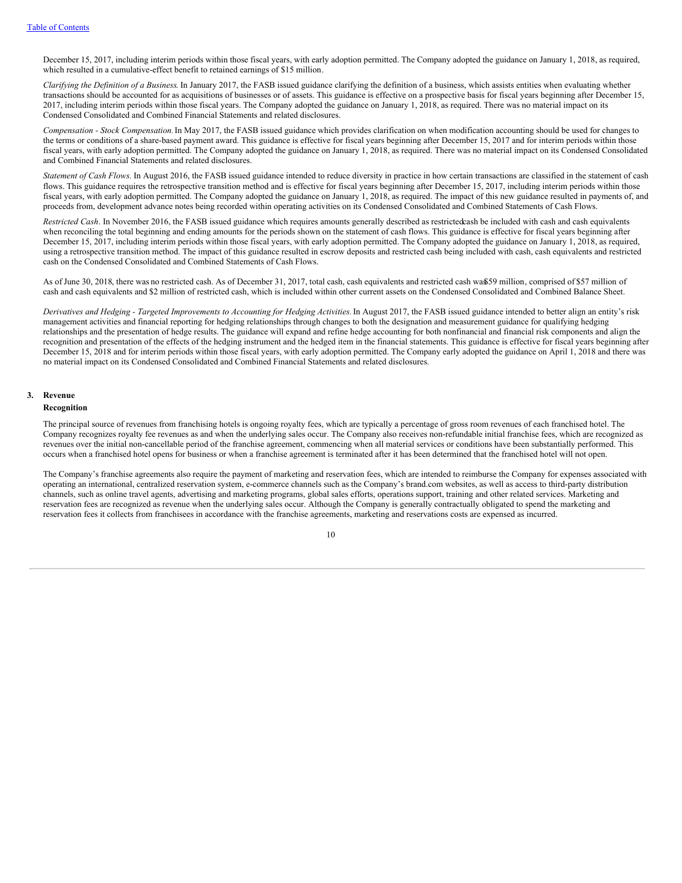December 15, 2017, including interim periods within those fiscal years, with early adoption permitted. The Company adopted the guidance on January 1, 2018, as required, which resulted in a cumulative-effect benefit to retained earnings of $15 million.

*Clarifying the Definition of a Business.* In January 2017, the FASB issued guidance clarifying the definition of a business, which assists entities when evaluating whether transactions should be accounted for as acquisitions of businesses or of assets. This guidance is effective on a prospective basis for fiscal years beginning after December 15, 2017, including interim periods within those fiscal years. The Company adopted the guidance on January 1, 2018, as required. There was no material impact on its Condensed Consolidated and Combined Financial Statements and related disclosures.

*Compensation - Stock Compensation.* In May 2017, the FASB issued guidance which provides clarification on when modification accounting should be used for changes to the terms or conditions of a share-based payment award. This guidance is effective for fiscal years beginning after December 15, 2017 and for interim periods within those fiscal years, with early adoption permitted. The Company adopted the guidance on January 1, 2018, as required. There was no material impact on its Condensed Consolidated and Combined Financial Statements and related disclosures.

*Statement of Cash Flows.* In August 2016, the FASB issued guidance intended to reduce diversity in practice in how certain transactions are classified in the statement of cash flows. This guidance requires the retrospective transition method and is effective for fiscal years beginning after December 15, 2017, including interim periods within those fiscal years, with early adoption permitted. The Company adopted the guidance on January 1, 2018, as required. The impact of this new guidance resulted in payments of, and proceeds from, development advance notes being recorded within operating activities on its Condensed Consolidated and Combined Statements of Cash Flows.

*Restricted Cash*. In November 2016, the FASB issued guidance which requires amounts generally described as restricted cash be included with cash and cash equivalents when reconciling the total beginning and ending amounts for the periods shown on the statement of cash flows. This guidance is effective for fiscal years beginning after December 15, 2017, including interim periods within those fiscal years, with early adoption permitted. The Company adopted the guidance on January 1, 2018, as required, using a retrospective transition method. The impact of this guidance resulted in escrow deposits and restricted cash being included with cash, cash equivalents and restricted cash on the Condensed Consolidated and Combined Statements of Cash Flows.

As of June 30, 2018, there was no restricted cash. As of December 31, 2017, total cash, cash equivalents and restricted cash was $59 million, comprised of $57 million of cash and cash equivalents and $2 million of restricted cash, which is included within other current assets on the Condensed Consolidated and Combined Balance Sheet.

*Derivatives and Hedging - Targeted Improvements to Accounting for Hedging Activities.* In August 2017, the FASB issued guidance intended to better align an entity's risk management activities and financial reporting for hedging relationships through changes to both the designation and measurement guidance for qualifying hedging relationships and the presentation of hedge results. The guidance will expand and refine hedge accounting for both nonfinancial and financial risk components and align the recognition and presentation of the effects of the hedging instrument and the hedged item in the financial statements. This guidance is effective for fiscal years beginning after December 15, 2018 and for interim periods within those fiscal years, with early adoption permitted. The Company early adopted the guidance on April 1, 2018 and there was no material impact on its Condensed Consolidated and Combined Financial Statements and related disclosures.

## 3. Revenue

### Recognition

The principal source of revenues from franchising hotels is ongoing royalty fees, which are typically a percentage of gross room revenues of each franchised hotel. The Company recognizes royalty fee revenues as and when the underlying sales occur. The Company also receives non-refundable initial franchise fees, which are recognized as revenues over the initial non-cancellable period of the franchise agreement, commencing when all material services or conditions have been substantially performed. This occurs when a franchised hotel opens for business or when a franchise agreement is terminated after it has been determined that the franchised hotel will not open.

The Company's franchise agreements also require the payment of marketing and reservation fees, which are intended to reimburse the Company for expenses associated with operating an international, centralized reservation system, e-commerce channels such as the Company's brand.com websites, as well as access to third-party distribution channels, such as online travel agents, advertising and marketing programs, global sales efforts, operations support, training and other related services. Marketing and reservation fees are recognized as revenue when the underlying sales occur. Although the Company is generally contractually obligated to spend the marketing and reservation fees it collects from franchisees in accordance with the franchise agreements, marketing and reservations costs are expensed as incurred.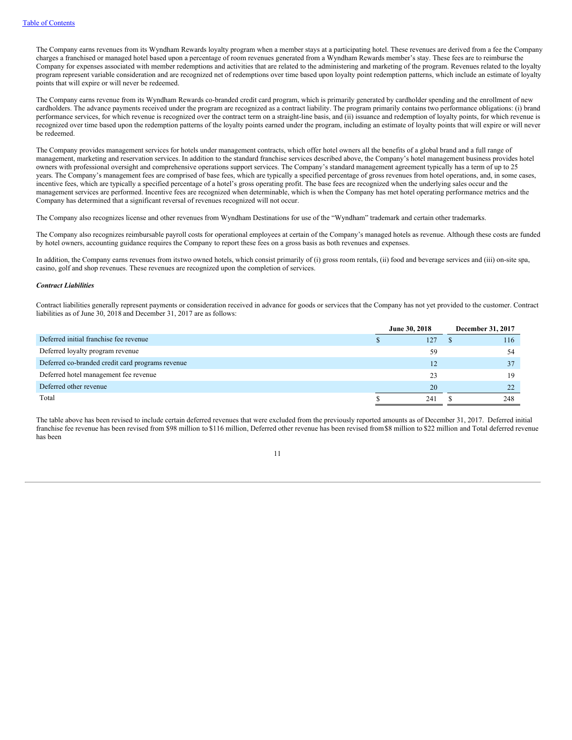The Company earns revenues from its Wyndham Rewards loyalty program when a member stays at a participating hotel. These revenues are derived from a fee the Company charges a franchised or managed hotel based upon a percentage of room revenues generated from a Wyndham Rewards member's stay. These fees are to reimburse the Company for expenses associated with member redemptions and activities that are related to the administering and marketing of the program. Revenues related to the loyalty program represent variable consideration and are recognized net of redemptions over time based upon loyalty point redemption patterns, which include an estimate of loyalty points that will expire or will never be redeemed.

The Company earns revenue from its Wyndham Rewards co-branded credit card program, which is primarily generated by cardholder spending and the enrollment of new cardholders. The advance payments received under the program are recognized as a contract liability. The program primarily contains two performance obligations: (i) brand performance services, for which revenue is recognized over the contract term on a straight-line basis, and (ii) issuance and redemption of loyalty points, for which revenue is recognized over time based upon the redemption patterns of the loyalty points earned under the program, including an estimate of loyalty points that will expire or will never be redeemed.

The Company provides management services for hotels under management contracts, which offer hotel owners all the benefits of a global brand and a full range of management, marketing and reservation services. In addition to the standard franchise services described above, the Company's hotel management business provides hotel owners with professional oversight and comprehensive operations support services. The Company's standard management agreement typically has a term of up to 25 years. The Company's management fees are comprised of base fees, which are typically a specified percentage of gross revenues from hotel operations, and, in some cases, incentive fees, which are typically a specified percentage of a hotel's gross operating profit. The base fees are recognized when the underlying sales occur and the management services are performed. Incentive fees are recognized when determinable, which is when the Company has met hotel operating performance metrics and the Company has determined that a significant reversal of revenues recognized will not occur.

The Company also recognizes license and other revenues from Wyndham Destinations for use of the "Wyndham" trademark and certain other trademarks.

The Company also recognizes reimbursable payroll costs for operational employees at certain of the Company's managed hotels as revenue. Although these costs are funded by hotel owners, accounting guidance requires the Company to report these fees on a gross basis as both revenues and expenses.

In addition, the Company earns revenues from itstwo owned hotels, which consist primarily of (i) gross room rentals, (ii) food and beverage services and (iii) on-site spa, casino, golf and shop revenues. These revenues are recognized upon the completion of services.

***Contract Liabilities***

Contract liabilities generally represent payments or consideration received in advance for goods or services that the Company has not yet provided to the customer. Contract liabilities as of June 30, 2018 and December 31, 2017 are as follows:

| | June 30, 2018 | December 31, 2017 |
|---|---|---|
| Deferred initial franchise fee revenue | $ 127 | $ 116 |
| Deferred loyalty program revenue | 59 | 54 |
| Deferred co-branded credit card programs revenue | 12 | 37 |
| Deferred hotel management fee revenue | 23 | 19 |
| Deferred other revenue | 20 | 22 |
| Total | $ 241 | $ 248 |

The table above has been revised to include certain deferred revenues that were excluded from the previously reported amounts as of December 31, 2017. Deferred initial franchise fee revenue has been revised from $98 million to $116 million, Deferred other revenue has been revised from $8 million to $22 million and Total deferred revenue has been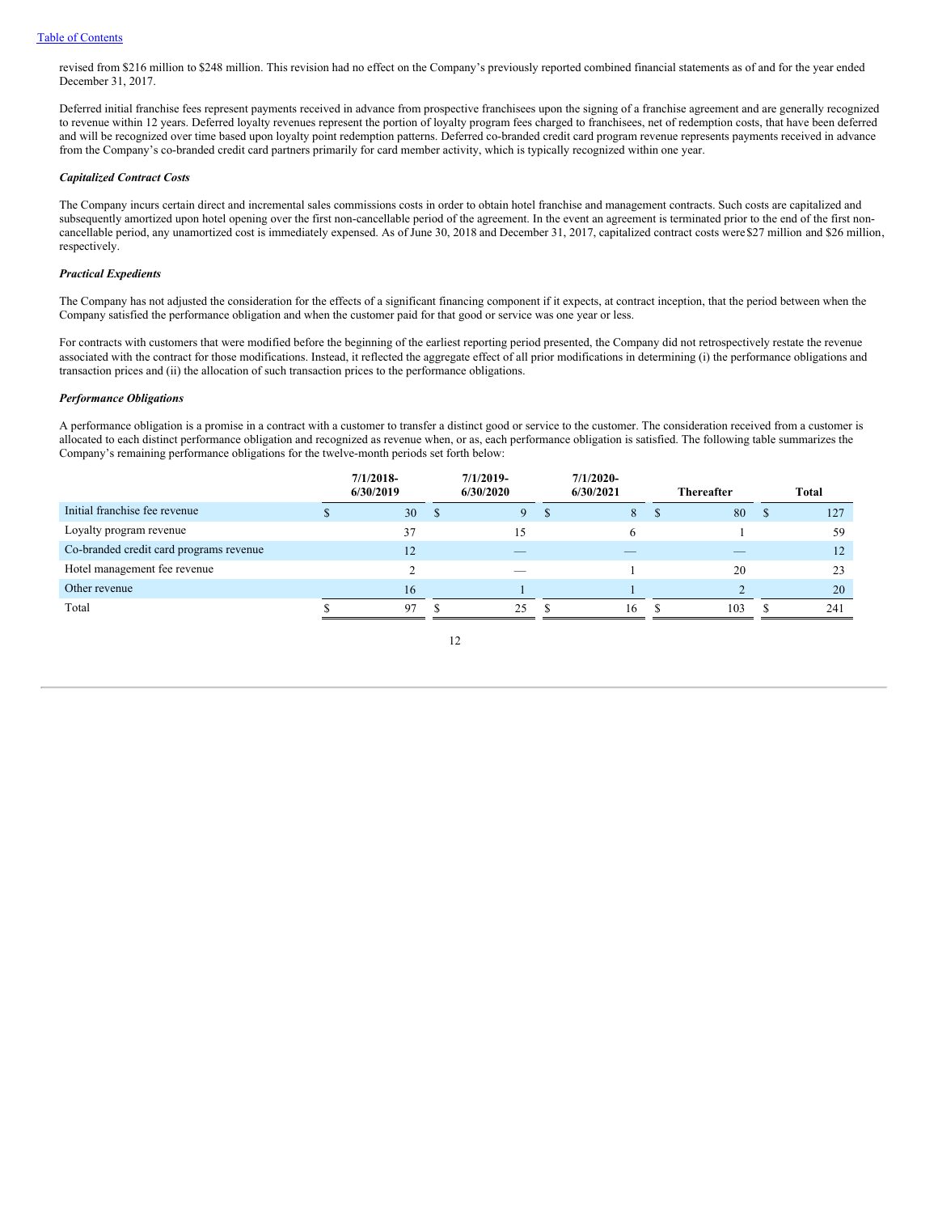revised from $216 million to $248 million. This revision had no effect on the Company's previously reported combined financial statements as of and for the year ended December 31, 2017.

Deferred initial franchise fees represent payments received in advance from prospective franchisees upon the signing of a franchise agreement and are generally recognized to revenue within 12 years. Deferred loyalty revenues represent the portion of loyalty program fees charged to franchisees, net of redemption costs, that have been deferred and will be recognized over time based upon loyalty point redemption patterns. Deferred co-branded credit card program revenue represents payments received in advance from the Company's co-branded credit card partners primarily for card member activity, which is typically recognized within one year.

***Capitalized Contract Costs***

The Company incurs certain direct and incremental sales commissions costs in order to obtain hotel franchise and management contracts. Such costs are capitalized and subsequently amortized upon hotel opening over the first non-cancellable period of the agreement. In the event an agreement is terminated prior to the end of the first non-cancellable period, any unamortized cost is immediately expensed. As of June 30, 2018 and December 31, 2017, capitalized contract costs were $27 million and $26 million, respectively.

***Practical Expedients***

The Company has not adjusted the consideration for the effects of a significant financing component if it expects, at contract inception, that the period between when the Company satisfied the performance obligation and when the customer paid for that good or service was one year or less.

For contracts with customers that were modified before the beginning of the earliest reporting period presented, the Company did not retrospectively restate the revenue associated with the contract for those modifications. Instead, it reflected the aggregate effect of all prior modifications in determining (i) the performance obligations and transaction prices and (ii) the allocation of such transaction prices to the performance obligations.

***Performance Obligations***

A performance obligation is a promise in a contract with a customer to transfer a distinct good or service to the customer. The consideration received from a customer is allocated to each distinct performance obligation and recognized as revenue when, or as, each performance obligation is satisfied. The following table summarizes the Company's remaining performance obligations for the twelve-month periods set forth below:

| | 7/1/2018-6/30/2019 | 7/1/2019-6/30/2020 | 7/1/2020-6/30/2021 | Thereafter | Total |
|---|---|---|---|---|---|
| Initial franchise fee revenue | $ 30 | $ 9 | $ 8 | $ 80 | $ 127 |
| Loyalty program revenue | 37 | 15 | 6 | 1 | 59 |
| Co-branded credit card programs revenue | 12 | — | — | — | 12 |
| Hotel management fee revenue | 2 | — | 1 | 20 | 23 |
| Other revenue | 16 | 1 | 1 | 2 | 20 |
| Total | $ 97 | $ 25 | $ 16 | $ 103 | $ 241 |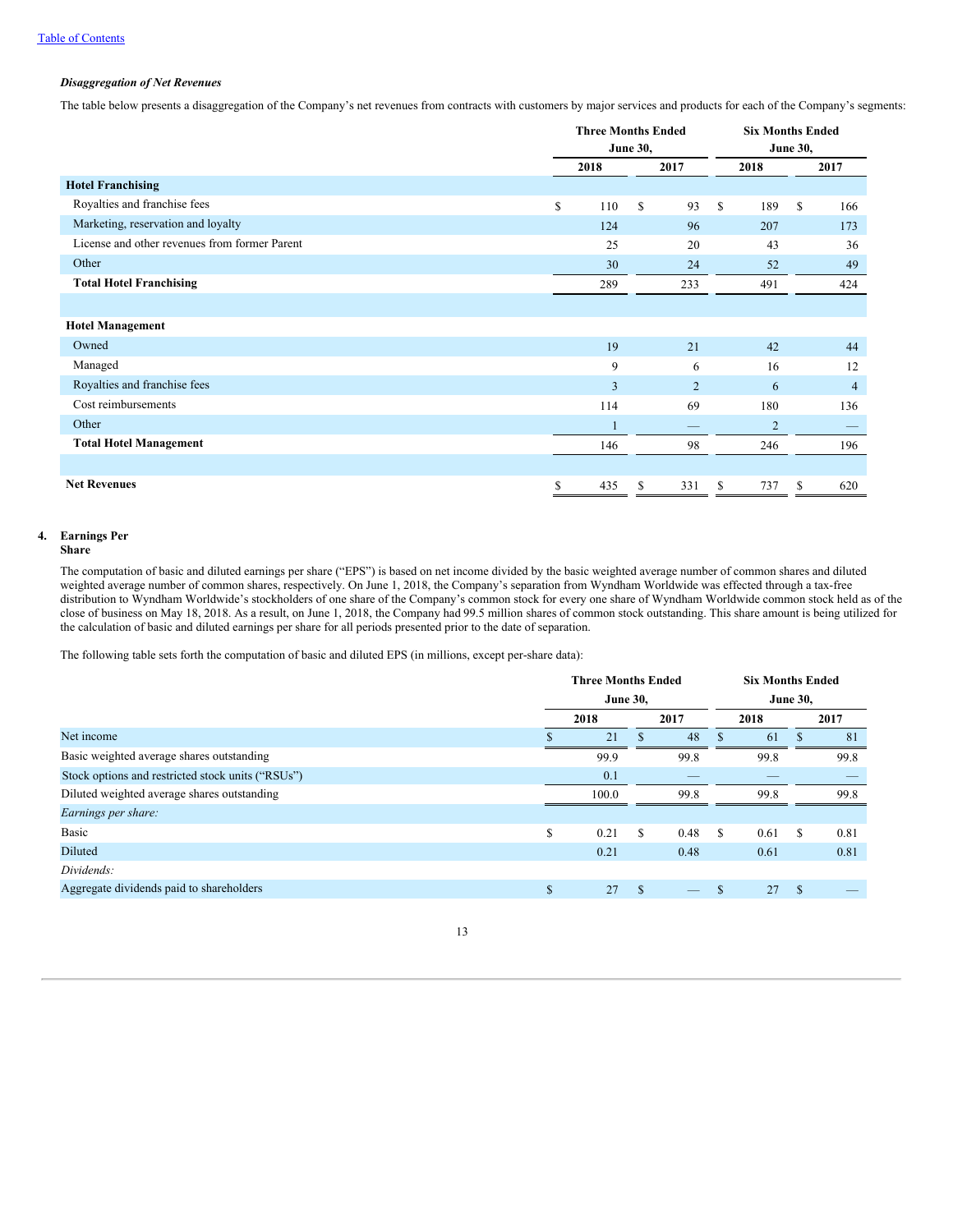*Disaggregation of Net Revenues*

The table below presents a disaggregation of the Company's net revenues from contracts with customers by major services and products for each of the Company's segments:

| | Three Months Ended June 30, | | Six Months Ended June 30, | |
|---|---|---|---|---|
| | 2018 | 2017 | 2018 | 2017 |
| **Hotel Franchising** | | | | |
| Royalties and franchise fees | $ 110 | $ 93 | $ 189 | $ 166 |
| Marketing, reservation and loyalty | 124 | 96 | 207 | 173 |
| License and other revenues from former Parent | 25 | 20 | 43 | 36 |
| Other | 30 | 24 | 52 | 49 |
| **Total Hotel Franchising** | 289 | 233 | 491 | 424 |
| | | | | |
| **Hotel Management** | | | | |
| Owned | 19 | 21 | 42 | 44 |
| Managed | 9 | 6 | 16 | 12 |
| Royalties and franchise fees | 3 | 2 | 6 | 4 |
| Cost reimbursements | 114 | 69 | 180 | 136 |
| Other | 1 | — | 2 | — |
| **Total Hotel Management** | 146 | 98 | 246 | 196 |
| | | | | |
| **Net Revenues** | $ 435 | $ 331 | $ 737 | $ 620 |

## 4. Earnings Per Share

The computation of basic and diluted earnings per share ("EPS") is based on net income divided by the basic weighted average number of common shares and diluted weighted average number of common shares, respectively. On June 1, 2018, the Company's separation from Wyndham Worldwide was effected through a tax-free distribution to Wyndham Worldwide's stockholders of one share of the Company's common stock for every one share of Wyndham Worldwide common stock held as of the close of business on May 18, 2018. As a result, on June 1, 2018, the Company had 99.5 million shares of common stock outstanding. This share amount is being utilized for the calculation of basic and diluted earnings per share for all periods presented prior to the date of separation.

The following table sets forth the computation of basic and diluted EPS (in millions, except per-share data):

| | Three Months Ended June 30, | | Six Months Ended June 30, | |
|---|---|---|---|---|
| | 2018 | 2017 | 2018 | 2017 |
| Net income | $ 21 | $ 48 | $ 61 | $ 81 |
| Basic weighted average shares outstanding | 99.9 | 99.8 | 99.8 | 99.8 |
| Stock options and restricted stock units ("RSUs") | 0.1 | — | — | — |
| Diluted weighted average shares outstanding | 100.0 | 99.8 | 99.8 | 99.8 |
| *Earnings per share:* | | | | |
| Basic | $ 0.21 | $ 0.48 | $ 0.61 | $ 0.81 |
| Diluted | 0.21 | 0.48 | 0.61 | 0.81 |
| *Dividends:* | | | | |
| Aggregate dividends paid to shareholders | $ 27 | $ — | $ 27 | $ — |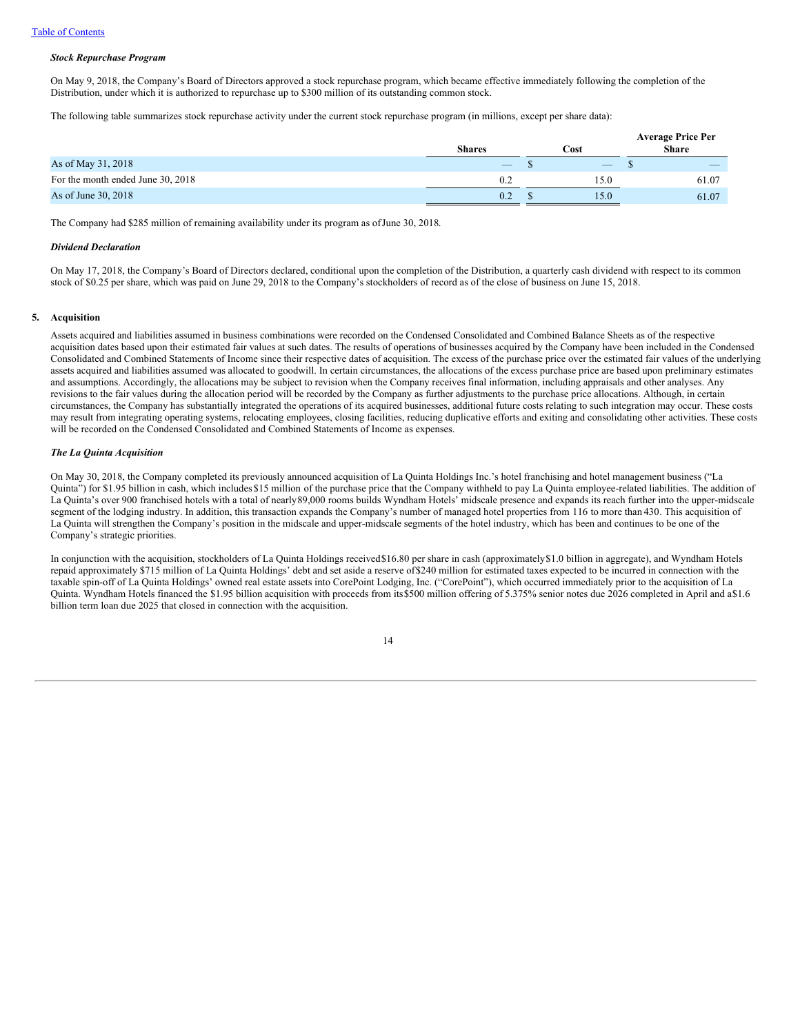### *Stock Repurchase Program*

On May 9, 2018, the Company's Board of Directors approved a stock repurchase program, which became effective immediately following the completion of the Distribution, under which it is authorized to repurchase up to $300 million of its outstanding common stock.

The following table summarizes stock repurchase activity under the current stock repurchase program (in millions, except per share data):

| | Shares | Cost | Average Price Per Share |
|---|---|---|---|
| As of May 31, 2018 | — | $ — | $ — |
| For the month ended June 30, 2018 | 0.2 | 15.0 | 61.07 |
| As of June 30, 2018 | 0.2 | $ 15.0 | 61.07 |

The Company had $285 million of remaining availability under its program as of June 30, 2018.

### *Dividend Declaration*

On May 17, 2018, the Company's Board of Directors declared, conditional upon the completion of the Distribution, a quarterly cash dividend with respect to its common stock of $0.25 per share, which was paid on June 29, 2018 to the Company's stockholders of record as of the close of business on June 15, 2018.

## 5. Acquisition

Assets acquired and liabilities assumed in business combinations were recorded on the Condensed Consolidated and Combined Balance Sheets as of the respective acquisition dates based upon their estimated fair values at such dates. The results of operations of businesses acquired by the Company have been included in the Condensed Consolidated and Combined Statements of Income since their respective dates of acquisition. The excess of the purchase price over the estimated fair values of the underlying assets acquired and liabilities assumed was allocated to goodwill. In certain circumstances, the allocations of the excess purchase price are based upon preliminary estimates and assumptions. Accordingly, the allocations may be subject to revision when the Company receives final information, including appraisals and other analyses. Any revisions to the fair values during the allocation period will be recorded by the Company as further adjustments to the purchase price allocations. Although, in certain circumstances, the Company has substantially integrated the operations of its acquired businesses, additional future costs relating to such integration may occur. These costs may result from integrating operating systems, relocating employees, closing facilities, reducing duplicative efforts and exiting and consolidating other activities. These costs will be recorded on the Condensed Consolidated and Combined Statements of Income as expenses.

### *The La Quinta Acquisition*

On May 30, 2018, the Company completed its previously announced acquisition of La Quinta Holdings Inc.'s hotel franchising and hotel management business ("La Quinta") for $1.95 billion in cash, which includes $15 million of the purchase price that the Company withheld to pay La Quinta employee-related liabilities. The addition of La Quinta's over 900 franchised hotels with a total of nearly 89,000 rooms builds Wyndham Hotels' midscale presence and expands its reach further into the upper-midscale segment of the lodging industry. In addition, this transaction expands the Company's number of managed hotel properties from 116 to more than 430. This acquisition of La Quinta will strengthen the Company's position in the midscale and upper-midscale segments of the hotel industry, which has been and continues to be one of the Company's strategic priorities.

In conjunction with the acquisition, stockholders of La Quinta Holdings received $16.80 per share in cash (approximately $1.0 billion in aggregate), and Wyndham Hotels repaid approximately $715 million of La Quinta Holdings' debt and set aside a reserve of $240 million for estimated taxes expected to be incurred in connection with the taxable spin-off of La Quinta Holdings' owned real estate assets into CorePoint Lodging, Inc. ("CorePoint"), which occurred immediately prior to the acquisition of La Quinta. Wyndham Hotels financed the $1.95 billion acquisition with proceeds from its $500 million offering of 5.375% senior notes due 2026 completed in April and a $1.6 billion term loan due 2025 that closed in connection with the acquisition.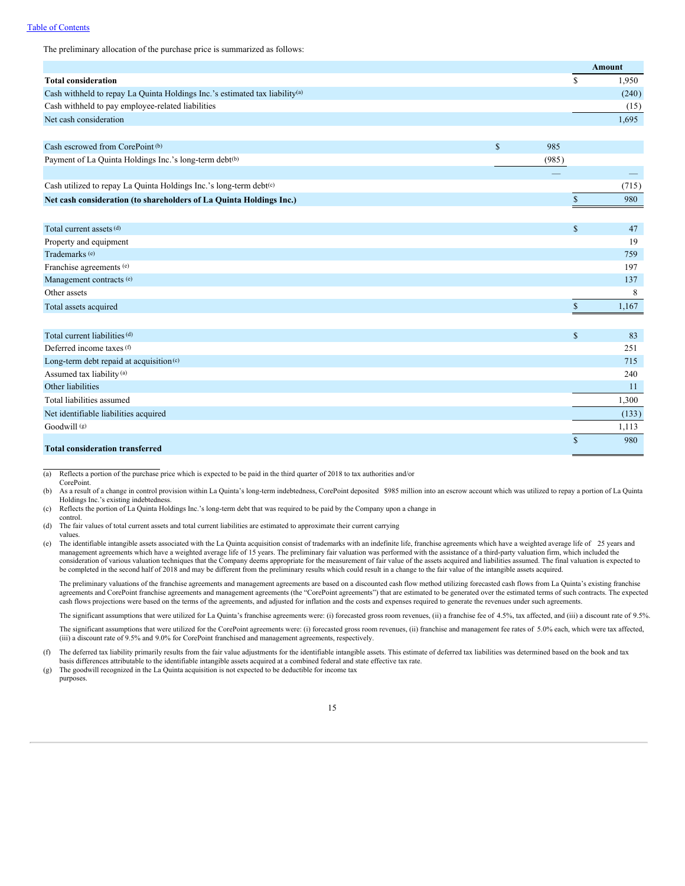The preliminary allocation of the purchase price is summarized as follows:

| | | Amount |
|---|---|---|
| **Total consideration** | | $ 1,950 |
| Cash withheld to repay La Quinta Holdings Inc.'s estimated tax liability[(a)] | | (240) |
| Cash withheld to pay employee-related liabilities | | (15) |
| Net cash consideration | | 1,695 |
| | | |
| Cash escrowed from CorePoint [(b)] | $ 985 | |
| Payment of La Quinta Holdings Inc.'s long-term debt[(b)] | (985) | |
| | — | — |
| Cash utilized to repay La Quinta Holdings Inc.'s long-term debt[(c)] | | (715) |
| **Net cash consideration (to shareholders of La Quinta Holdings Inc.)** | | $ 980 |
| | | |
| Total current assets [(d)] | | $ 47 |
| Property and equipment | | 19 |
| Trademarks [(e)] | | 759 |
| Franchise agreements [(e)] | | 197 |
| Management contracts [(e)] | | 137 |
| Other assets | | 8 |
| Total assets acquired | | $ 1,167 |
| | | |
| Total current liabilities [(d)] | | $ 83 |
| Deferred income taxes [(f)] | | 251 |
| Long-term debt repaid at acquisition[(c)] | | 715 |
| Assumed tax liability [(a)] | | 240 |
| Other liabilities | | 11 |
| Total liabilities assumed | | 1,300 |
| Net identifiable liabilities acquired | | (133) |
| Goodwill [(g)] | | 1,113 |
| **Total consideration transferred** | | $ 980 |

(a) Reflects a portion of the purchase price which is expected to be paid in the third quarter of 2018 to tax authorities and/or CorePoint.

(b) As a result of a change in control provision within La Quinta's long-term indebtedness, CorePoint deposited $985 million into an escrow account which was utilized to repay a portion of La Quinta Holdings Inc.'s existing indebtedness.

(c) Reflects the portion of La Quinta Holdings Inc.'s long-term debt that was required to be paid by the Company upon a change in control.

(d) The fair values of total current assets and total current liabilities are estimated to approximate their current carrying values.

(e) The identifiable intangible assets associated with the La Quinta acquisition consist of trademarks with an indefinite life, franchise agreements which have a weighted average life of 25 years and management agreements which have a weighted average life of 15 years. The preliminary fair valuation was performed with the assistance of a third-party valuation firm, which included the consideration of various valuation techniques that the Company deems appropriate for the measurement of fair value of the assets acquired and liabilities assumed. The final valuation is expected to be completed in the second half of 2018 and may be different from the preliminary results which could result in a change to the fair value of the intangible assets acquired.

The preliminary valuations of the franchise agreements and management agreements are based on a discounted cash flow method utilizing forecasted cash flows from La Quinta's existing franchise agreements and CorePoint franchise agreements and management agreements (the "CorePoint agreements") that are estimated to be generated over the estimated terms of such contracts. The expected cash flows projections were based on the terms of the agreements, and adjusted for inflation and the costs and expenses required to generate the revenues under such agreements.

The significant assumptions that were utilized for La Quinta's franchise agreements were: (i) forecasted gross room revenues, (ii) a franchise fee of 4.5%, tax affected, and (iii) a discount rate of 9.5%.

The significant assumptions that were utilized for the CorePoint agreements were: (i) forecasted gross room revenues, (ii) franchise and management fee rates of 5.0% each, which were tax affected, (iii) a discount rate of 9.5% and 9.0% for CorePoint franchised and management agreements, respectively.

(f) The deferred tax liability primarily results from the fair value adjustments for the identifiable intangible assets. This estimate of deferred tax liabilities was determined based on the book and tax basis differences attributable to the identifiable intangible assets acquired at a combined federal and state effective tax rate.

(g) The goodwill recognized in the La Quinta acquisition is not expected to be deductible for income tax purposes.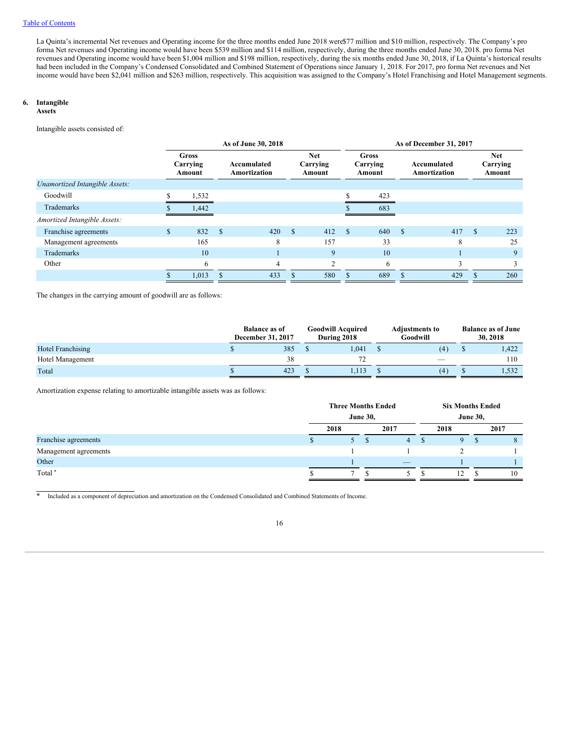La Quinta's incremental Net revenues and Operating income for the three months ended June 2018 were$77 million and $10 million, respectively. The Company's pro forma Net revenues and Operating income would have been $539 million and $114 million, respectively, during the three months ended June 30, 2018. pro forma Net revenues and Operating income would have been $1,004 million and $198 million, respectively, during the six months ended June 30, 2018, if La Quinta's historical results had been included in the Company's Condensed Consolidated and Combined Statement of Operations since January 1, 2018. For 2017, pro forma Net revenues and Net income would have been $2,041 million and $263 million, respectively. This acquisition was assigned to the Company's Hotel Franchising and Hotel Management segments.

## 6. Intangible Assets

Intangible assets consisted of:

| | As of June 30, 2018 | | | As of December 31, 2017 | | |
|---|---|---|---|---|---|---|
| | Gross Carrying Amount | Accumulated Amortization | Net Carrying Amount | Gross Carrying Amount | Accumulated Amortization | Net Carrying Amount |
| *Unamortized Intangible Assets:* | | | | | | |
| Goodwill | $ 1,532 | | | $ 423 | | |
| Trademarks | $ 1,442 | | | $ 683 | | |
| *Amortized Intangible Assets:* | | | | | | |
| Franchise agreements | $ 832 | $ 420 | $ 412 | $ 640 | $ 417 | $ 223 |
| Management agreements | 165 | 8 | 157 | 33 | 8 | 25 |
| Trademarks | 10 | 1 | 9 | 10 | 1 | 9 |
| Other | 6 | 4 | 2 | 6 | 3 | 3 |
| | $ 1,013 | $ 433 | $ 580 | $ 689 | $ 429 | $ 260 |

The changes in the carrying amount of goodwill are as follows:

| | Balance as of December 31, 2017 | Goodwill Acquired During 2018 | Adjustments to Goodwill | Balance as of June 30, 2018 |
|---|---|---|---|---|
| Hotel Franchising | $ 385 | $ 1,041 | $ (4) | $ 1,422 |
| Hotel Management | 38 | 72 | — | 110 |
| Total | $ 423 | $ 1,113 | $ (4) | $ 1,532 |

Amortization expense relating to amortizable intangible assets was as follows:

| | Three Months Ended June 30, | | Six Months Ended June 30, | |
|---|---|---|---|---|
| | 2018 | 2017 | 2018 | 2017 |
| Franchise agreements | $ 5 | $ 4 | $ 9 | $ 8 |
| Management agreements | 1 | 1 | 2 | 1 |
| Other | 1 | — | 1 | 1 |
| Total * | $ 7 | $ 5 | $ 12 | $ 10 |

\* Included as a component of depreciation and amortization on the Condensed Consolidated and Combined Statements of Income.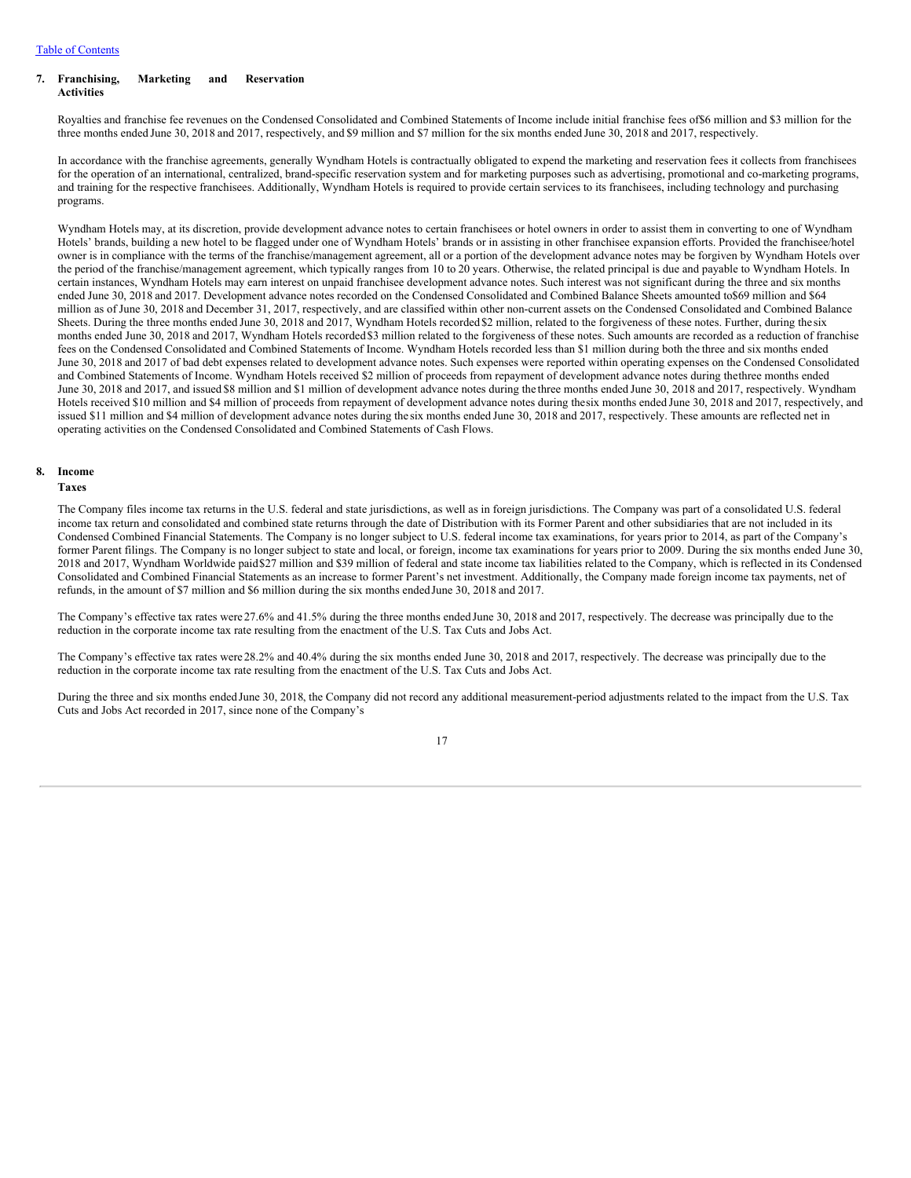## 7. Franchising, Marketing and Reservation Activities

Royalties and franchise fee revenues on the Condensed Consolidated and Combined Statements of Income include initial franchise fees of $6 million and $3 million for the three months ended June 30, 2018 and 2017, respectively, and $9 million and $7 million for the six months ended June 30, 2018 and 2017, respectively.

In accordance with the franchise agreements, generally Wyndham Hotels is contractually obligated to expend the marketing and reservation fees it collects from franchisees for the operation of an international, centralized, brand-specific reservation system and for marketing purposes such as advertising, promotional and co-marketing programs, and training for the respective franchisees. Additionally, Wyndham Hotels is required to provide certain services to its franchisees, including technology and purchasing programs.

Wyndham Hotels may, at its discretion, provide development advance notes to certain franchisees or hotel owners in order to assist them in converting to one of Wyndham Hotels' brands, building a new hotel to be flagged under one of Wyndham Hotels' brands or in assisting in other franchisee expansion efforts. Provided the franchisee/hotel owner is in compliance with the terms of the franchise/management agreement, all or a portion of the development advance notes may be forgiven by Wyndham Hotels over the period of the franchise/management agreement, which typically ranges from 10 to 20 years. Otherwise, the related principal is due and payable to Wyndham Hotels. In certain instances, Wyndham Hotels may earn interest on unpaid franchisee development advance notes. Such interest was not significant during the three and six months ended June 30, 2018 and 2017. Development advance notes recorded on the Condensed Consolidated and Combined Balance Sheets amounted to $69 million and $64 million as of June 30, 2018 and December 31, 2017, respectively, and are classified within other non-current assets on the Condensed Consolidated and Combined Balance Sheets. During the three months ended June 30, 2018 and 2017, Wyndham Hotels recorded $2 million, related to the forgiveness of these notes. Further, during the six months ended June 30, 2018 and 2017, Wyndham Hotels recorded $3 million related to the forgiveness of these notes. Such amounts are recorded as a reduction of franchise fees on the Condensed Consolidated and Combined Statements of Income. Wyndham Hotels recorded less than $1 million during both the three and six months ended June 30, 2018 and 2017 of bad debt expenses related to development advance notes. Such expenses were reported within operating expenses on the Condensed Consolidated and Combined Statements of Income. Wyndham Hotels received $2 million of proceeds from repayment of development advance notes during the three months ended June 30, 2018 and 2017, and issued $8 million and $1 million of development advance notes during the three months ended June 30, 2018 and 2017, respectively. Wyndham Hotels received $10 million and $4 million of proceeds from repayment of development advance notes during the six months ended June 30, 2018 and 2017, respectively, and issued $11 million and $4 million of development advance notes during the six months ended June 30, 2018 and 2017, respectively. These amounts are reflected net in operating activities on the Condensed Consolidated and Combined Statements of Cash Flows.

## 8. Income Taxes

The Company files income tax returns in the U.S. federal and state jurisdictions, as well as in foreign jurisdictions. The Company was part of a consolidated U.S. federal income tax return and consolidated and combined state returns through the date of Distribution with its Former Parent and other subsidiaries that are not included in its Condensed Combined Financial Statements. The Company is no longer subject to U.S. federal income tax examinations, for years prior to 2014, as part of the Company's former Parent filings. The Company is no longer subject to state and local, or foreign, income tax examinations for years prior to 2009. During the six months ended June 30, 2018 and 2017, Wyndham Worldwide paid $27 million and $39 million of federal and state income tax liabilities related to the Company, which is reflected in its Condensed Consolidated and Combined Financial Statements as an increase to former Parent's net investment. Additionally, the Company made foreign income tax payments, net of refunds, in the amount of $7 million and $6 million during the six months ended June 30, 2018 and 2017.

The Company's effective tax rates were 27.6% and 41.5% during the three months ended June 30, 2018 and 2017, respectively. The decrease was principally due to the reduction in the corporate income tax rate resulting from the enactment of the U.S. Tax Cuts and Jobs Act.

The Company's effective tax rates were 28.2% and 40.4% during the six months ended June 30, 2018 and 2017, respectively. The decrease was principally due to the reduction in the corporate income tax rate resulting from the enactment of the U.S. Tax Cuts and Jobs Act.

During the three and six months ended June 30, 2018, the Company did not record any additional measurement-period adjustments related to the impact from the U.S. Tax Cuts and Jobs Act recorded in 2017, since none of the Company's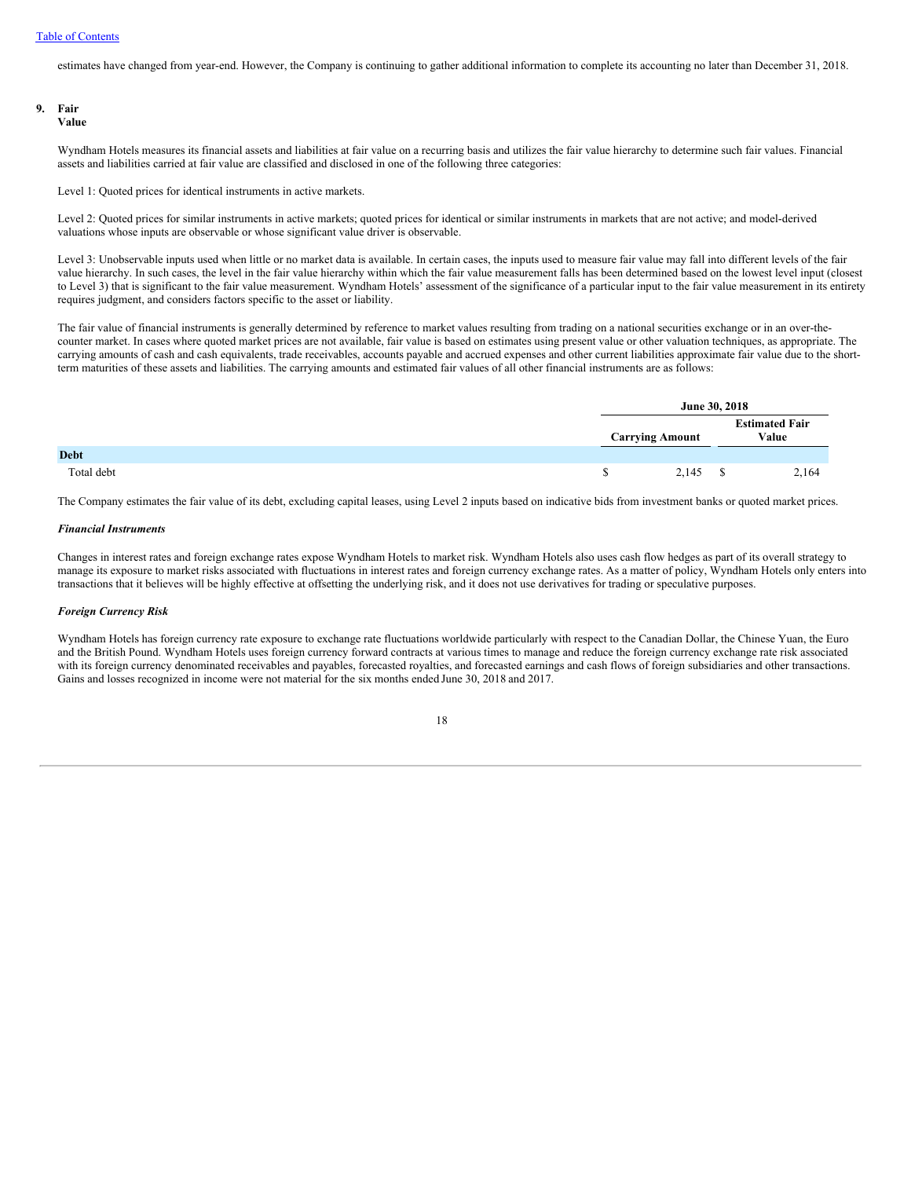estimates have changed from year-end. However, the Company is continuing to gather additional information to complete its accounting no later than December 31, 2018.

## 9. Fair Value

Wyndham Hotels measures its financial assets and liabilities at fair value on a recurring basis and utilizes the fair value hierarchy to determine such fair values. Financial assets and liabilities carried at fair value are classified and disclosed in one of the following three categories:

Level 1: Quoted prices for identical instruments in active markets.

Level 2: Quoted prices for similar instruments in active markets; quoted prices for identical or similar instruments in markets that are not active; and model-derived valuations whose inputs are observable or whose significant value driver is observable.

Level 3: Unobservable inputs used when little or no market data is available. In certain cases, the inputs used to measure fair value may fall into different levels of the fair value hierarchy. In such cases, the level in the fair value hierarchy within which the fair value measurement falls has been determined based on the lowest level input (closest to Level 3) that is significant to the fair value measurement. Wyndham Hotels' assessment of the significance of a particular input to the fair value measurement in its entirety requires judgment, and considers factors specific to the asset or liability.

The fair value of financial instruments is generally determined by reference to market values resulting from trading on a national securities exchange or in an over-the-counter market. In cases where quoted market prices are not available, fair value is based on estimates using present value or other valuation techniques, as appropriate. The carrying amounts of cash and cash equivalents, trade receivables, accounts payable and accrued expenses and other current liabilities approximate fair value due to the short-term maturities of these assets and liabilities. The carrying amounts and estimated fair values of all other financial instruments are as follows:

| | June 30, 2018 | |
|---|---|---|
| | Carrying Amount | Estimated Fair Value |
| **Debt** | | |
| Total debt | $ 2,145 | $ 2,164 |

The Company estimates the fair value of its debt, excluding capital leases, using Level 2 inputs based on indicative bids from investment banks or quoted market prices.

### *Financial Instruments*

Changes in interest rates and foreign exchange rates expose Wyndham Hotels to market risk. Wyndham Hotels also uses cash flow hedges as part of its overall strategy to manage its exposure to market risks associated with fluctuations in interest rates and foreign currency exchange rates. As a matter of policy, Wyndham Hotels only enters into transactions that it believes will be highly effective at offsetting the underlying risk, and it does not use derivatives for trading or speculative purposes.

### *Foreign Currency Risk*

Wyndham Hotels has foreign currency rate exposure to exchange rate fluctuations worldwide particularly with respect to the Canadian Dollar, the Chinese Yuan, the Euro and the British Pound. Wyndham Hotels uses foreign currency forward contracts at various times to manage and reduce the foreign currency exchange rate risk associated with its foreign currency denominated receivables and payables, forecasted royalties, and forecasted earnings and cash flows of foreign subsidiaries and other transactions. Gains and losses recognized in income were not material for the six months ended June 30, 2018 and 2017.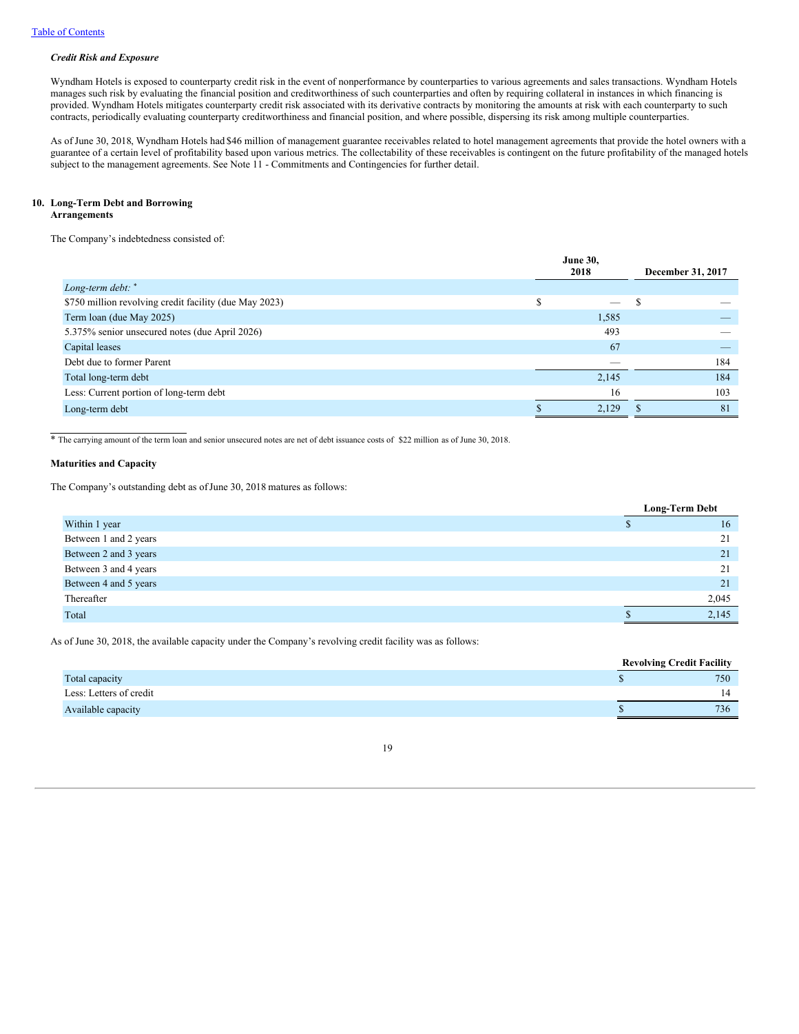***Credit Risk and Exposure***

Wyndham Hotels is exposed to counterparty credit risk in the event of nonperformance by counterparties to various agreements and sales transactions. Wyndham Hotels manages such risk by evaluating the financial position and creditworthiness of such counterparties and often by requiring collateral in instances in which financing is provided. Wyndham Hotels mitigates counterparty credit risk associated with its derivative contracts by monitoring the amounts at risk with each counterparty to such contracts, periodically evaluating counterparty creditworthiness and financial position, and where possible, dispersing its risk among multiple counterparties.

As of June 30, 2018, Wyndham Hotels had $46 million of management guarantee receivables related to hotel management agreements that provide the hotel owners with a guarantee of a certain level of profitability based upon various metrics. The collectability of these receivables is contingent on the future profitability of the managed hotels subject to the management agreements. See Note 11 - Commitments and Contingencies for further detail.

## 10. Long-Term Debt and Borrowing Arrangements

The Company's indebtedness consisted of:

| | June 30, 2018 | December 31, 2017 |
|---|---|---|
| *Long-term debt:* * | | |
| $750 million revolving credit facility (due May 2023) | $ — | $ — |
| Term loan (due May 2025) | 1,585 | — |
| 5.375% senior unsecured notes (due April 2026) | 493 | — |
| Capital leases | 67 | — |
| Debt due to former Parent | — | 184 |
| Total long-term debt | 2,145 | 184 |
| Less: Current portion of long-term debt | 16 | 103 |
| Long-term debt | $ 2,129 | $ 81 |

\* The carrying amount of the term loan and senior unsecured notes are net of debt issuance costs of $22 million as of June 30, 2018.

**Maturities and Capacity**

The Company's outstanding debt as of June 30, 2018 matures as follows:

| | Long-Term Debt |
|---|---|
| Within 1 year | $ 16 |
| Between 1 and 2 years | 21 |
| Between 2 and 3 years | 21 |
| Between 3 and 4 years | 21 |
| Between 4 and 5 years | 21 |
| Thereafter | 2,045 |
| Total | $ 2,145 |

As of June 30, 2018, the available capacity under the Company's revolving credit facility was as follows:

| | Revolving Credit Facility |
|---|---|
| Total capacity | $ 750 |
| Less: Letters of credit | 14 |
| Available capacity | $ 736 |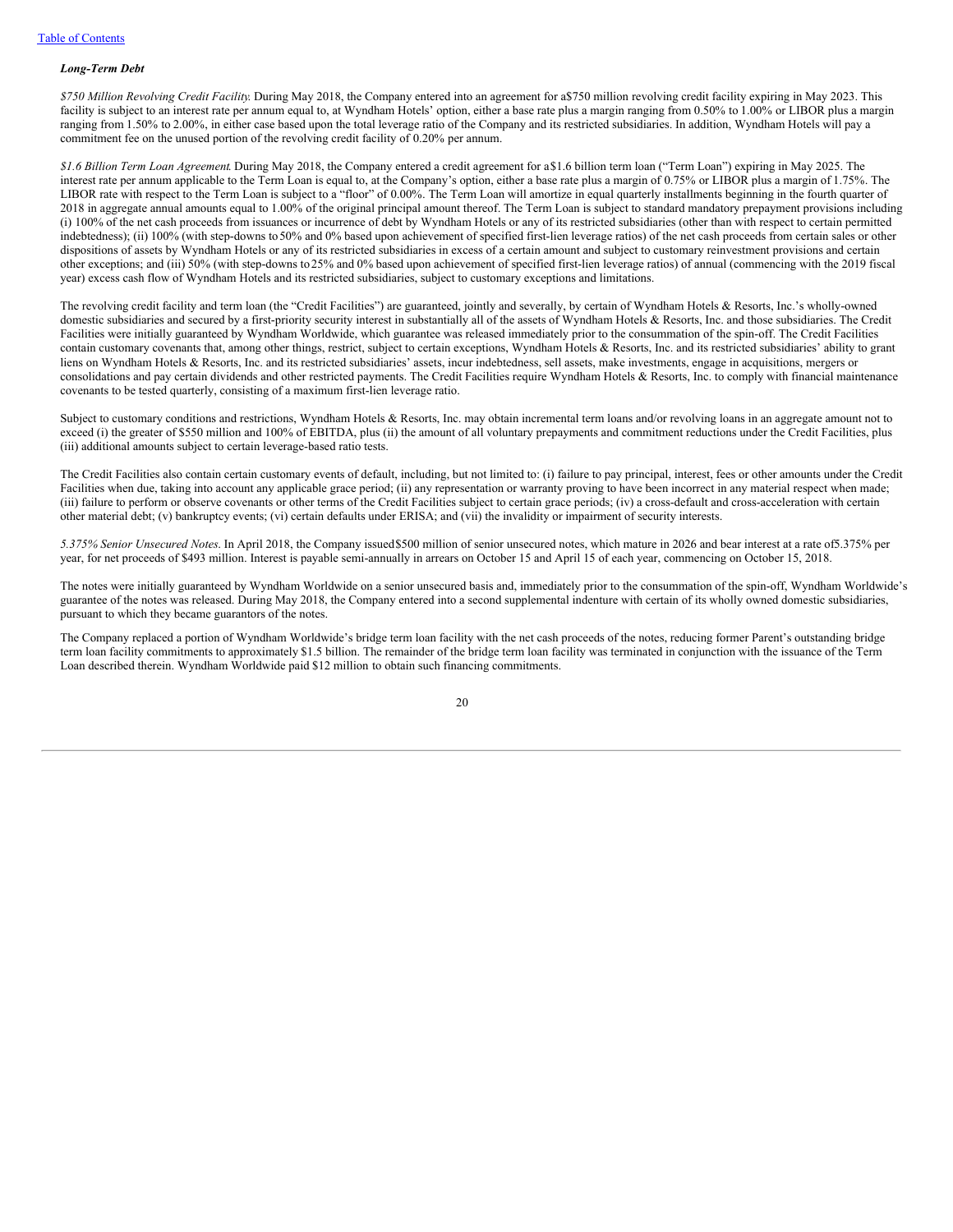### *Long-Term Debt*

*$750 Million Revolving Credit Facility*. During May 2018, the Company entered into an agreement for a $750 million revolving credit facility expiring in May 2023. This facility is subject to an interest rate per annum equal to, at Wyndham Hotels' option, either a base rate plus a margin ranging from 0.50% to 1.00% or LIBOR plus a margin ranging from 1.50% to 2.00%, in either case based upon the total leverage ratio of the Company and its restricted subsidiaries. In addition, Wyndham Hotels will pay a commitment fee on the unused portion of the revolving credit facility of 0.20% per annum.

*$1.6 Billion Term Loan Agreement*. During May 2018, the Company entered a credit agreement for a $1.6 billion term loan ("Term Loan") expiring in May 2025. The interest rate per annum applicable to the Term Loan is equal to, at the Company's option, either a base rate plus a margin of 0.75% or LIBOR plus a margin of 1.75%. The LIBOR rate with respect to the Term Loan is subject to a "floor" of 0.00%. The Term Loan will amortize in equal quarterly installments beginning in the fourth quarter of 2018 in aggregate annual amounts equal to 1.00% of the original principal amount thereof. The Term Loan is subject to standard mandatory prepayment provisions including (i) 100% of the net cash proceeds from issuances or incurrence of debt by Wyndham Hotels or any of its restricted subsidiaries (other than with respect to certain permitted indebtedness); (ii) 100% (with step-downs to 50% and 0% based upon achievement of specified first-lien leverage ratios) of the net cash proceeds from certain sales or other dispositions of assets by Wyndham Hotels or any of its restricted subsidiaries in excess of a certain amount and subject to customary reinvestment provisions and certain other exceptions; and (iii) 50% (with step-downs to 25% and 0% based upon achievement of specified first-lien leverage ratios) of annual (commencing with the 2019 fiscal year) excess cash flow of Wyndham Hotels and its restricted subsidiaries, subject to customary exceptions and limitations.

The revolving credit facility and term loan (the "Credit Facilities") are guaranteed, jointly and severally, by certain of Wyndham Hotels & Resorts, Inc.'s wholly-owned domestic subsidiaries and secured by a first-priority security interest in substantially all of the assets of Wyndham Hotels & Resorts, Inc. and those subsidiaries. The Credit Facilities were initially guaranteed by Wyndham Worldwide, which guarantee was released immediately prior to the consummation of the spin-off. The Credit Facilities contain customary covenants that, among other things, restrict, subject to certain exceptions, Wyndham Hotels & Resorts, Inc. and its restricted subsidiaries' ability to grant liens on Wyndham Hotels & Resorts, Inc. and its restricted subsidiaries' assets, incur indebtedness, sell assets, make investments, engage in acquisitions, mergers or consolidations and pay certain dividends and other restricted payments. The Credit Facilities require Wyndham Hotels & Resorts, Inc. to comply with financial maintenance covenants to be tested quarterly, consisting of a maximum first-lien leverage ratio.

Subject to customary conditions and restrictions, Wyndham Hotels & Resorts, Inc. may obtain incremental term loans and/or revolving loans in an aggregate amount not to exceed (i) the greater of $550 million and 100% of EBITDA, plus (ii) the amount of all voluntary prepayments and commitment reductions under the Credit Facilities, plus (iii) additional amounts subject to certain leverage-based ratio tests.

The Credit Facilities also contain certain customary events of default, including, but not limited to: (i) failure to pay principal, interest, fees or other amounts under the Credit Facilities when due, taking into account any applicable grace period; (ii) any representation or warranty proving to have been incorrect in any material respect when made; (iii) failure to perform or observe covenants or other terms of the Credit Facilities subject to certain grace periods; (iv) a cross-default and cross-acceleration with certain other material debt; (v) bankruptcy events; (vi) certain defaults under ERISA; and (vii) the invalidity or impairment of security interests.

*5.375% Senior Unsecured Notes*. In April 2018, the Company issued $500 million of senior unsecured notes, which mature in 2026 and bear interest at a rate of 5.375% per year, for net proceeds of $493 million. Interest is payable semi-annually in arrears on October 15 and April 15 of each year, commencing on October 15, 2018.

The notes were initially guaranteed by Wyndham Worldwide on a senior unsecured basis and, immediately prior to the consummation of the spin-off, Wyndham Worldwide's guarantee of the notes was released. During May 2018, the Company entered into a second supplemental indenture with certain of its wholly owned domestic subsidiaries, pursuant to which they became guarantors of the notes.

The Company replaced a portion of Wyndham Worldwide's bridge term loan facility with the net cash proceeds of the notes, reducing former Parent's outstanding bridge term loan facility commitments to approximately $1.5 billion. The remainder of the bridge term loan facility was terminated in conjunction with the issuance of the Term Loan described therein. Wyndham Worldwide paid $12 million to obtain such financing commitments.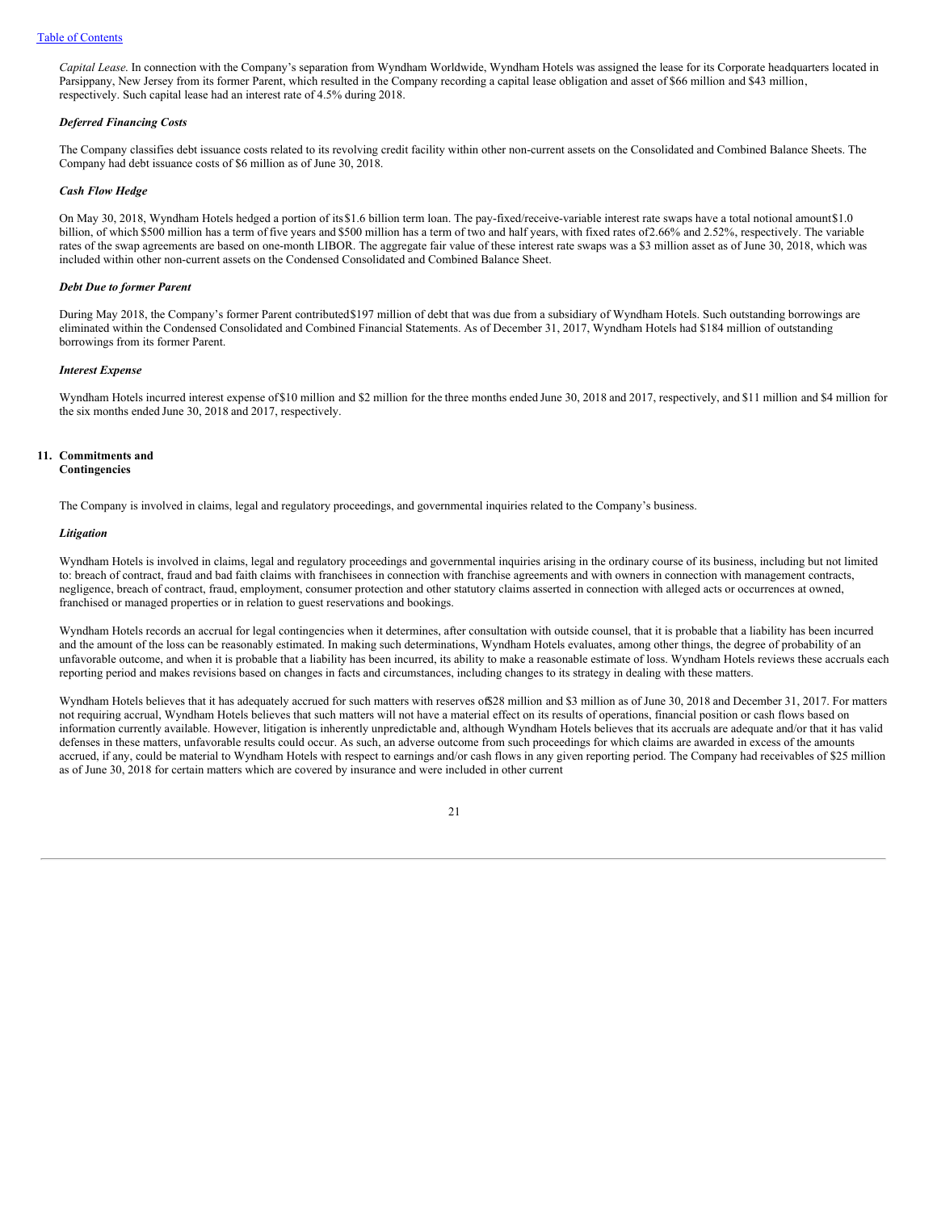*Capital Lease.* In connection with the Company's separation from Wyndham Worldwide, Wyndham Hotels was assigned the lease for its Corporate headquarters located in Parsippany, New Jersey from its former Parent, which resulted in the Company recording a capital lease obligation and asset of $66 million and $43 million, respectively. Such capital lease had an interest rate of 4.5% during 2018.

***Deferred Financing Costs***

The Company classifies debt issuance costs related to its revolving credit facility within other non-current assets on the Consolidated and Combined Balance Sheets. The Company had debt issuance costs of $6 million as of June 30, 2018.

***Cash Flow Hedge***

On May 30, 2018, Wyndham Hotels hedged a portion of its $1.6 billion term loan. The pay-fixed/receive-variable interest rate swaps have a total notional amount $1.0 billion, of which $500 million has a term of five years and $500 million has a term of two and half years, with fixed rates of 2.66% and 2.52%, respectively. The variable rates of the swap agreements are based on one-month LIBOR. The aggregate fair value of these interest rate swaps was a $3 million asset as of June 30, 2018, which was included within other non-current assets on the Condensed Consolidated and Combined Balance Sheet.

***Debt Due to former Parent***

During May 2018, the Company's former Parent contributed $197 million of debt that was due from a subsidiary of Wyndham Hotels. Such outstanding borrowings are eliminated within the Condensed Consolidated and Combined Financial Statements. As of December 31, 2017, Wyndham Hotels had $184 million of outstanding borrowings from its former Parent.

***Interest Expense***

Wyndham Hotels incurred interest expense of $10 million and $2 million for the three months ended June 30, 2018 and 2017, respectively, and $11 million and $4 million for the six months ended June 30, 2018 and 2017, respectively.

## 11. Commitments and Contingencies

The Company is involved in claims, legal and regulatory proceedings, and governmental inquiries related to the Company's business.

***Litigation***

Wyndham Hotels is involved in claims, legal and regulatory proceedings and governmental inquiries arising in the ordinary course of its business, including but not limited to: breach of contract, fraud and bad faith claims with franchisees in connection with franchise agreements and with owners in connection with management contracts, negligence, breach of contract, fraud, employment, consumer protection and other statutory claims asserted in connection with alleged acts or occurrences at owned, franchised or managed properties or in relation to guest reservations and bookings.

Wyndham Hotels records an accrual for legal contingencies when it determines, after consultation with outside counsel, that it is probable that a liability has been incurred and the amount of the loss can be reasonably estimated. In making such determinations, Wyndham Hotels evaluates, among other things, the degree of probability of an unfavorable outcome, and when it is probable that a liability has been incurred, its ability to make a reasonable estimate of loss. Wyndham Hotels reviews these accruals each reporting period and makes revisions based on changes in facts and circumstances, including changes to its strategy in dealing with these matters.

Wyndham Hotels believes that it has adequately accrued for such matters with reserves of $28 million and $3 million as of June 30, 2018 and December 31, 2017. For matters not requiring accrual, Wyndham Hotels believes that such matters will not have a material effect on its results of operations, financial position or cash flows based on information currently available. However, litigation is inherently unpredictable and, although Wyndham Hotels believes that its accruals are adequate and/or that it has valid defenses in these matters, unfavorable results could occur. As such, an adverse outcome from such proceedings for which claims are awarded in excess of the amounts accrued, if any, could be material to Wyndham Hotels with respect to earnings and/or cash flows in any given reporting period. The Company had receivables of $25 million as of June 30, 2018 for certain matters which are covered by insurance and were included in other current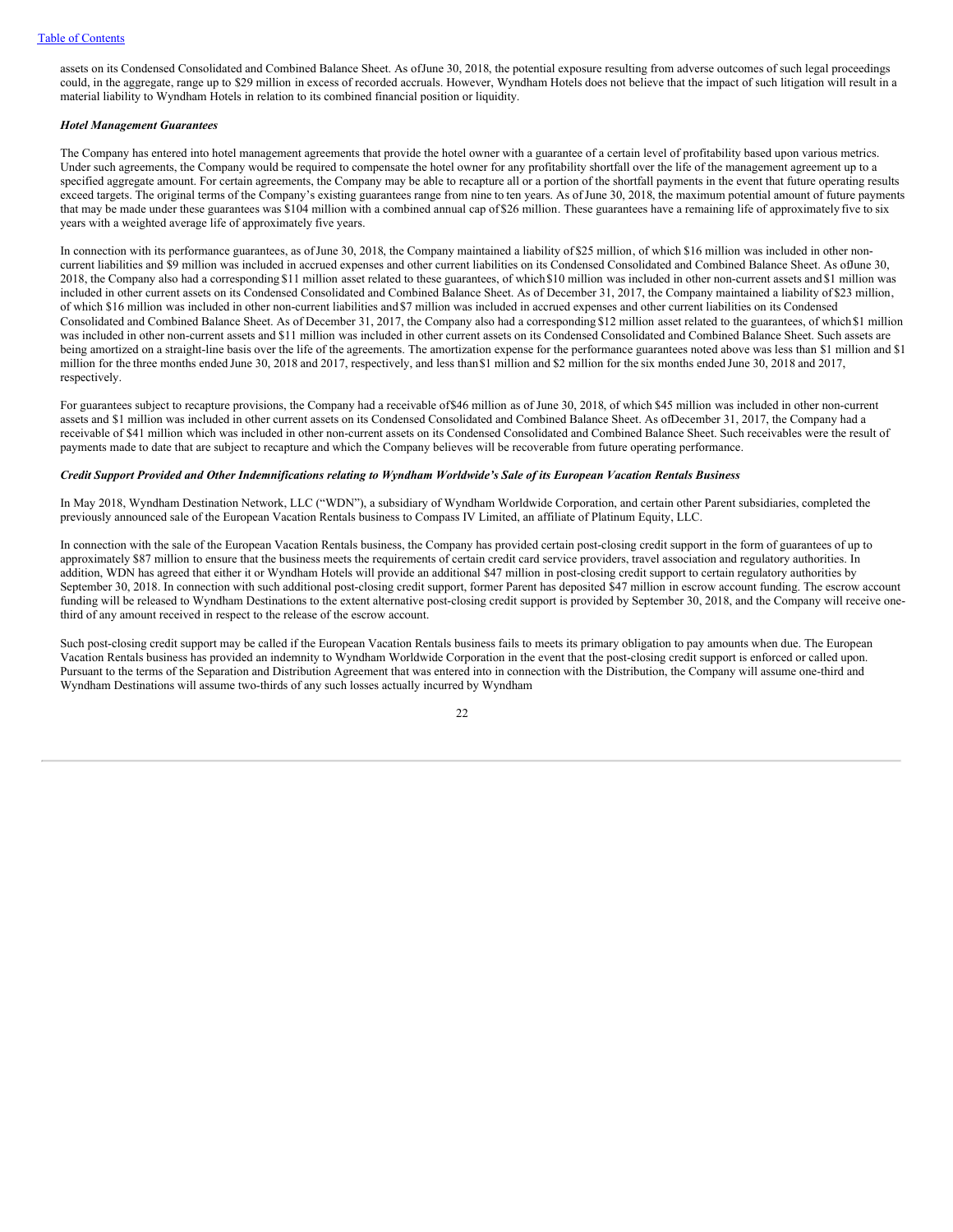assets on its Condensed Consolidated and Combined Balance Sheet. As of June 30, 2018, the potential exposure resulting from adverse outcomes of such legal proceedings could, in the aggregate, range up to $29 million in excess of recorded accruals. However, Wyndham Hotels does not believe that the impact of such litigation will result in a material liability to Wyndham Hotels in relation to its combined financial position or liquidity.

***Hotel Management Guarantees***

The Company has entered into hotel management agreements that provide the hotel owner with a guarantee of a certain level of profitability based upon various metrics. Under such agreements, the Company would be required to compensate the hotel owner for any profitability shortfall over the life of the management agreement up to a specified aggregate amount. For certain agreements, the Company may be able to recapture all or a portion of the shortfall payments in the event that future operating results exceed targets. The original terms of the Company's existing guarantees range from nine to ten years. As of June 30, 2018, the maximum potential amount of future payments that may be made under these guarantees was $104 million with a combined annual cap of $26 million. These guarantees have a remaining life of approximately five to six years with a weighted average life of approximately five years.

In connection with its performance guarantees, as of June 30, 2018, the Company maintained a liability of $25 million, of which $16 million was included in other non-current liabilities and $9 million was included in accrued expenses and other current liabilities on its Condensed Consolidated and Combined Balance Sheet. As of June 30, 2018, the Company also had a corresponding $11 million asset related to these guarantees, of which $10 million was included in other non-current assets and $1 million was included in other current assets on its Condensed Consolidated and Combined Balance Sheet. As of December 31, 2017, the Company maintained a liability of $23 million, of which $16 million was included in other non-current liabilities and $7 million was included in accrued expenses and other current liabilities on its Condensed Consolidated and Combined Balance Sheet. As of December 31, 2017, the Company also had a corresponding $12 million asset related to the guarantees, of which $1 million was included in other non-current assets and $11 million was included in other current assets on its Condensed Consolidated and Combined Balance Sheet. Such assets are being amortized on a straight-line basis over the life of the agreements. The amortization expense for the performance guarantees noted above was less than $1 million and $1 million for the three months ended June 30, 2018 and 2017, respectively, and less than $1 million and $2 million for the six months ended June 30, 2018 and 2017, respectively.

For guarantees subject to recapture provisions, the Company had a receivable of $46 million as of June 30, 2018, of which $45 million was included in other non-current assets and $1 million was included in other current assets on its Condensed Consolidated and Combined Balance Sheet. As of December 31, 2017, the Company had a receivable of $41 million which was included in other non-current assets on its Condensed Consolidated and Combined Balance Sheet. Such receivables were the result of payments made to date that are subject to recapture and which the Company believes will be recoverable from future operating performance.

***Credit Support Provided and Other Indemnifications relating to Wyndham Worldwide's Sale of its European Vacation Rentals Business***

In May 2018, Wyndham Destination Network, LLC ("WDN"), a subsidiary of Wyndham Worldwide Corporation, and certain other Parent subsidiaries, completed the previously announced sale of the European Vacation Rentals business to Compass IV Limited, an affiliate of Platinum Equity, LLC.

In connection with the sale of the European Vacation Rentals business, the Company has provided certain post-closing credit support in the form of guarantees of up to approximately $87 million to ensure that the business meets the requirements of certain credit card service providers, travel association and regulatory authorities. In addition, WDN has agreed that either it or Wyndham Hotels will provide an additional $47 million in post-closing credit support to certain regulatory authorities by September 30, 2018. In connection with such additional post-closing credit support, former Parent has deposited $47 million in escrow account funding. The escrow account funding will be released to Wyndham Destinations to the extent alternative post-closing credit support is provided by September 30, 2018, and the Company will receive one-third of any amount received in respect to the release of the escrow account.

Such post-closing credit support may be called if the European Vacation Rentals business fails to meets its primary obligation to pay amounts when due. The European Vacation Rentals business has provided an indemnity to Wyndham Worldwide Corporation in the event that the post-closing credit support is enforced or called upon. Pursuant to the terms of the Separation and Distribution Agreement that was entered into in connection with the Distribution, the Company will assume one-third and Wyndham Destinations will assume two-thirds of any such losses actually incurred by Wyndham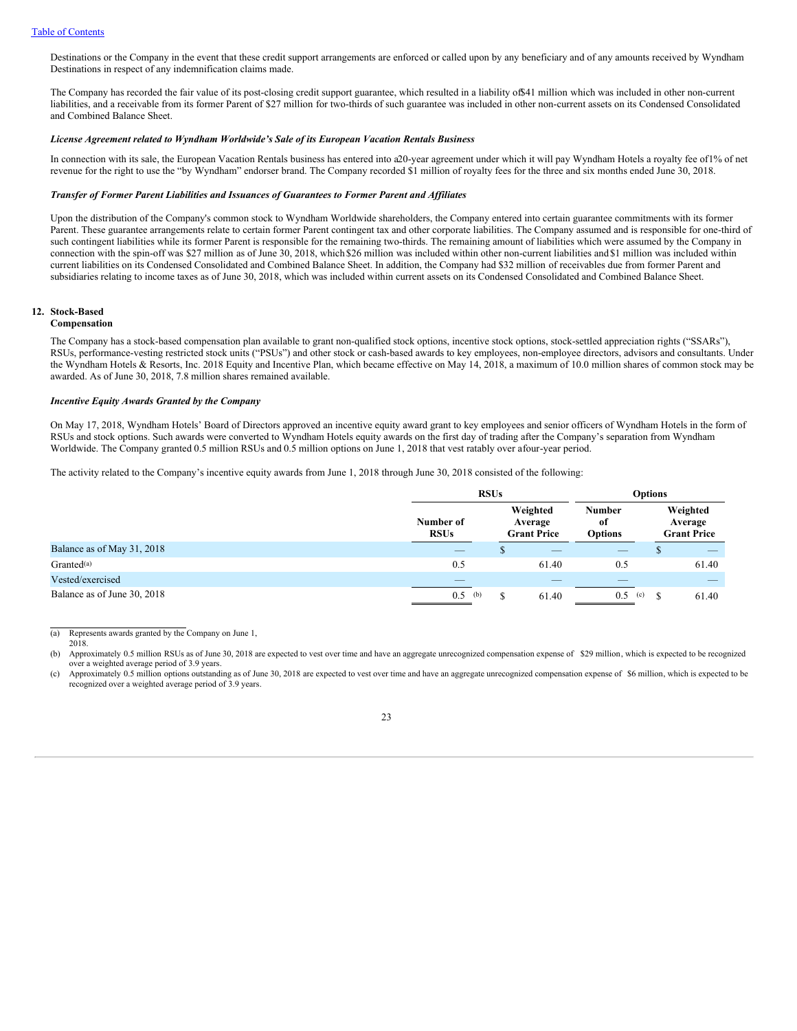Destinations or the Company in the event that these credit support arrangements are enforced or called upon by any beneficiary and of any amounts received by Wyndham Destinations in respect of any indemnification claims made.

The Company has recorded the fair value of its post-closing credit support guarantee, which resulted in a liability of $41 million which was included in other non-current liabilities, and a receivable from its former Parent of $27 million for two-thirds of such guarantee was included in other non-current assets on its Condensed Consolidated and Combined Balance Sheet.

***License Agreement related to Wyndham Worldwide's Sale of its European Vacation Rentals Business***

In connection with its sale, the European Vacation Rentals business has entered into a 20-year agreement under which it will pay Wyndham Hotels a royalty fee of 1% of net revenue for the right to use the "by Wyndham" endorser brand. The Company recorded $1 million of royalty fees for the three and six months ended June 30, 2018.

***Transfer of Former Parent Liabilities and Issuances of Guarantees to Former Parent and Affiliates***

Upon the distribution of the Company's common stock to Wyndham Worldwide shareholders, the Company entered into certain guarantee commitments with its former Parent. These guarantee arrangements relate to certain former Parent contingent tax and other corporate liabilities. The Company assumed and is responsible for one-third of such contingent liabilities while its former Parent is responsible for the remaining two-thirds. The remaining amount of liabilities which were assumed by the Company in connection with the spin-off was $27 million as of June 30, 2018, which $26 million was included within other non-current liabilities and $1 million was included within current liabilities on its Condensed Consolidated and Combined Balance Sheet. In addition, the Company had $32 million of receivables due from former Parent and subsidiaries relating to income taxes as of June 30, 2018, which was included within current assets on its Condensed Consolidated and Combined Balance Sheet.

## 12. Stock-Based Compensation

The Company has a stock-based compensation plan available to grant non-qualified stock options, incentive stock options, stock-settled appreciation rights ("SSARs"), RSUs, performance-vesting restricted stock units ("PSUs") and other stock or cash-based awards to key employees, non-employee directors, advisors and consultants. Under the Wyndham Hotels & Resorts, Inc. 2018 Equity and Incentive Plan, which became effective on May 14, 2018, a maximum of 10.0 million shares of common stock may be awarded. As of June 30, 2018, 7.8 million shares remained available.

***Incentive Equity Awards Granted by the Company***

On May 17, 2018, Wyndham Hotels' Board of Directors approved an incentive equity award grant to key employees and senior officers of Wyndham Hotels in the form of RSUs and stock options. Such awards were converted to Wyndham Hotels equity awards on the first day of trading after the Company's separation from Wyndham Worldwide. The Company granted 0.5 million RSUs and 0.5 million options on June 1, 2018 that vest ratably over a four-year period.

The activity related to the Company's incentive equity awards from June 1, 2018 through June 30, 2018 consisted of the following:

| | RSUs | | Options | |
|---|---|---|---|---|
| | **Number of RSUs** | **Weighted Average Grant Price** | **Number of Options** | **Weighted Average Grant Price** |
| Balance as of May 31, 2018 | — | $ — | — | $ — |
| Granted [(a)] | 0.5 | 61.40 | 0.5 | 61.40 |
| Vested/exercised | — | — | — | — |
| Balance as of June 30, 2018 | 0.5 [(b)] | $ 61.40 | 0.5 [(c)] | $ 61.40 |

(a) Represents awards granted by the Company on June 1, 2018.

(b) Approximately 0.5 million RSUs as of June 30, 2018 are expected to vest over time and have an aggregate unrecognized compensation expense of $29 million, which is expected to be recognized over a weighted average period of 3.9 years.

(c) Approximately 0.5 million options outstanding as of June 30, 2018 are expected to vest over time and have an aggregate unrecognized compensation expense of $6 million, which is expected to be recognized over a weighted average period of 3.9 years.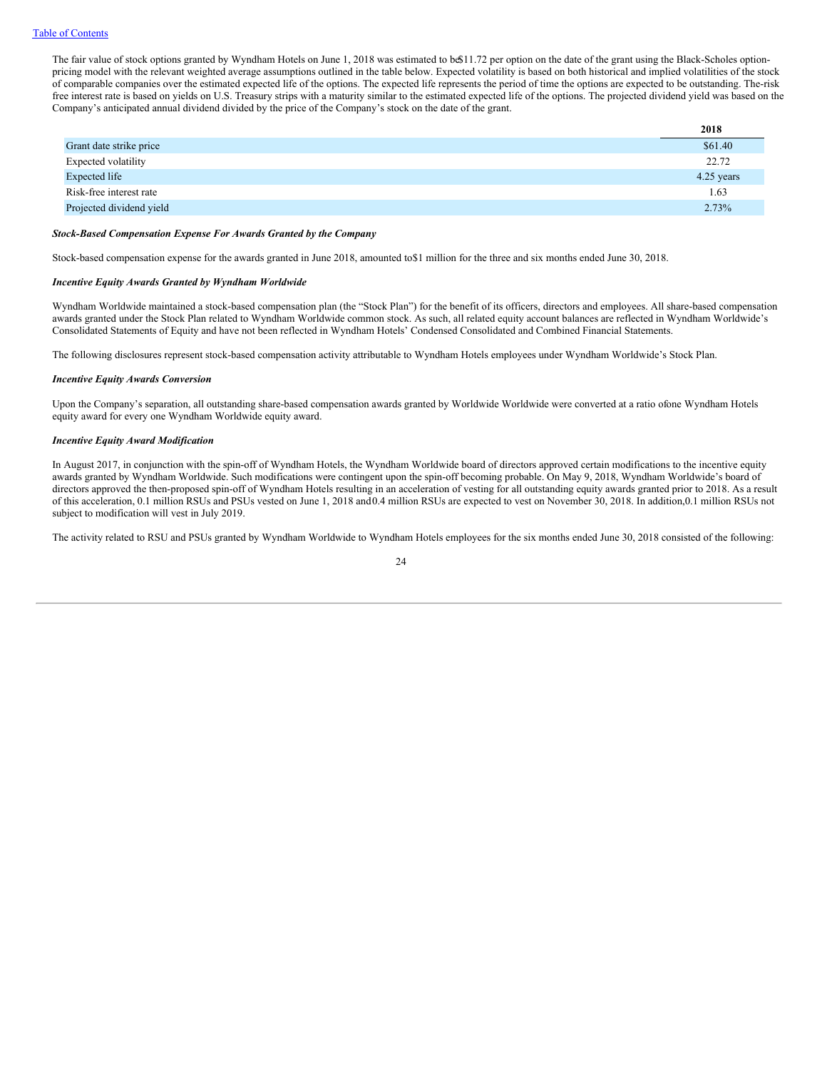The fair value of stock options granted by Wyndham Hotels on June 1, 2018 was estimated to be $11.72 per option on the date of the grant using the Black-Scholes option-pricing model with the relevant weighted average assumptions outlined in the table below. Expected volatility is based on both historical and implied volatilities of the stock of comparable companies over the estimated expected life of the options. The expected life represents the period of time the options are expected to be outstanding. The risk free interest rate is based on yields on U.S. Treasury strips with a maturity similar to the estimated expected life of the options. The projected dividend yield was based on the Company's anticipated annual dividend divided by the price of the Company's stock on the date of the grant.

| | 2018 |
|---|---|
| Grant date strike price | $61.40 |
| Expected volatility | 22.72 |
| Expected life | 4.25 years |
| Risk-free interest rate | 1.63 |
| Projected dividend yield | 2.73% |

***Stock-Based Compensation Expense For Awards Granted by the Company***

Stock-based compensation expense for the awards granted in June 2018, amounted to $1 million for the three and six months ended June 30, 2018.

***Incentive Equity Awards Granted by Wyndham Worldwide***

Wyndham Worldwide maintained a stock-based compensation plan (the "Stock Plan") for the benefit of its officers, directors and employees. All share-based compensation awards granted under the Stock Plan related to Wyndham Worldwide common stock. As such, all related equity account balances are reflected in Wyndham Worldwide's Consolidated Statements of Equity and have not been reflected in Wyndham Hotels' Condensed Consolidated and Combined Financial Statements.

The following disclosures represent stock-based compensation activity attributable to Wyndham Hotels employees under Wyndham Worldwide's Stock Plan.

***Incentive Equity Awards Conversion***

Upon the Company's separation, all outstanding share-based compensation awards granted by Worldwide Worldwide were converted at a ratio of one Wyndham Hotels equity award for every one Wyndham Worldwide equity award.

***Incentive Equity Award Modification***

In August 2017, in conjunction with the spin-off of Wyndham Hotels, the Wyndham Worldwide board of directors approved certain modifications to the incentive equity awards granted by Wyndham Worldwide. Such modifications were contingent upon the spin-off becoming probable. On May 9, 2018, Wyndham Worldwide's board of directors approved the then-proposed spin-off of Wyndham Hotels resulting in an acceleration of vesting for all outstanding equity awards granted prior to 2018. As a result of this acceleration, 0.1 million RSUs and PSUs vested on June 1, 2018 and 0.4 million RSUs are expected to vest on November 30, 2018. In addition, 0.1 million RSUs not subject to modification will vest in July 2019.

The activity related to RSU and PSUs granted by Wyndham Worldwide to Wyndham Hotels employees for the six months ended June 30, 2018 consisted of the following: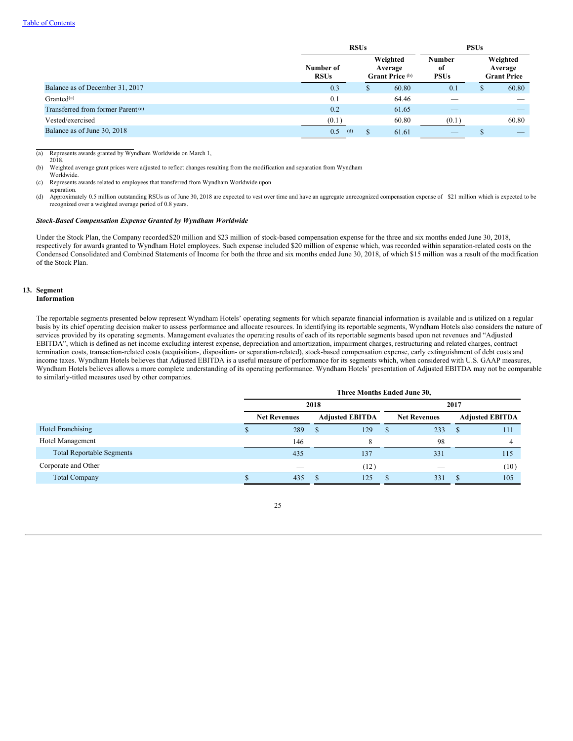| | RSUs | | PSUs | |
|---|---|---|---|---|
| | Number of RSUs | Weighted Average Grant Price [(b)] | Number of PSUs | Weighted Average Grant Price |
| Balance as of December 31, 2017 | 0.3 | $ 60.80 | 0.1 | $ 60.80 |
| Granted[(a)] | 0.1 | 64.46 | — | — |
| Transferred from former Parent[(c)] | 0.2 | 61.65 | — | — |
| Vested/exercised | (0.1) | 60.80 | (0.1) | 60.80 |
| Balance as of June 30, 2018 | 0.5 [(d)] | $ 61.61 | — | $ — |

(a) Represents awards granted by Wyndham Worldwide on March 1, 2018.

(b) Weighted average grant prices were adjusted to reflect changes resulting from the modification and separation from Wyndham Worldwide.

(c) Represents awards related to employees that transferred from Wyndham Worldwide upon separation.

(d) Approximately 0.5 million outstanding RSUs as of June 30, 2018 are expected to vest over time and have an aggregate unrecognized compensation expense of $21 million which is expected to be recognized over a weighted average period of 0.8 years.

***Stock-Based Compensation Expense Granted by Wyndham Worldwide***

Under the Stock Plan, the Company recorded $20 million and $23 million of stock-based compensation expense for the three and six months ended June 30, 2018, respectively for awards granted to Wyndham Hotel employees. Such expense included $20 million of expense which, was recorded within separation-related costs on the Condensed Consolidated and Combined Statements of Income for both the three and six months ended June 30, 2018, of which $15 million was a result of the modification of the Stock Plan.

## 13. Segment Information

The reportable segments presented below represent Wyndham Hotels' operating segments for which separate financial information is available and is utilized on a regular basis by its chief operating decision maker to assess performance and allocate resources. In identifying its reportable segments, Wyndham Hotels also considers the nature of services provided by its operating segments. Management evaluates the operating results of each of its reportable segments based upon net revenues and "Adjusted EBITDA", which is defined as net income excluding interest expense, depreciation and amortization, impairment charges, restructuring and related charges, contract termination costs, transaction-related costs (acquisition-, disposition- or separation-related), stock-based compensation expense, early extinguishment of debt costs and income taxes. Wyndham Hotels believes that Adjusted EBITDA is a useful measure of performance for its segments which, when considered with U.S. GAAP measures, Wyndham Hotels believes allows a more complete understanding of its operating performance. Wyndham Hotels' presentation of Adjusted EBITDA may not be comparable to similarly-titled measures used by other companies.

| | Three Months Ended June 30, | | | |
|---|---|---|---|---|
| | 2018 | | 2017 | |
| | Net Revenues | Adjusted EBITDA | Net Revenues | Adjusted EBITDA |
| Hotel Franchising | $ 289 | $ 129 | $ 233 | $ 111 |
| Hotel Management | 146 | 8 | 98 | 4 |
| Total Reportable Segments | 435 | 137 | 331 | 115 |
| Corporate and Other | — | (12) | — | (10) |
| Total Company | $ 435 | $ 125 | $ 331 | $ 105 |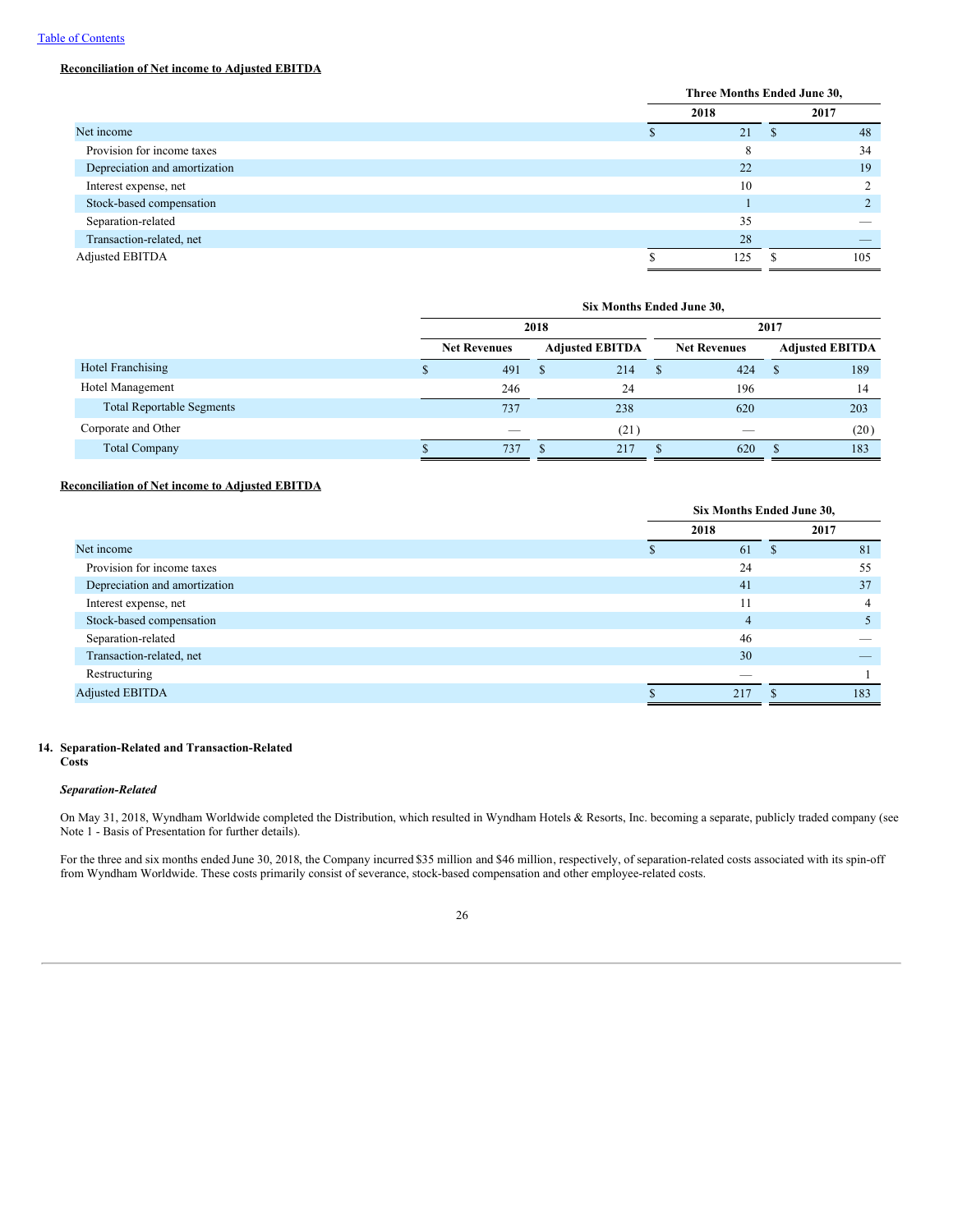**Reconciliation of Net income to Adjusted EBITDA**

| | Three Months Ended June 30, | |
|---|---|---|
| | 2018 | 2017 |
| Net income | $ 21 | $ 48 |
| Provision for income taxes | 8 | 34 |
| Depreciation and amortization | 22 | 19 |
| Interest expense, net | 10 | 2 |
| Stock-based compensation | 1 | 2 |
| Separation-related | 35 | — |
| Transaction-related, net | 28 | — |
| Adjusted EBITDA | $ 125 | $ 105 |

| | Six Months Ended June 30, | | | |
|---|---|---|---|---|
| | 2018 | | 2017 | |
| | Net Revenues | Adjusted EBITDA | Net Revenues | Adjusted EBITDA |
| Hotel Franchising | $ 491 | $ 214 | $ 424 | $ 189 |
| Hotel Management | 246 | 24 | 196 | 14 |
| Total Reportable Segments | 737 | 238 | 620 | 203 |
| Corporate and Other | — | (21) | — | (20) |
| Total Company | $ 737 | $ 217 | $ 620 | $ 183 |

**Reconciliation of Net income to Adjusted EBITDA**

| | Six Months Ended June 30, | |
|---|---|---|
| | 2018 | 2017 |
| Net income | $ 61 | $ 81 |
| Provision for income taxes | 24 | 55 |
| Depreciation and amortization | 41 | 37 |
| Interest expense, net | 11 | 4 |
| Stock-based compensation | 4 | 5 |
| Separation-related | 46 | — |
| Transaction-related, net | 30 | — |
| Restructuring | — | 1 |
| Adjusted EBITDA | $ 217 | $ 183 |

## 14. Separation-Related and Transaction-Related Costs

***Separation-Related***

On May 31, 2018, Wyndham Worldwide completed the Distribution, which resulted in Wyndham Hotels & Resorts, Inc. becoming a separate, publicly traded company (see Note 1 - Basis of Presentation for further details).

For the three and six months ended June 30, 2018, the Company incurred $35 million and $46 million, respectively, of separation-related costs associated with its spin-off from Wyndham Worldwide. These costs primarily consist of severance, stock-based compensation and other employee-related costs.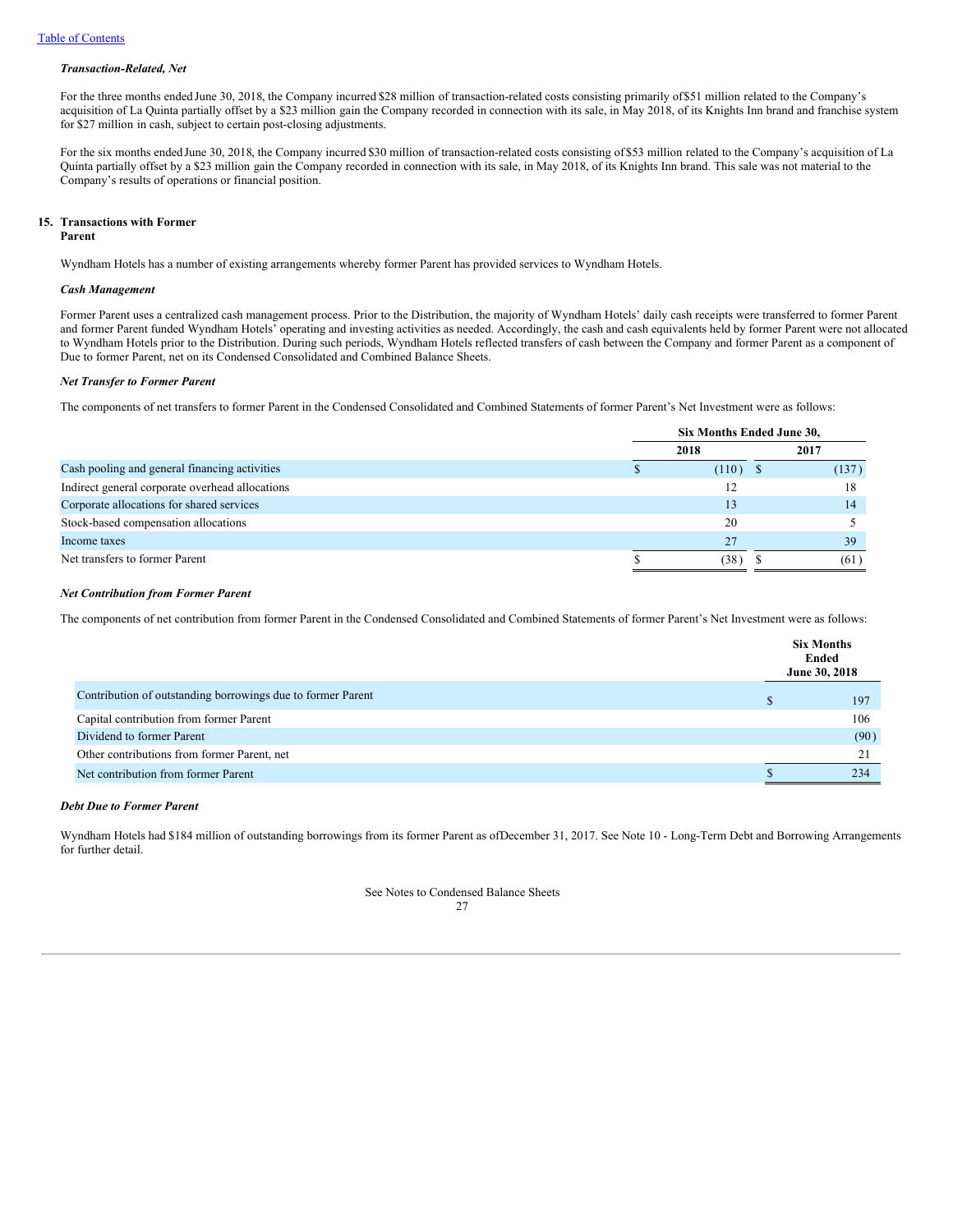### *Transaction-Related, Net*

For the three months ended June 30, 2018, the Company incurred $28 million of transaction-related costs consisting primarily of $51 million related to the Company's acquisition of La Quinta partially offset by a $23 million gain the Company recorded in connection with its sale, in May 2018, of its Knights Inn brand and franchise system for $27 million in cash, subject to certain post-closing adjustments.

For the six months ended June 30, 2018, the Company incurred $30 million of transaction-related costs consisting of $53 million related to the Company's acquisition of La Quinta partially offset by a $23 million gain the Company recorded in connection with its sale, in May 2018, of its Knights Inn brand. This sale was not material to the Company's results of operations or financial position.

## 15. Transactions with Former Parent

Wyndham Hotels has a number of existing arrangements whereby former Parent has provided services to Wyndham Hotels.

### *Cash Management*

Former Parent uses a centralized cash management process. Prior to the Distribution, the majority of Wyndham Hotels' daily cash receipts were transferred to former Parent and former Parent funded Wyndham Hotels' operating and investing activities as needed. Accordingly, the cash and cash equivalents held by former Parent were not allocated to Wyndham Hotels prior to the Distribution. During such periods, Wyndham Hotels reflected transfers of cash between the Company and former Parent as a component of Due to former Parent, net on its Condensed Consolidated and Combined Balance Sheets.

### *Net Transfer to Former Parent*

The components of net transfers to former Parent in the Condensed Consolidated and Combined Statements of former Parent's Net Investment were as follows:

| | Six Months Ended June 30, | |
|---|---|---|
| | 2018 | 2017 |
| Cash pooling and general financing activities | $ (110) | $ (137) |
| Indirect general corporate overhead allocations | 12 | 18 |
| Corporate allocations for shared services | 13 | 14 |
| Stock-based compensation allocations | 20 | 5 |
| Income taxes | 27 | 39 |
| Net transfers to former Parent | $ (38) | $ (61) |

### *Net Contribution from Former Parent*

The components of net contribution from former Parent in the Condensed Consolidated and Combined Statements of former Parent's Net Investment were as follows:

| | Six Months Ended June 30, 2018 |
|---|---|
| Contribution of outstanding borrowings due to former Parent | $ 197 |
| Capital contribution from former Parent | 106 |
| Dividend to former Parent | (90) |
| Other contributions from former Parent, net | 21 |
| Net contribution from former Parent | $ 234 |

### *Debt Due to Former Parent*

Wyndham Hotels had $184 million of outstanding borrowings from its former Parent as of December 31, 2017. See Note 10 - Long-Term Debt and Borrowing Arrangements for further detail.

See Notes to Condensed Balance Sheets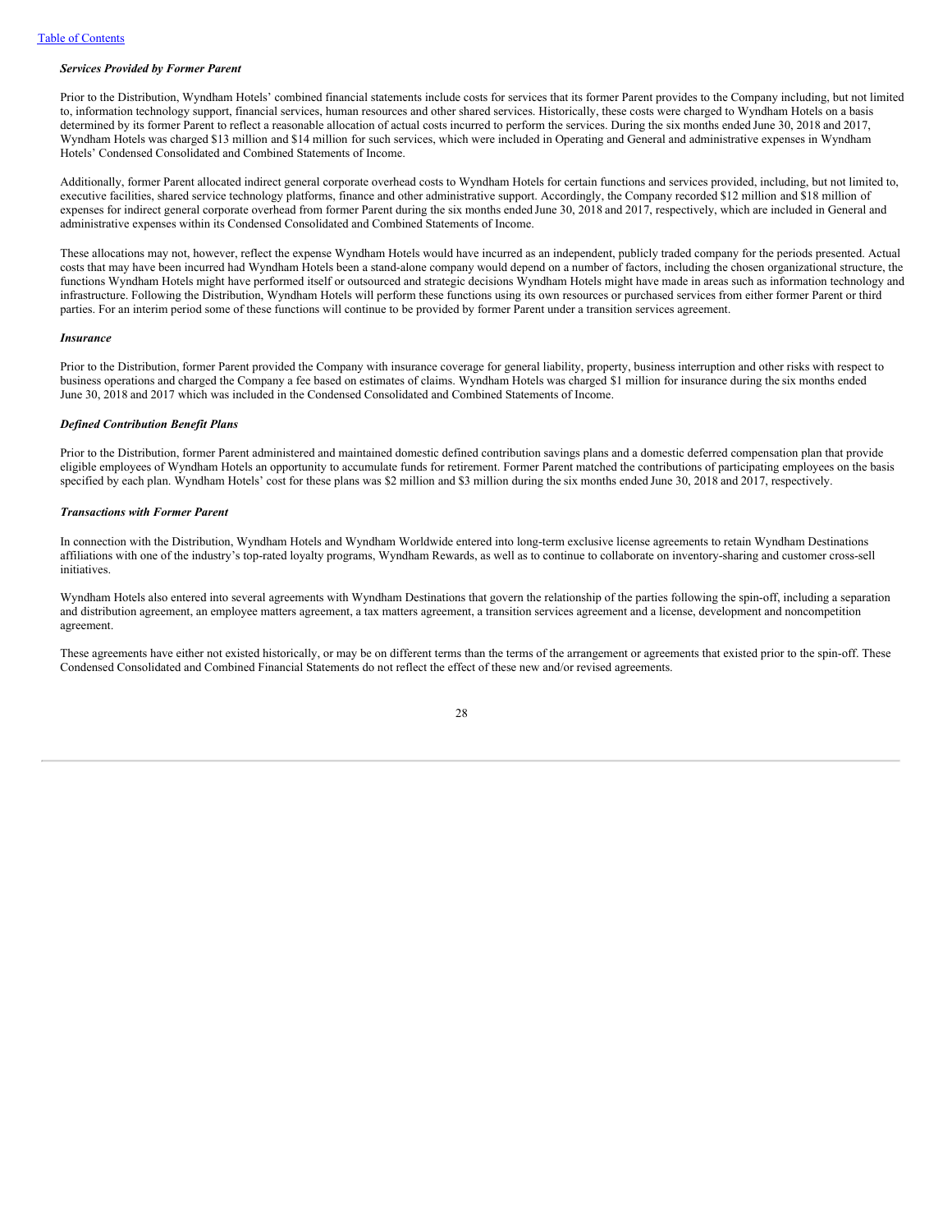***Services Provided by Former Parent***

Prior to the Distribution, Wyndham Hotels' combined financial statements include costs for services that its former Parent provides to the Company including, but not limited to, information technology support, financial services, human resources and other shared services. Historically, these costs were charged to Wyndham Hotels on a basis determined by its former Parent to reflect a reasonable allocation of actual costs incurred to perform the services. During the six months ended June 30, 2018 and 2017, Wyndham Hotels was charged $13 million and $14 million for such services, which were included in Operating and General and administrative expenses in Wyndham Hotels' Condensed Consolidated and Combined Statements of Income.

Additionally, former Parent allocated indirect general corporate overhead costs to Wyndham Hotels for certain functions and services provided, including, but not limited to, executive facilities, shared service technology platforms, finance and other administrative support. Accordingly, the Company recorded $12 million and $18 million of expenses for indirect general corporate overhead from former Parent during the six months ended June 30, 2018 and 2017, respectively, which are included in General and administrative expenses within its Condensed Consolidated and Combined Statements of Income.

These allocations may not, however, reflect the expense Wyndham Hotels would have incurred as an independent, publicly traded company for the periods presented. Actual costs that may have been incurred had Wyndham Hotels been a stand-alone company would depend on a number of factors, including the chosen organizational structure, the functions Wyndham Hotels might have performed itself or outsourced and strategic decisions Wyndham Hotels might have made in areas such as information technology and infrastructure. Following the Distribution, Wyndham Hotels will perform these functions using its own resources or purchased services from either former Parent or third parties. For an interim period some of these functions will continue to be provided by former Parent under a transition services agreement.

***Insurance***

Prior to the Distribution, former Parent provided the Company with insurance coverage for general liability, property, business interruption and other risks with respect to business operations and charged the Company a fee based on estimates of claims. Wyndham Hotels was charged $1 million for insurance during the six months ended June 30, 2018 and 2017 which was included in the Condensed Consolidated and Combined Statements of Income.

***Defined Contribution Benefit Plans***

Prior to the Distribution, former Parent administered and maintained domestic defined contribution savings plans and a domestic deferred compensation plan that provide eligible employees of Wyndham Hotels an opportunity to accumulate funds for retirement. Former Parent matched the contributions of participating employees on the basis specified by each plan. Wyndham Hotels' cost for these plans was $2 million and $3 million during the six months ended June 30, 2018 and 2017, respectively.

***Transactions with Former Parent***

In connection with the Distribution, Wyndham Hotels and Wyndham Worldwide entered into long-term exclusive license agreements to retain Wyndham Destinations affiliations with one of the industry's top-rated loyalty programs, Wyndham Rewards, as well as to continue to collaborate on inventory-sharing and customer cross-sell initiatives.

Wyndham Hotels also entered into several agreements with Wyndham Destinations that govern the relationship of the parties following the spin-off, including a separation and distribution agreement, an employee matters agreement, a tax matters agreement, a transition services agreement and a license, development and noncompetition agreement.

These agreements have either not existed historically, or may be on different terms than the terms of the arrangement or agreements that existed prior to the spin-off. These Condensed Consolidated and Combined Financial Statements do not reflect the effect of these new and/or revised agreements.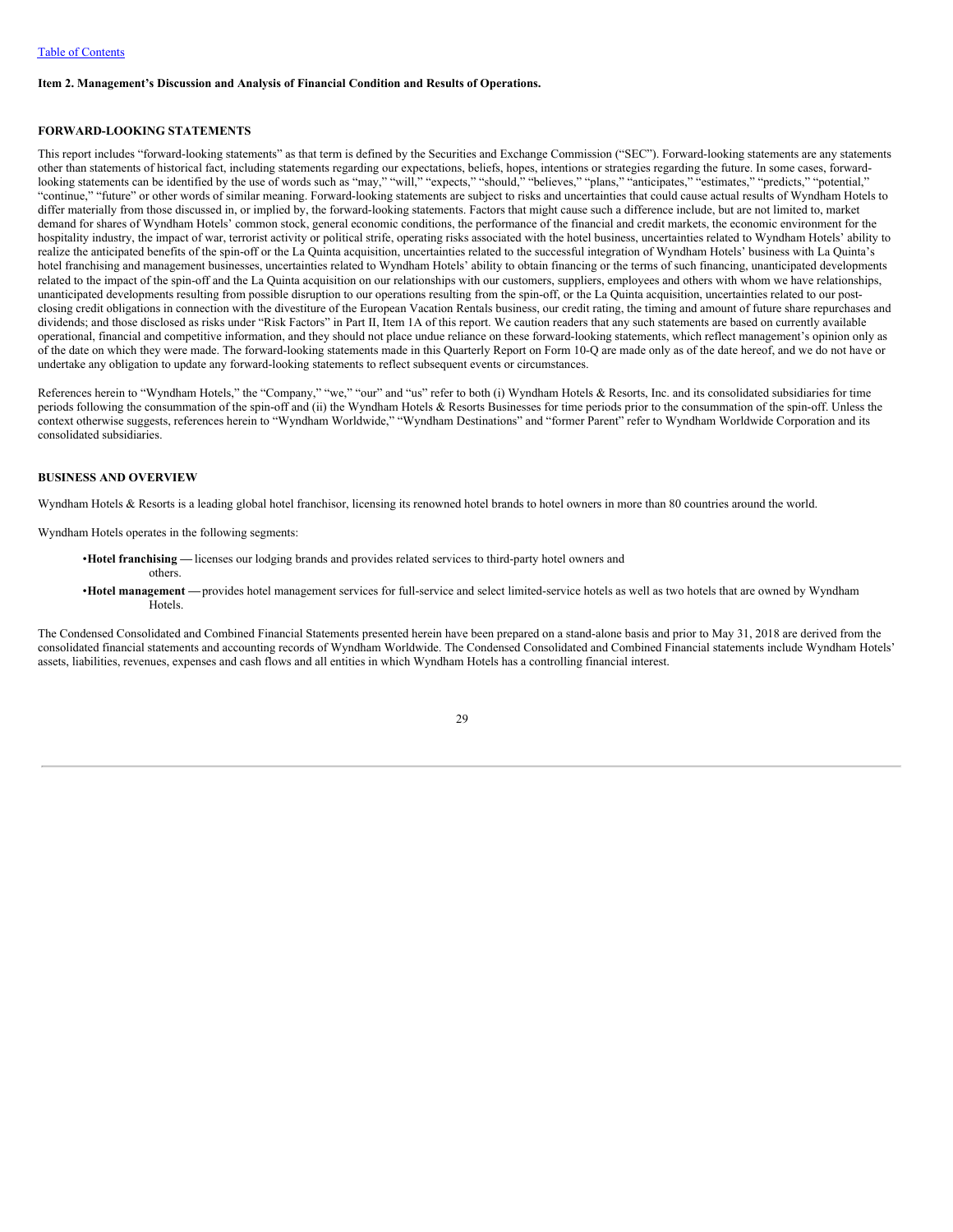Table of Contents

**Item 2. Management's Discussion and Analysis of Financial Condition and Results of Operations.**

**FORWARD-LOOKING STATEMENTS**

This report includes "forward-looking statements" as that term is defined by the Securities and Exchange Commission ("SEC"). Forward-looking statements are any statements other than statements of historical fact, including statements regarding our expectations, beliefs, hopes, intentions or strategies regarding the future. In some cases, forward-looking statements can be identified by the use of words such as "may," "will," "expects," "should," "believes," "plans," "anticipates," "estimates," "predicts," "potential," "continue," "future" or other words of similar meaning. Forward-looking statements are subject to risks and uncertainties that could cause actual results of Wyndham Hotels to differ materially from those discussed in, or implied by, the forward-looking statements. Factors that might cause such a difference include, but are not limited to, market demand for shares of Wyndham Hotels' common stock, general economic conditions, the performance of the financial and credit markets, the economic environment for the hospitality industry, the impact of war, terrorist activity or political strife, operating risks associated with the hotel business, uncertainties related to Wyndham Hotels' ability to realize the anticipated benefits of the spin-off or the La Quinta acquisition, uncertainties related to the successful integration of Wyndham Hotels' business with La Quinta's hotel franchising and management businesses, uncertainties related to Wyndham Hotels' ability to obtain financing or the terms of such financing, unanticipated developments related to the impact of the spin-off and the La Quinta acquisition on our relationships with our customers, suppliers, employees and others with whom we have relationships, unanticipated developments resulting from possible disruption to our operations resulting from the spin-off, or the La Quinta acquisition, uncertainties related to our post-closing credit obligations in connection with the divestiture of the European Vacation Rentals business, our credit rating, the timing and amount of future share repurchases and dividends; and those disclosed as risks under "Risk Factors" in Part II, Item 1A of this report. We caution readers that any such statements are based on currently available operational, financial and competitive information, and they should not place undue reliance on these forward-looking statements, which reflect management's opinion only as of the date on which they were made. The forward-looking statements made in this Quarterly Report on Form 10-Q are made only as of the date hereof, and we do not have or undertake any obligation to update any forward-looking statements to reflect subsequent events or circumstances.

References herein to "Wyndham Hotels," the "Company," "we," "our" and "us" refer to both (i) Wyndham Hotels & Resorts, Inc. and its consolidated subsidiaries for time periods following the consummation of the spin-off and (ii) the Wyndham Hotels & Resorts Businesses for time periods prior to the consummation of the spin-off. Unless the context otherwise suggests, references herein to "Wyndham Worldwide," "Wyndham Destinations" and "former Parent" refer to Wyndham Worldwide Corporation and its consolidated subsidiaries.

**BUSINESS AND OVERVIEW**

Wyndham Hotels & Resorts is a leading global hotel franchisor, licensing its renowned hotel brands to hotel owners in more than 80 countries around the world.

Wyndham Hotels operates in the following segments:

- **Hotel franchising —** licenses our lodging brands and provides related services to third-party hotel owners and others.
- **Hotel management —** provides hotel management services for full-service and select limited-service hotels as well as two hotels that are owned by Wyndham Hotels.

The Condensed Consolidated and Combined Financial Statements presented herein have been prepared on a stand-alone basis and prior to May 31, 2018 are derived from the consolidated financial statements and accounting records of Wyndham Worldwide. The Condensed Consolidated and Combined Financial statements include Wyndham Hotels' assets, liabilities, revenues, expenses and cash flows and all entities in which Wyndham Hotels has a controlling financial interest.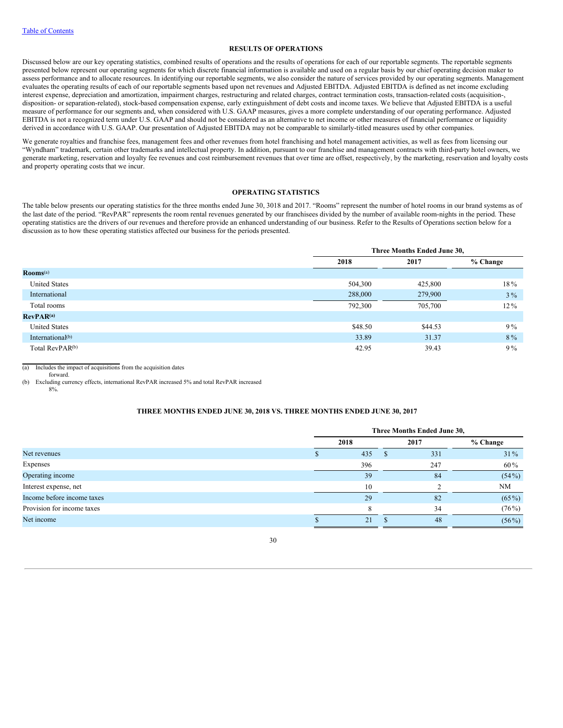Table of Contents

## RESULTS OF OPERATIONS

Discussed below are our key operating statistics, combined results of operations and the results of operations for each of our reportable segments. The reportable segments presented below represent our operating segments for which discrete financial information is available and used on a regular basis by our chief operating decision maker to assess performance and to allocate resources. In identifying our reportable segments, we also consider the nature of services provided by our operating segments. Management evaluates the operating results of each of our reportable segments based upon net revenues and Adjusted EBITDA. Adjusted EBITDA is defined as net income excluding interest expense, depreciation and amortization, impairment charges, restructuring and related charges, contract termination costs, transaction-related costs (acquisition-, disposition- or separation-related), stock-based compensation expense, early extinguishment of debt costs and income taxes. We believe that Adjusted EBITDA is a useful measure of performance for our segments and, when considered with U.S. GAAP measures, gives a more complete understanding of our operating performance. Adjusted EBITDA is not a recognized term under U.S. GAAP and should not be considered as an alternative to net income or other measures of financial performance or liquidity derived in accordance with U.S. GAAP. Our presentation of Adjusted EBITDA may not be comparable to similarly-titled measures used by other companies.

We generate royalties and franchise fees, management fees and other revenues from hotel franchising and hotel management activities, as well as fees from licensing our "Wyndham" trademark, certain other trademarks and intellectual property. In addition, pursuant to our franchise and management contracts with third-party hotel owners, we generate marketing, reservation and loyalty fee revenues and cost reimbursement revenues that over time are offset, respectively, by the marketing, reservation and loyalty costs and property operating costs that we incur.

## OPERATING STATISTICS

The table below presents our operating statistics for the three months ended June 30, 3018 and 2017. "Rooms" represent the number of hotel rooms in our brand systems as of the last date of the period. "RevPAR" represents the room rental revenues generated by our franchisees divided by the number of available room-nights in the period. These operating statistics are the drivers of our revenues and therefore provide an enhanced understanding of our business. Refer to the Results of Operations section below for a discussion as to how these operating statistics affected our business for the periods presented.

| | Three Months Ended June 30, | | |
|---|---|---|---|
| | 2018 | 2017 | % Change |
| **Rooms**[a] | | | |
| United States | 504,300 | 425,800 | 18% |
| International | 288,000 | 279,900 | 3% |
| Total rooms | 792,300 | 705,700 | 12% |
| **RevPAR**[a] | | | |
| United States | $48.50 | $44.53 | 9% |
| International[b] | 33.89 | 31.37 | 8% |
| Total RevPAR[b] | 42.95 | 39.43 | 9% |

(a) Includes the impact of acquisitions from the acquisition dates forward.

(b) Excluding currency effects, international RevPAR increased 5% and total RevPAR increased 8%.

## THREE MONTHS ENDED JUNE 30, 2018 VS. THREE MONTHS ENDED JUNE 30, 2017

| | Three Months Ended June 30, | | |
|---|---|---|---|
| | 2018 | 2017 | % Change |
| Net revenues | $ 435 | $ 331 | 31% |
| Expenses | 396 | 247 | 60% |
| Operating income | 39 | 84 | (54%) |
| Interest expense, net | 10 | 2 | NM |
| Income before income taxes | 29 | 82 | (65%) |
| Provision for income taxes | 8 | 34 | (76%) |
| Net income | $ 21 | $ 48 | (56%) |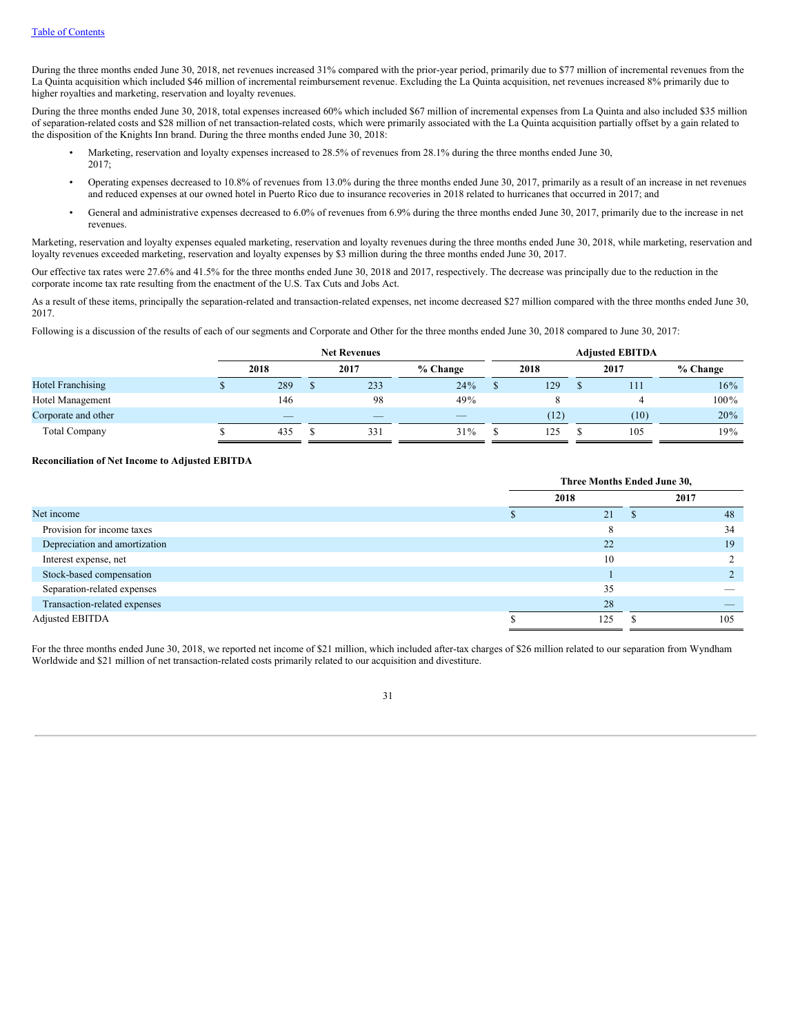During the three months ended June 30, 2018, net revenues increased 31% compared with the prior-year period, primarily due to $77 million of incremental revenues from the La Quinta acquisition which included $46 million of incremental reimbursement revenue. Excluding the La Quinta acquisition, net revenues increased 8% primarily due to higher royalties and marketing, reservation and loyalty revenues.

During the three months ended June 30, 2018, total expenses increased 60% which included $67 million of incremental expenses from La Quinta and also included $35 million of separation-related costs and $28 million of net transaction-related costs, which were primarily associated with the La Quinta acquisition partially offset by a gain related to the disposition of the Knights Inn brand. During the three months ended June 30, 2018:

- Marketing, reservation and loyalty expenses increased to 28.5% of revenues from 28.1% during the three months ended June 30, 2017;
- Operating expenses decreased to 10.8% of revenues from 13.0% during the three months ended June 30, 2017, primarily as a result of an increase in net revenues and reduced expenses at our owned hotel in Puerto Rico due to insurance recoveries in 2018 related to hurricanes that occurred in 2017; and
- General and administrative expenses decreased to 6.0% of revenues from 6.9% during the three months ended June 30, 2017, primarily due to the increase in net revenues.

Marketing, reservation and loyalty expenses equaled marketing, reservation and loyalty revenues during the three months ended June 30, 2018, while marketing, reservation and loyalty revenues exceeded marketing, reservation and loyalty expenses by $3 million during the three months ended June 30, 2017.

Our effective tax rates were 27.6% and 41.5% for the three months ended June 30, 2018 and 2017, respectively. The decrease was principally due to the reduction in the corporate income tax rate resulting from the enactment of the U.S. Tax Cuts and Jobs Act.

As a result of these items, principally the separation-related and transaction-related expenses, net income decreased $27 million compared with the three months ended June 30, 2017.

Following is a discussion of the results of each of our segments and Corporate and Other for the three months ended June 30, 2018 compared to June 30, 2017:

| | Net Revenues | | | Adjusted EBITDA | | |
|---|---|---|---|---|---|---|
| | 2018 | 2017 | % Change | 2018 | 2017 | % Change |
| Hotel Franchising | $ 289 | $ 233 | 24% | $ 129 | $ 111 | 16% |
| Hotel Management | 146 | 98 | 49% | 8 | 4 | 100% |
| Corporate and other | — | — | — | (12) | (10) | 20% |
| Total Company | $ 435 | $ 331 | 31% | $ 125 | $ 105 | 19% |

**Reconciliation of Net Income to Adjusted EBITDA**

| | Three Months Ended June 30, | |
|---|---|---|
| | 2018 | 2017 |
| Net income | $ 21 | $ 48 |
| Provision for income taxes | 8 | 34 |
| Depreciation and amortization | 22 | 19 |
| Interest expense, net | 10 | 2 |
| Stock-based compensation | 1 | 2 |
| Separation-related expenses | 35 | — |
| Transaction-related expenses | 28 | — |
| Adjusted EBITDA | $ 125 | $ 105 |

For the three months ended June 30, 2018, we reported net income of $21 million, which included after-tax charges of $26 million related to our separation from Wyndham Worldwide and $21 million of net transaction-related costs primarily related to our acquisition and divestiture.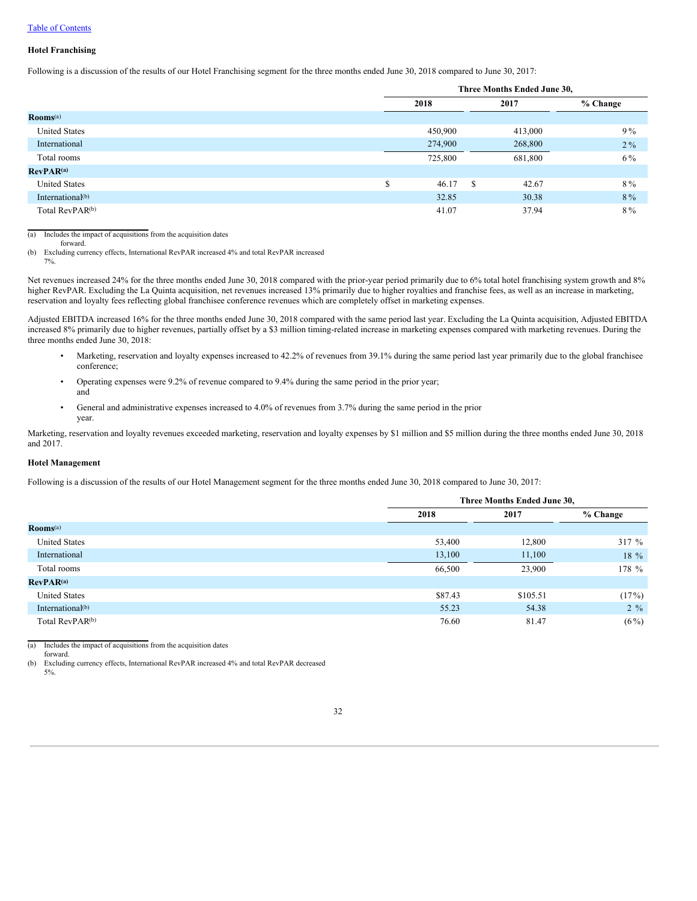Table of Contents

### Hotel Franchising

Following is a discussion of the results of our Hotel Franchising segment for the three months ended June 30, 2018 compared to June 30, 2017:

| | Three Months Ended June 30, | | |
|---|---|---|---|
| | 2018 | 2017 | % Change |
| **Rooms**[(a)] | | | |
| United States | 450,900 | 413,000 | 9 % |
| International | 274,900 | 268,800 | 2 % |
| Total rooms | 725,800 | 681,800 | 6 % |
| **RevPAR**[(a)] | | | |
| United States | $ 46.17 | $ 42.67 | 8 % |
| International[(b)] | 32.85 | 30.38 | 8 % |
| Total RevPAR[(b)] | 41.07 | 37.94 | 8 % |

(a) Includes the impact of acquisitions from the acquisition dates forward.
(b) Excluding currency effects, International RevPAR increased 4% and total RevPAR increased 7%.

Net revenues increased 24% for the three months ended June 30, 2018 compared with the prior-year period primarily due to 6% total hotel franchising system growth and 8% higher RevPAR. Excluding the La Quinta acquisition, net revenues increased 13% primarily due to higher royalties and franchise fees, as well as an increase in marketing, reservation and loyalty fees reflecting global franchisee conference revenues which are completely offset in marketing expenses.

Adjusted EBITDA increased 16% for the three months ended June 30, 2018 compared with the same period last year. Excluding the La Quinta acquisition, Adjusted EBITDA increased 8% primarily due to higher revenues, partially offset by a $3 million timing-related increase in marketing expenses compared with marketing revenues. During the three months ended June 30, 2018:

- Marketing, reservation and loyalty expenses increased to 42.2% of revenues from 39.1% during the same period last year primarily due to the global franchisee conference;
- Operating expenses were 9.2% of revenue compared to 9.4% during the same period in the prior year; and
- General and administrative expenses increased to 4.0% of revenues from 3.7% during the same period in the prior year.

Marketing, reservation and loyalty revenues exceeded marketing, reservation and loyalty expenses by $1 million and $5 million during the three months ended June 30, 2018 and 2017.

### Hotel Management

Following is a discussion of the results of our Hotel Management segment for the three months ended June 30, 2018 compared to June 30, 2017:

| | Three Months Ended June 30, | | |
|---|---|---|---|
| | 2018 | 2017 | % Change |
| **Rooms**[(a)] | | | |
| United States | 53,400 | 12,800 | 317 % |
| International | 13,100 | 11,100 | 18 % |
| Total rooms | 66,500 | 23,900 | 178 % |
| **RevPAR**[(a)] | | | |
| United States | $87.43 | $105.51 | (17%) |
| International[(b)] | 55.23 | 54.38 | 2 % |
| Total RevPAR[(b)] | 76.60 | 81.47 | (6%) |

(a) Includes the impact of acquisitions from the acquisition dates forward.
(b) Excluding currency effects, International RevPAR increased 4% and total RevPAR decreased 5%.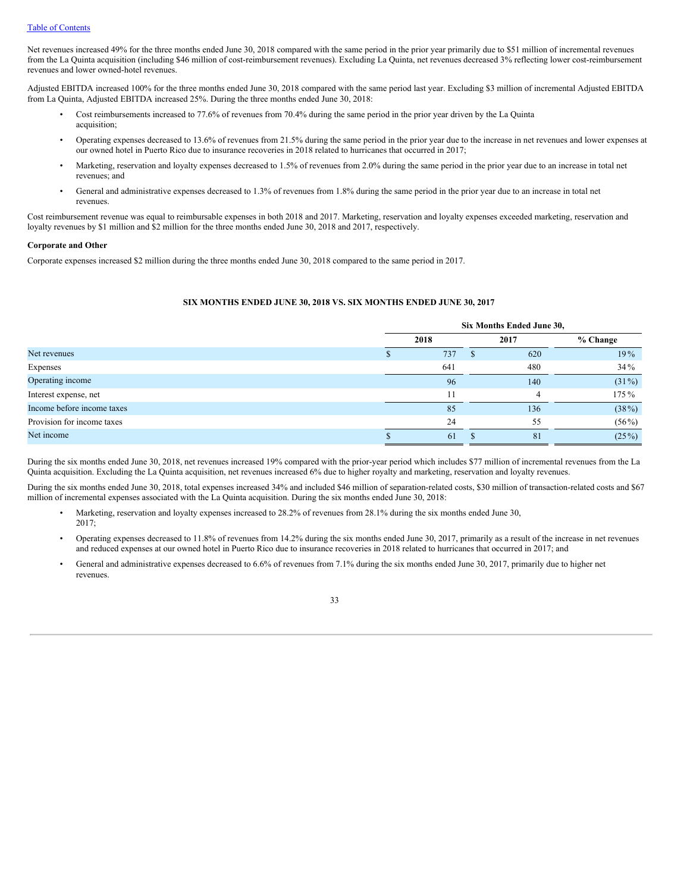[Table of Contents](#)

Net revenues increased 49% for the three months ended June 30, 2018 compared with the same period in the prior year primarily due to $51 million of incremental revenues from the La Quinta acquisition (including $46 million of cost-reimbursement revenues). Excluding La Quinta, net revenues decreased 3% reflecting lower cost-reimbursement revenues and lower owned-hotel revenues.

Adjusted EBITDA increased 100% for the three months ended June 30, 2018 compared with the same period last year. Excluding $3 million of incremental Adjusted EBITDA from La Quinta, Adjusted EBITDA increased 25%. During the three months ended June 30, 2018:

- Cost reimbursements increased to 77.6% of revenues from 70.4% during the same period in the prior year driven by the La Quinta acquisition;
- Operating expenses decreased to 13.6% of revenues from 21.5% during the same period in the prior year due to the increase in net revenues and lower expenses at our owned hotel in Puerto Rico due to insurance recoveries in 2018 related to hurricanes that occurred in 2017;
- Marketing, reservation and loyalty expenses decreased to 1.5% of revenues from 2.0% during the same period in the prior year due to an increase in total net revenues; and
- General and administrative expenses decreased to 1.3% of revenues from 1.8% during the same period in the prior year due to an increase in total net revenues.

Cost reimbursement revenue was equal to reimbursable expenses in both 2018 and 2017. Marketing, reservation and loyalty expenses exceeded marketing, reservation and loyalty revenues by $1 million and $2 million for the three months ended June 30, 2018 and 2017, respectively.

**Corporate and Other**

Corporate expenses increased $2 million during the three months ended June 30, 2018 compared to the same period in 2017.

**SIX MONTHS ENDED JUNE 30, 2018 VS. SIX MONTHS ENDED JUNE 30, 2017**

| | Six Months Ended June 30, | | |
|---|---|---|---|
| | 2018 | 2017 | % Change |
| Net revenues | $ 737 | $ 620 | 19% |
| Expenses | 641 | 480 | 34% |
| Operating income | 96 | 140 | (31%) |
| Interest expense, net | 11 | 4 | 175% |
| Income before income taxes | 85 | 136 | (38%) |
| Provision for income taxes | 24 | 55 | (56%) |
| Net income | $ 61 | $ 81 | (25%) |

During the six months ended June 30, 2018, net revenues increased 19% compared with the prior-year period which includes $77 million of incremental revenues from the La Quinta acquisition. Excluding the La Quinta acquisition, net revenues increased 6% due to higher royalty and marketing, reservation and loyalty revenues.

During the six months ended June 30, 2018, total expenses increased 34% and included $46 million of separation-related costs, $30 million of transaction-related costs and $67 million of incremental expenses associated with the La Quinta acquisition. During the six months ended June 30, 2018:

- Marketing, reservation and loyalty expenses increased to 28.2% of revenues from 28.1% during the six months ended June 30, 2017;
- Operating expenses decreased to 11.8% of revenues from 14.2% during the six months ended June 30, 2017, primarily as a result of the increase in net revenues and reduced expenses at our owned hotel in Puerto Rico due to insurance recoveries in 2018 related to hurricanes that occurred in 2017; and
- General and administrative expenses decreased to 6.6% of revenues from 7.1% during the six months ended June 30, 2017, primarily due to higher net revenues.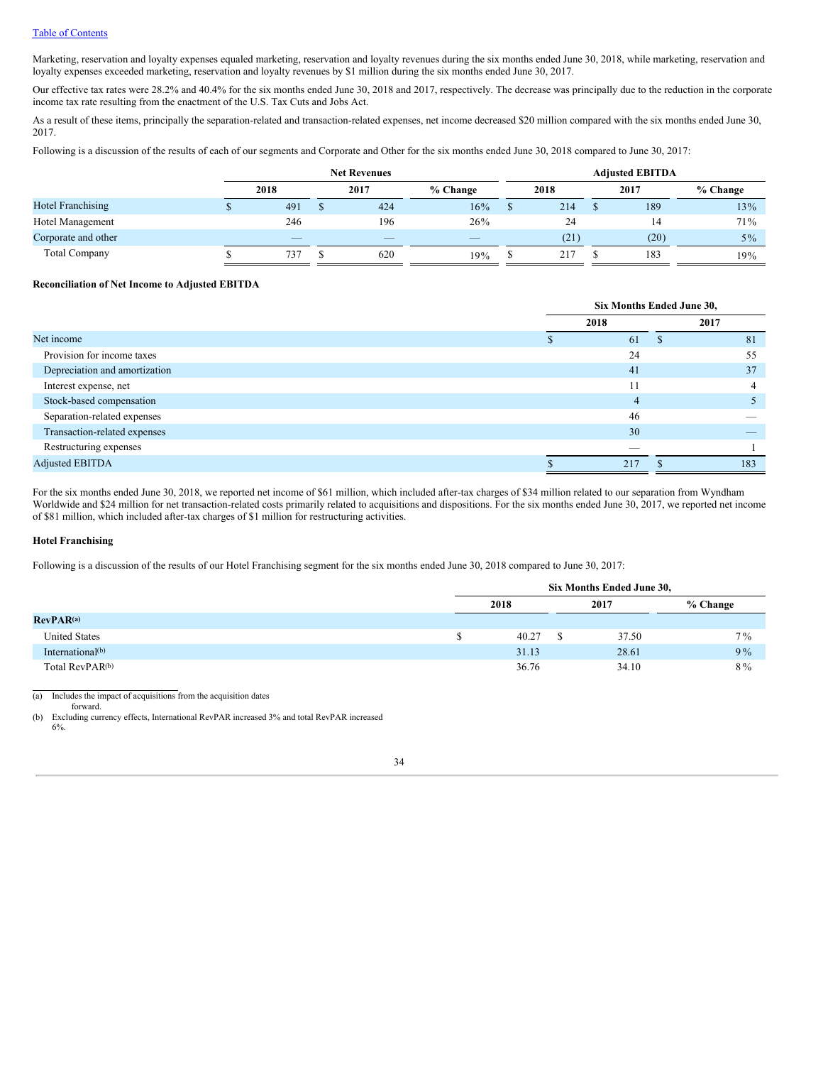Marketing, reservation and loyalty expenses equaled marketing, reservation and loyalty revenues during the six months ended June 30, 2018, while marketing, reservation and loyalty expenses exceeded marketing, reservation and loyalty revenues by $1 million during the six months ended June 30, 2017.

Our effective tax rates were 28.2% and 40.4% for the six months ended June 30, 2018 and 2017, respectively. The decrease was principally due to the reduction in the corporate income tax rate resulting from the enactment of the U.S. Tax Cuts and Jobs Act.

As a result of these items, principally the separation-related and transaction-related expenses, net income decreased $20 million compared with the six months ended June 30, 2017.

Following is a discussion of the results of each of our segments and Corporate and Other for the six months ended June 30, 2018 compared to June 30, 2017:

| | Net Revenues | | | Adjusted EBITDA | | |
|---|---|---|---|---|---|---|
| | 2018 | 2017 | % Change | 2018 | 2017 | % Change |
| Hotel Franchising | $ 491 | $ 424 | 16% | $ 214 | $ 189 | 13% |
| Hotel Management | 246 | 196 | 26% | 24 | 14 | 71% |
| Corporate and other | — | — | — | (21) | (20) | 5% |
| Total Company | $ 737 | $ 620 | 19% | $ 217 | $ 183 | 19% |

**Reconciliation of Net Income to Adjusted EBITDA**

| | Six Months Ended June 30, | |
|---|---|---|
| | 2018 | 2017 |
| Net income | $ 61 | $ 81 |
| Provision for income taxes | 24 | 55 |
| Depreciation and amortization | 41 | 37 |
| Interest expense, net | 11 | 4 |
| Stock-based compensation | 4 | 5 |
| Separation-related expenses | 46 | — |
| Transaction-related expenses | 30 | — |
| Restructuring expenses | — | 1 |
| Adjusted EBITDA | $ 217 | $ 183 |

For the six months ended June 30, 2018, we reported net income of $61 million, which included after-tax charges of $34 million related to our separation from Wyndham Worldwide and $24 million for net transaction-related costs primarily related to acquisitions and dispositions. For the six months ended June 30, 2017, we reported net income of $81 million, which included after-tax charges of $1 million for restructuring activities.

**Hotel Franchising**

Following is a discussion of the results of our Hotel Franchising segment for the six months ended June 30, 2018 compared to June 30, 2017:

| | Six Months Ended June 30, | | |
|---|---|---|---|
| | 2018 | 2017 | % Change |
| **RevPAR**[(a)] | | | |
| United States | $ 40.27 | $ 37.50 | 7% |
| International[(b)] | 31.13 | 28.61 | 9% |
| Total RevPAR[(b)] | 36.76 | 34.10 | 8% |

(a) Includes the impact of acquisitions from the acquisition dates forward.

(b) Excluding currency effects, International RevPAR increased 3% and total RevPAR increased 6%.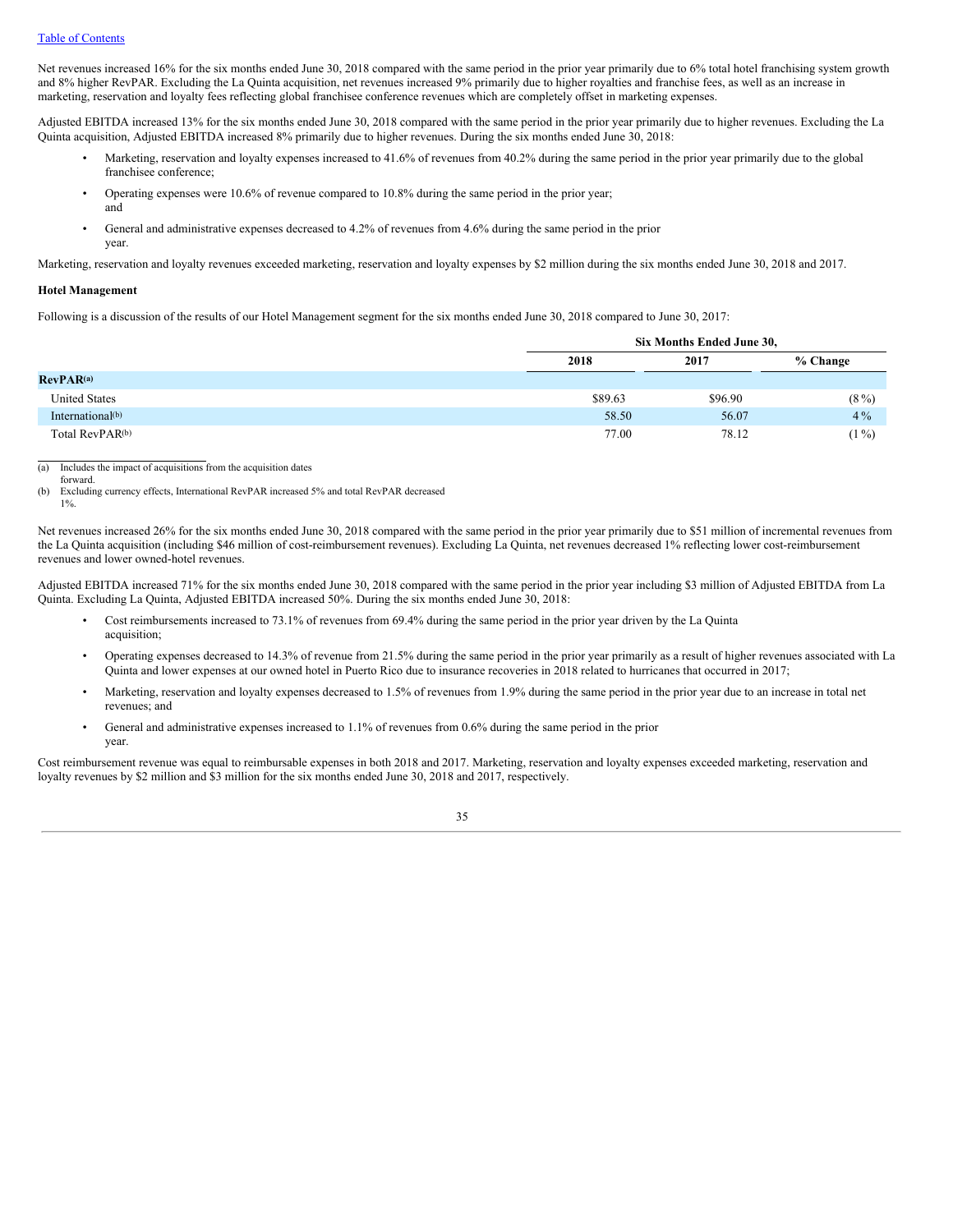Net revenues increased 16% for the six months ended June 30, 2018 compared with the same period in the prior year primarily due to 6% total hotel franchising system growth and 8% higher RevPAR. Excluding the La Quinta acquisition, net revenues increased 9% primarily due to higher royalties and franchise fees, as well as an increase in marketing, reservation and loyalty fees reflecting global franchisee conference revenues which are completely offset in marketing expenses.

Adjusted EBITDA increased 13% for the six months ended June 30, 2018 compared with the same period in the prior year primarily due to higher revenues. Excluding the La Quinta acquisition, Adjusted EBITDA increased 8% primarily due to higher revenues. During the six months ended June 30, 2018:

- Marketing, reservation and loyalty expenses increased to 41.6% of revenues from 40.2% during the same period in the prior year primarily due to the global franchisee conference;
- Operating expenses were 10.6% of revenue compared to 10.8% during the same period in the prior year; and
- General and administrative expenses decreased to 4.2% of revenues from 4.6% during the same period in the prior year.

Marketing, reservation and loyalty revenues exceeded marketing, reservation and loyalty expenses by $2 million during the six months ended June 30, 2018 and 2017.

**Hotel Management**

Following is a discussion of the results of our Hotel Management segment for the six months ended June 30, 2018 compared to June 30, 2017:

| | Six Months Ended June 30, | | |
|---|---|---|---|
| | 2018 | 2017 | % Change |
| **RevPAR**[(a)] | | | |
| United States | $89.63 | $96.90 | (8%) |
| International[(b)] | 58.50 | 56.07 | 4% |
| Total RevPAR[(b)] | 77.00 | 78.12 | (1%) |

(a) Includes the impact of acquisitions from the acquisition dates forward.
(b) Excluding currency effects, International RevPAR increased 5% and total RevPAR decreased 1%.

Net revenues increased 26% for the six months ended June 30, 2018 compared with the same period in the prior year primarily due to $51 million of incremental revenues from the La Quinta acquisition (including $46 million of cost-reimbursement revenues). Excluding La Quinta, net revenues decreased 1% reflecting lower cost-reimbursement revenues and lower owned-hotel revenues.

Adjusted EBITDA increased 71% for the six months ended June 30, 2018 compared with the same period in the prior year including $3 million of Adjusted EBITDA from La Quinta. Excluding La Quinta, Adjusted EBITDA increased 50%. During the six months ended June 30, 2018:

- Cost reimbursements increased to 73.1% of revenues from 69.4% during the same period in the prior year driven by the La Quinta acquisition;
- Operating expenses decreased to 14.3% of revenue from 21.5% during the same period in the prior year primarily as a result of higher revenues associated with La Quinta and lower expenses at our owned hotel in Puerto Rico due to insurance recoveries in 2018 related to hurricanes that occurred in 2017;
- Marketing, reservation and loyalty expenses decreased to 1.5% of revenues from 1.9% during the same period in the prior year due to an increase in total net revenues; and
- General and administrative expenses increased to 1.1% of revenues from 0.6% during the same period in the prior year.

Cost reimbursement revenue was equal to reimbursable expenses in both 2018 and 2017. Marketing, reservation and loyalty expenses exceeded marketing, reservation and loyalty revenues by $2 million and $3 million for the six months ended June 30, 2018 and 2017, respectively.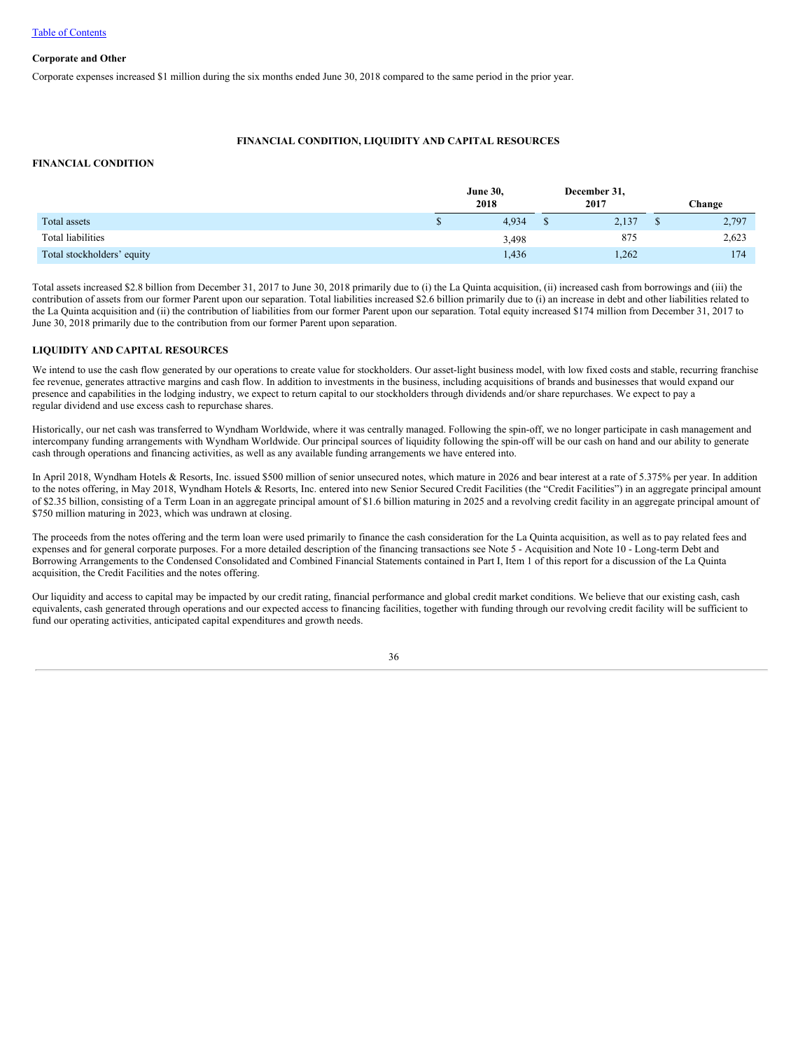[Table of Contents](#)

**Corporate and Other**

Corporate expenses increased $1 million during the six months ended June 30, 2018 compared to the same period in the prior year.

## FINANCIAL CONDITION, LIQUIDITY AND CAPITAL RESOURCES

### FINANCIAL CONDITION

| | June 30, 2018 | December 31, 2017 | Change |
|---|---|---|---|
| Total assets | $ 4,934 | $ 2,137 | $ 2,797 |
| Total liabilities | 3,498 | 875 | 2,623 |
| Total stockholders' equity | 1,436 | 1,262 | 174 |

Total assets increased $2.8 billion from December 31, 2017 to June 30, 2018 primarily due to (i) the La Quinta acquisition, (ii) increased cash from borrowings and (iii) the contribution of assets from our former Parent upon our separation. Total liabilities increased $2.6 billion primarily due to (i) an increase in debt and other liabilities related to the La Quinta acquisition and (ii) the contribution of liabilities from our former Parent upon our separation. Total equity increased $174 million from December 31, 2017 to June 30, 2018 primarily due to the contribution from our former Parent upon separation.

### LIQUIDITY AND CAPITAL RESOURCES

We intend to use the cash flow generated by our operations to create value for stockholders. Our asset-light business model, with low fixed costs and stable, recurring franchise fee revenue, generates attractive margins and cash flow. In addition to investments in the business, including acquisitions of brands and businesses that would expand our presence and capabilities in the lodging industry, we expect to return capital to our stockholders through dividends and/or share repurchases. We expect to pay a regular dividend and use excess cash to repurchase shares.

Historically, our net cash was transferred to Wyndham Worldwide, where it was centrally managed. Following the spin-off, we no longer participate in cash management and intercompany funding arrangements with Wyndham Worldwide. Our principal sources of liquidity following the spin-off will be our cash on hand and our ability to generate cash through operations and financing activities, as well as any available funding arrangements we have entered into.

In April 2018, Wyndham Hotels & Resorts, Inc. issued $500 million of senior unsecured notes, which mature in 2026 and bear interest at a rate of 5.375% per year. In addition to the notes offering, in May 2018, Wyndham Hotels & Resorts, Inc. entered into new Senior Secured Credit Facilities (the "Credit Facilities") in an aggregate principal amount of $2.35 billion, consisting of a Term Loan in an aggregate principal amount of $1.6 billion maturing in 2025 and a revolving credit facility in an aggregate principal amount of $750 million maturing in 2023, which was undrawn at closing.

The proceeds from the notes offering and the term loan were used primarily to finance the cash consideration for the La Quinta acquisition, as well as to pay related fees and expenses and for general corporate purposes. For a more detailed description of the financing transactions see Note 5 - Acquisition and Note 10 - Long-term Debt and Borrowing Arrangements to the Condensed Consolidated and Combined Financial Statements contained in Part I, Item 1 of this report for a discussion of the La Quinta acquisition, the Credit Facilities and the notes offering.

Our liquidity and access to capital may be impacted by our credit rating, financial performance and global credit market conditions. We believe that our existing cash, cash equivalents, cash generated through operations and our expected access to financing facilities, together with funding through our revolving credit facility will be sufficient to fund our operating activities, anticipated capital expenditures and growth needs.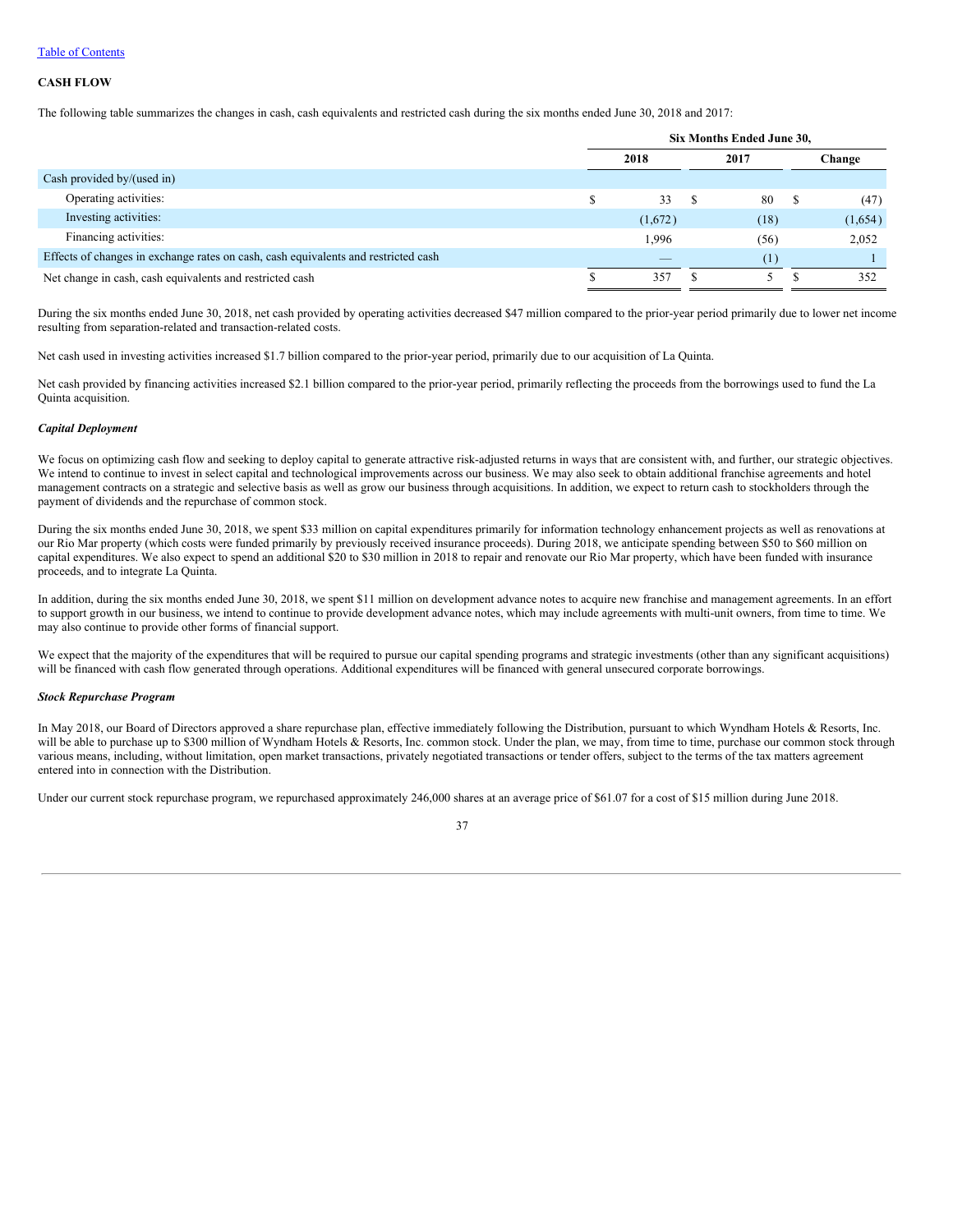[Table of Contents](#)

**CASH FLOW**

The following table summarizes the changes in cash, cash equivalents and restricted cash during the six months ended June 30, 2018 and 2017:

| | Six Months Ended June 30, | | |
|---|---|---|---|
| | 2018 | 2017 | Change |
| Cash provided by/(used in) | | | |
| Operating activities: | $ 33 | $ 80 | $ (47) |
| Investing activities: | (1,672) | (18) | (1,654) |
| Financing activities: | 1,996 | (56) | 2,052 |
| Effects of changes in exchange rates on cash, cash equivalents and restricted cash | — | (1) | 1 |
| Net change in cash, cash equivalents and restricted cash | $ 357 | $ 5 | $ 352 |

During the six months ended June 30, 2018, net cash provided by operating activities decreased $47 million compared to the prior-year period primarily due to lower net income resulting from separation-related and transaction-related costs.

Net cash used in investing activities increased $1.7 billion compared to the prior-year period, primarily due to our acquisition of La Quinta.

Net cash provided by financing activities increased $2.1 billion compared to the prior-year period, primarily reflecting the proceeds from the borrowings used to fund the La Quinta acquisition.

***Capital Deployment***

We focus on optimizing cash flow and seeking to deploy capital to generate attractive risk-adjusted returns in ways that are consistent with, and further, our strategic objectives. We intend to continue to invest in select capital and technological improvements across our business. We may also seek to obtain additional franchise agreements and hotel management contracts on a strategic and selective basis as well as grow our business through acquisitions. In addition, we expect to return cash to stockholders through the payment of dividends and the repurchase of common stock.

During the six months ended June 30, 2018, we spent $33 million on capital expenditures primarily for information technology enhancement projects as well as renovations at our Rio Mar property (which costs were funded primarily by previously received insurance proceeds). During 2018, we anticipate spending between $50 to $60 million on capital expenditures. We also expect to spend an additional $20 to $30 million in 2018 to repair and renovate our Rio Mar property, which have been funded with insurance proceeds, and to integrate La Quinta.

In addition, during the six months ended June 30, 2018, we spent $11 million on development advance notes to acquire new franchise and management agreements. In an effort to support growth in our business, we intend to continue to provide development advance notes, which may include agreements with multi-unit owners, from time to time. We may also continue to provide other forms of financial support.

We expect that the majority of the expenditures that will be required to pursue our capital spending programs and strategic investments (other than any significant acquisitions) will be financed with cash flow generated through operations. Additional expenditures will be financed with general unsecured corporate borrowings.

***Stock Repurchase Program***

In May 2018, our Board of Directors approved a share repurchase plan, effective immediately following the Distribution, pursuant to which Wyndham Hotels & Resorts, Inc. will be able to purchase up to $300 million of Wyndham Hotels & Resorts, Inc. common stock. Under the plan, we may, from time to time, purchase our common stock through various means, including, without limitation, open market transactions, privately negotiated transactions or tender offers, subject to the terms of the tax matters agreement entered into in connection with the Distribution.

Under our current stock repurchase program, we repurchased approximately 246,000 shares at an average price of $61.07 for a cost of $15 million during June 2018.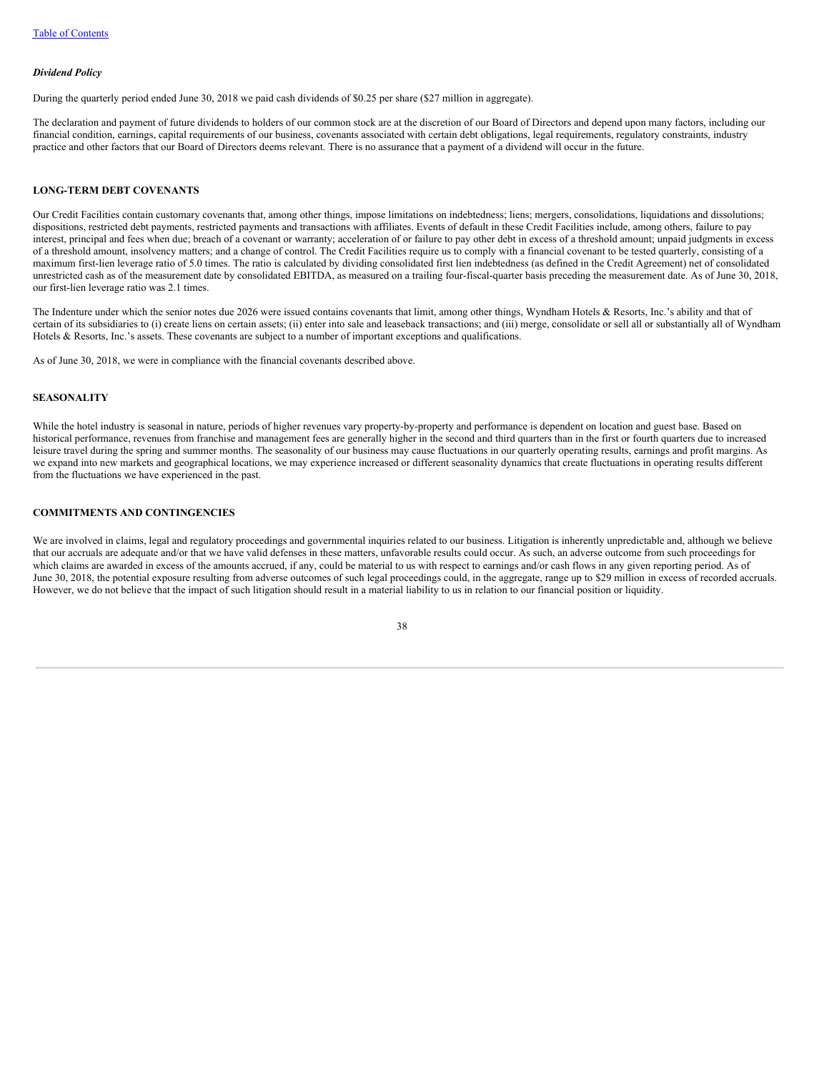*Dividend Policy*

During the quarterly period ended June 30, 2018 we paid cash dividends of $0.25 per share ($27 million in aggregate).

The declaration and payment of future dividends to holders of our common stock are at the discretion of our Board of Directors and depend upon many factors, including our financial condition, earnings, capital requirements of our business, covenants associated with certain debt obligations, legal requirements, regulatory constraints, industry practice and other factors that our Board of Directors deems relevant. There is no assurance that a payment of a dividend will occur in the future.

## LONG-TERM DEBT COVENANTS

Our Credit Facilities contain customary covenants that, among other things, impose limitations on indebtedness; liens; mergers, consolidations, liquidations and dissolutions; dispositions, restricted debt payments, restricted payments and transactions with affiliates. Events of default in these Credit Facilities include, among others, failure to pay interest, principal and fees when due; breach of a covenant or warranty; acceleration of or failure to pay other debt in excess of a threshold amount; unpaid judgments in excess of a threshold amount, insolvency matters; and a change of control. The Credit Facilities require us to comply with a financial covenant to be tested quarterly, consisting of a maximum first-lien leverage ratio of 5.0 times. The ratio is calculated by dividing consolidated first lien indebtedness (as defined in the Credit Agreement) net of consolidated unrestricted cash as of the measurement date by consolidated EBITDA, as measured on a trailing four-fiscal-quarter basis preceding the measurement date. As of June 30, 2018, our first-lien leverage ratio was 2.1 times.

The Indenture under which the senior notes due 2026 were issued contains covenants that limit, among other things, Wyndham Hotels & Resorts, Inc.'s ability and that of certain of its subsidiaries to (i) create liens on certain assets; (ii) enter into sale and leaseback transactions; and (iii) merge, consolidate or sell all or substantially all of Wyndham Hotels & Resorts, Inc.'s assets. These covenants are subject to a number of important exceptions and qualifications.

As of June 30, 2018, we were in compliance with the financial covenants described above.

## SEASONALITY

While the hotel industry is seasonal in nature, periods of higher revenues vary property-by-property and performance is dependent on location and guest base. Based on historical performance, revenues from franchise and management fees are generally higher in the second and third quarters than in the first or fourth quarters due to increased leisure travel during the spring and summer months. The seasonality of our business may cause fluctuations in our quarterly operating results, earnings and profit margins. As we expand into new markets and geographical locations, we may experience increased or different seasonality dynamics that create fluctuations in operating results different from the fluctuations we have experienced in the past.

## COMMITMENTS AND CONTINGENCIES

We are involved in claims, legal and regulatory proceedings and governmental inquiries related to our business. Litigation is inherently unpredictable and, although we believe that our accruals are adequate and/or that we have valid defenses in these matters, unfavorable results could occur. As such, an adverse outcome from such proceedings for which claims are awarded in excess of the amounts accrued, if any, could be material to us with respect to earnings and/or cash flows in any given reporting period. As of June 30, 2018, the potential exposure resulting from adverse outcomes of such legal proceedings could, in the aggregate, range up to $29 million in excess of recorded accruals. However, we do not believe that the impact of such litigation should result in a material liability to us in relation to our financial position or liquidity.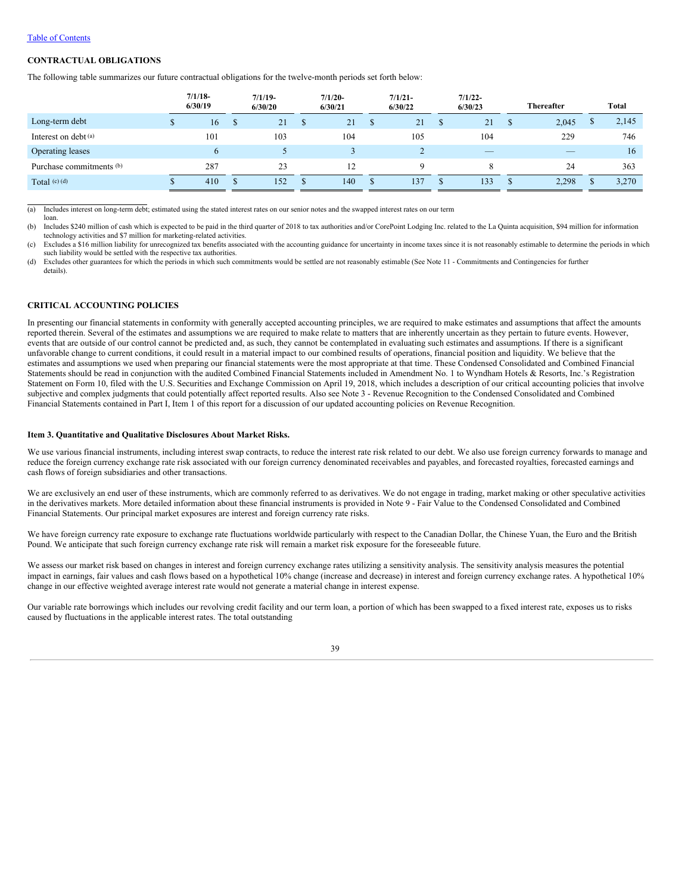[Table of Contents](#)

**CONTRACTUAL OBLIGATIONS**

The following table summarizes our future contractual obligations for the twelve-month periods set forth below:

| | 7/1/18-6/30/19 | 7/1/19-6/30/20 | 7/1/20-6/30/21 | 7/1/21-6/30/22 | 7/1/22-6/30/23 | Thereafter | Total |
|---|---|---|---|---|---|---|---|
| Long-term debt | $ 16 | $ 21 | $ 21 | $ 21 | $ 21 | $ 2,045 | $ 2,145 |
| Interest on debt [(a)] | 101 | 103 | 104 | 105 | 104 | 229 | 746 |
| Operating leases | 6 | 5 | 3 | 2 | — | — | 16 |
| Purchase commitments [(b)] | 287 | 23 | 12 | 9 | 8 | 24 | 363 |
| Total [(c) (d)] | $ 410 | $ 152 | $ 140 | $ 137 | $ 133 | $ 2,298 | $ 3,270 |

(a) Includes interest on long-term debt; estimated using the stated interest rates on our senior notes and the swapped interest rates on our term loan.

(b) Includes $240 million of cash which is expected to be paid in the third quarter of 2018 to tax authorities and/or CorePoint Lodging Inc. related to the La Quinta acquisition, $94 million for information technology activities and $7 million for marketing-related activities.

(c) Excludes a $16 million liability for unrecognized tax benefits associated with the accounting guidance for uncertainty in income taxes since it is not reasonably estimable to determine the periods in which such liability would be settled with the respective tax authorities.

(d) Excludes other guarantees for which the periods in which such commitments would be settled are not reasonably estimable (See Note 11 - Commitments and Contingencies for further details).

**CRITICAL ACCOUNTING POLICIES**

In presenting our financial statements in conformity with generally accepted accounting principles, we are required to make estimates and assumptions that affect the amounts reported therein. Several of the estimates and assumptions we are required to make relate to matters that are inherently uncertain as they pertain to future events. However, events that are outside of our control cannot be predicted and, as such, they cannot be contemplated in evaluating such estimates and assumptions. If there is a significant unfavorable change to current conditions, it could result in a material impact to our combined results of operations, financial position and liquidity. We believe that the estimates and assumptions we used when preparing our financial statements were the most appropriate at that time. These Condensed Consolidated and Combined Financial Statements should be read in conjunction with the audited Combined Financial Statements included in Amendment No. 1 to Wyndham Hotels & Resorts, Inc.'s Registration Statement on Form 10, filed with the U.S. Securities and Exchange Commission on April 19, 2018, which includes a description of our critical accounting policies that involve subjective and complex judgments that could potentially affect reported results. Also see Note 3 - Revenue Recognition to the Condensed Consolidated and Combined Financial Statements contained in Part I, Item 1 of this report for a discussion of our updated accounting policies on Revenue Recognition.

**Item 3. Quantitative and Qualitative Disclosures About Market Risks.**

We use various financial instruments, including interest swap contracts, to reduce the interest rate risk related to our debt. We also use foreign currency forwards to manage and reduce the foreign currency exchange rate risk associated with our foreign currency denominated receivables and payables, and forecasted royalties, forecasted earnings and cash flows of foreign subsidiaries and other transactions.

We are exclusively an end user of these instruments, which are commonly referred to as derivatives. We do not engage in trading, market making or other speculative activities in the derivatives markets. More detailed information about these financial instruments is provided in Note 9 - Fair Value to the Condensed Consolidated and Combined Financial Statements. Our principal market exposures are interest and foreign currency rate risks.

We have foreign currency rate exposure to exchange rate fluctuations worldwide particularly with respect to the Canadian Dollar, the Chinese Yuan, the Euro and the British Pound. We anticipate that such foreign currency exchange rate risk will remain a market risk exposure for the foreseeable future.

We assess our market risk based on changes in interest and foreign currency exchange rates utilizing a sensitivity analysis. The sensitivity analysis measures the potential impact in earnings, fair values and cash flows based on a hypothetical 10% change (increase and decrease) in interest and foreign currency exchange rates. A hypothetical 10% change in our effective weighted average interest rate would not generate a material change in interest expense.

Our variable rate borrowings which includes our revolving credit facility and our term loan, a portion of which has been swapped to a fixed interest rate, exposes us to risks caused by fluctuations in the applicable interest rates. The total outstanding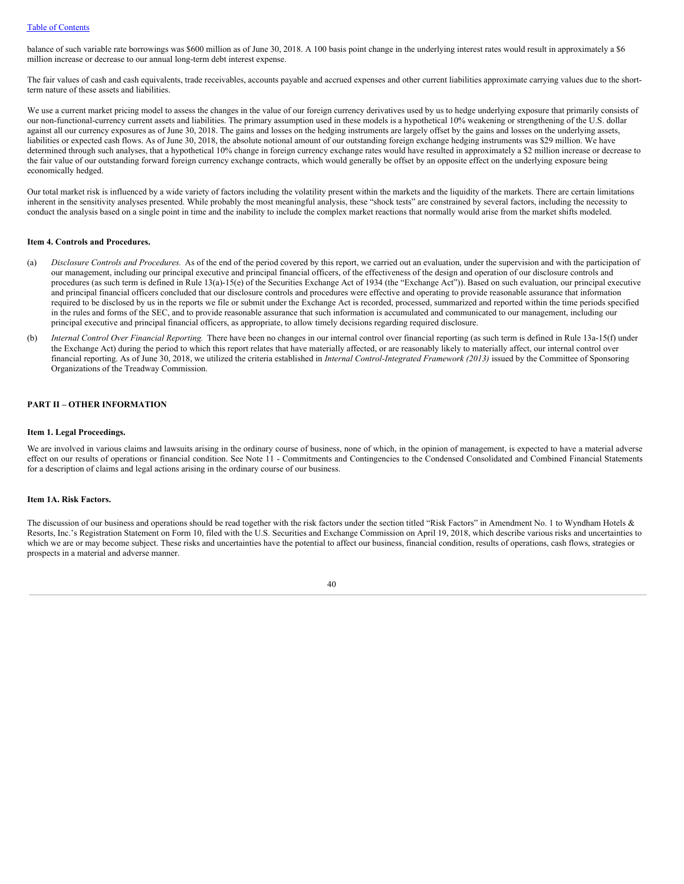balance of such variable rate borrowings was $600 million as of June 30, 2018. A 100 basis point change in the underlying interest rates would result in approximately a $6 million increase or decrease to our annual long-term debt interest expense.

The fair values of cash and cash equivalents, trade receivables, accounts payable and accrued expenses and other current liabilities approximate carrying values due to the short-term nature of these assets and liabilities.

We use a current market pricing model to assess the changes in the value of our foreign currency derivatives used by us to hedge underlying exposure that primarily consists of our non-functional-currency current assets and liabilities. The primary assumption used in these models is a hypothetical 10% weakening or strengthening of the U.S. dollar against all our currency exposures as of June 30, 2018. The gains and losses on the hedging instruments are largely offset by the gains and losses on the underlying assets, liabilities or expected cash flows. As of June 30, 2018, the absolute notional amount of our outstanding foreign exchange hedging instruments was $29 million. We have determined through such analyses, that a hypothetical 10% change in foreign currency exchange rates would have resulted in approximately a $2 million increase or decrease to the fair value of our outstanding forward foreign currency exchange contracts, which would generally be offset by an opposite effect on the underlying exposure being economically hedged.

Our total market risk is influenced by a wide variety of factors including the volatility present within the markets and the liquidity of the markets. There are certain limitations inherent in the sensitivity analyses presented. While probably the most meaningful analysis, these "shock tests" are constrained by several factors, including the necessity to conduct the analysis based on a single point in time and the inability to include the complex market reactions that normally would arise from the market shifts modeled.

### Item 4. Controls and Procedures.

(a) *Disclosure Controls and Procedures.* As of the end of the period covered by this report, we carried out an evaluation, under the supervision and with the participation of our management, including our principal executive and principal financial officers, of the effectiveness of the design and operation of our disclosure controls and procedures (as such term is defined in Rule 13(a)-15(e) of the Securities Exchange Act of 1934 (the "Exchange Act")). Based on such evaluation, our principal executive and principal financial officers concluded that our disclosure controls and procedures were effective and operating to provide reasonable assurance that information required to be disclosed by us in the reports we file or submit under the Exchange Act is recorded, processed, summarized and reported within the time periods specified in the rules and forms of the SEC, and to provide reasonable assurance that such information is accumulated and communicated to our management, including our principal executive and principal financial officers, as appropriate, to allow timely decisions regarding required disclosure.

(b) *Internal Control Over Financial Reporting.* There have been no changes in our internal control over financial reporting (as such term is defined in Rule 13a-15(f) under the Exchange Act) during the period to which this report relates that have materially affected, or are reasonably likely to materially affect, our internal control over financial reporting. As of June 30, 2018, we utilized the criteria established in *Internal Control-Integrated Framework (2013)* issued by the Committee of Sponsoring Organizations of the Treadway Commission.

## PART II – OTHER INFORMATION

### Item 1. Legal Proceedings.

We are involved in various claims and lawsuits arising in the ordinary course of business, none of which, in the opinion of management, is expected to have a material adverse effect on our results of operations or financial condition. See Note 11 - Commitments and Contingencies to the Condensed Consolidated and Combined Financial Statements for a description of claims and legal actions arising in the ordinary course of our business.

### Item 1A. Risk Factors.

The discussion of our business and operations should be read together with the risk factors under the section titled "Risk Factors" in Amendment No. 1 to Wyndham Hotels & Resorts, Inc.'s Registration Statement on Form 10, filed with the U.S. Securities and Exchange Commission on April 19, 2018, which describe various risks and uncertainties to which we are or may become subject. These risks and uncertainties have the potential to affect our business, financial condition, results of operations, cash flows, strategies or prospects in a material and adverse manner.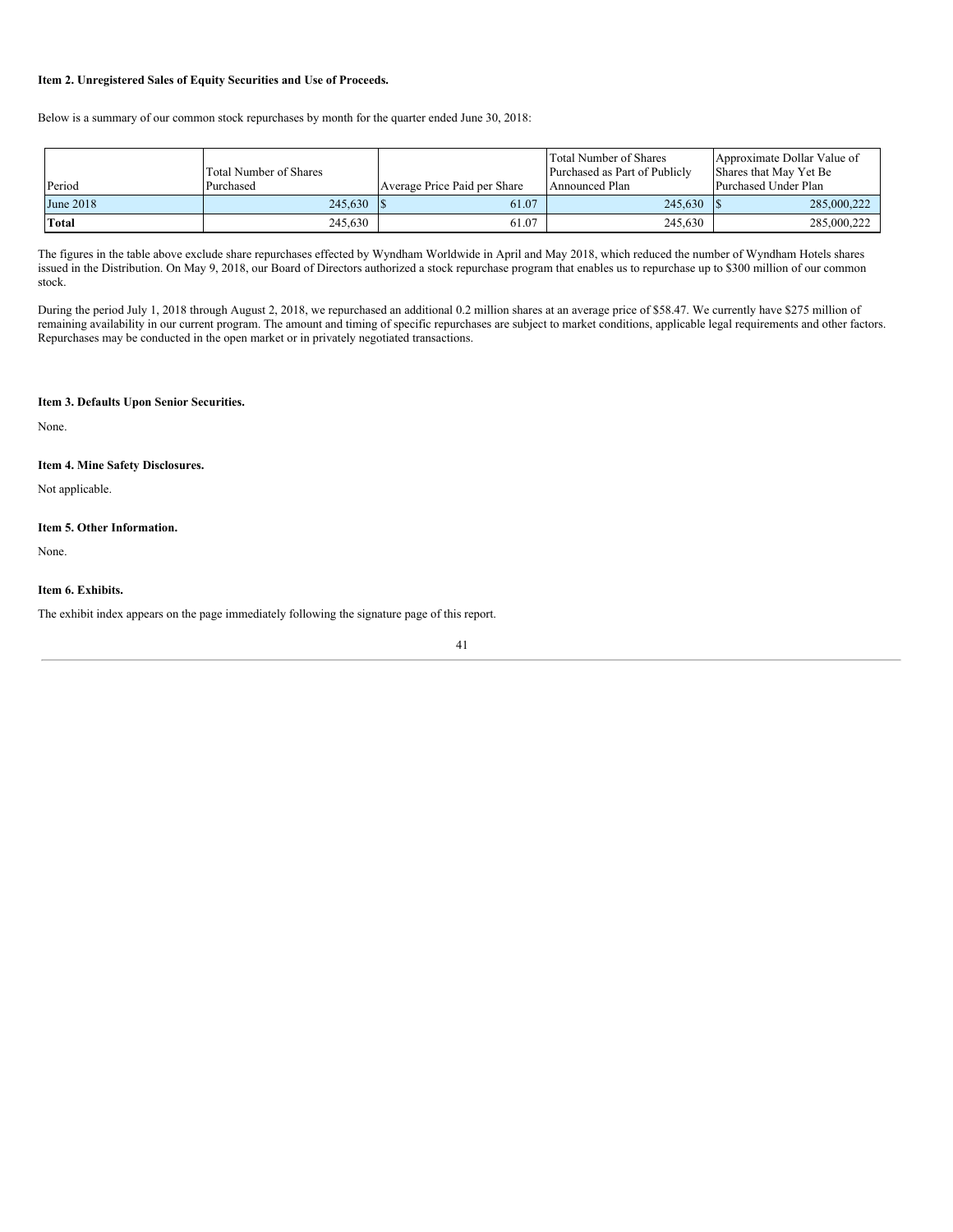**Item 2. Unregistered Sales of Equity Securities and Use of Proceeds.**

Below is a summary of our common stock repurchases by month for the quarter ended June 30, 2018:

| Period | Total Number of Shares Purchased | Average Price Paid per Share | Total Number of Shares Purchased as Part of Publicly Announced Plan | Approximate Dollar Value of Shares that May Yet Be Purchased Under Plan |
|---|---|---|---|---|
| June 2018 | 245,630 | $ 61.07 | 245,630 | $ 285,000,222 |
| **Total** | 245,630 | 61.07 | 245,630 | 285,000,222 |

The figures in the table above exclude share repurchases effected by Wyndham Worldwide in April and May 2018, which reduced the number of Wyndham Hotels shares issued in the Distribution. On May 9, 2018, our Board of Directors authorized a stock repurchase program that enables us to repurchase up to $300 million of our common stock.

During the period July 1, 2018 through August 2, 2018, we repurchased an additional 0.2 million shares at an average price of $58.47. We currently have $275 million of remaining availability in our current program. The amount and timing of specific repurchases are subject to market conditions, applicable legal requirements and other factors. Repurchases may be conducted in the open market or in privately negotiated transactions.

**Item 3. Defaults Upon Senior Securities.**

None.

**Item 4. Mine Safety Disclosures.**

Not applicable.

**Item 5. Other Information.**

None.

**Item 6. Exhibits.**

The exhibit index appears on the page immediately following the signature page of this report.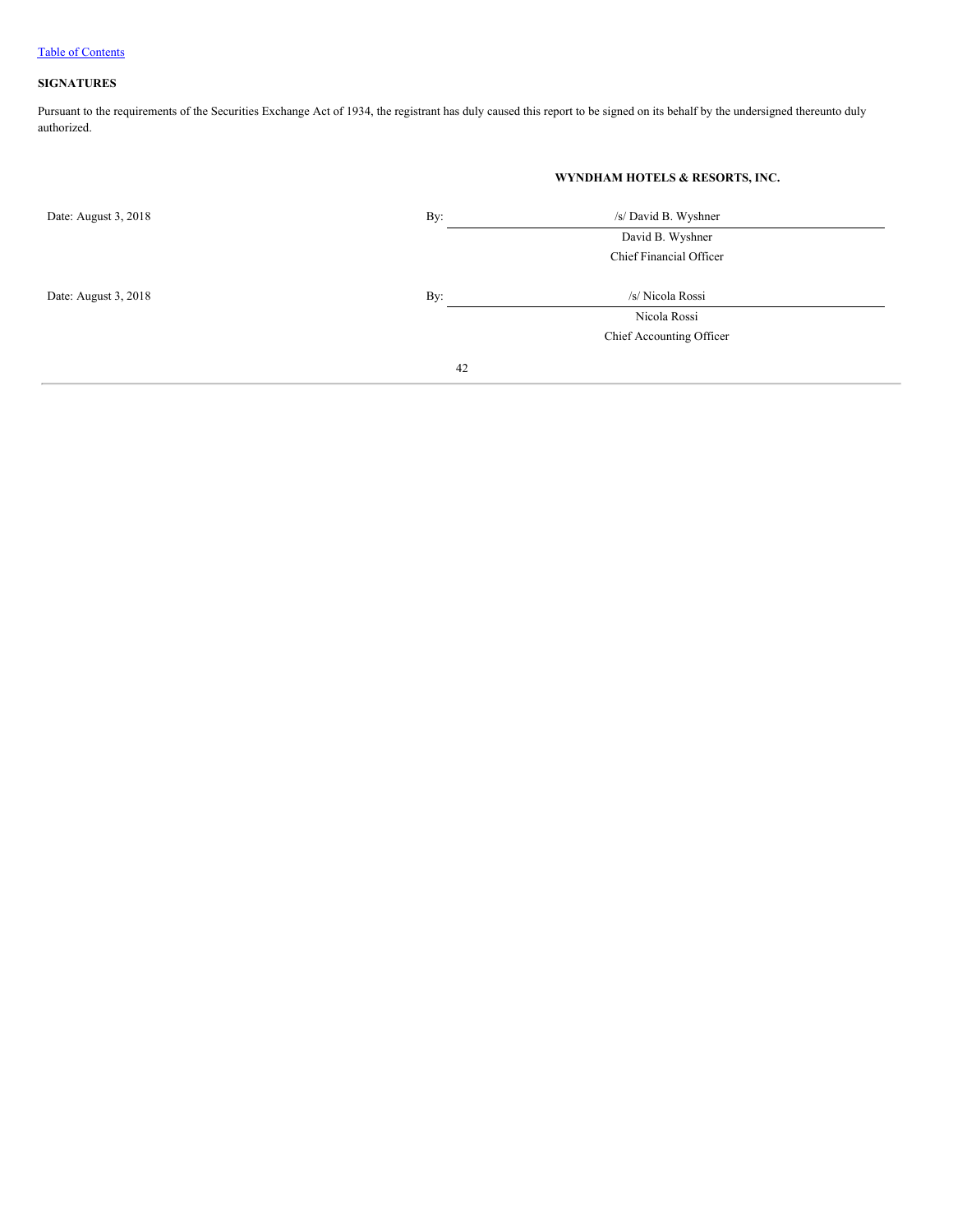[Table of Contents](#)

**SIGNATURES**

Pursuant to the requirements of the Securities Exchange Act of 1934, the registrant has duly caused this report to be signed on its behalf by the undersigned thereunto duly authorized.

**WYNDHAM HOTELS & RESORTS, INC.**

| | | |
|---|---|---|
| Date: August 3, 2018 | By: | /s/ David B. Wyshner |
| | | David B. Wyshner |
| | | Chief Financial Officer |
| Date: August 3, 2018 | By: | /s/ Nicola Rossi |
| | | Nicola Rossi |
| | | Chief Accounting Officer |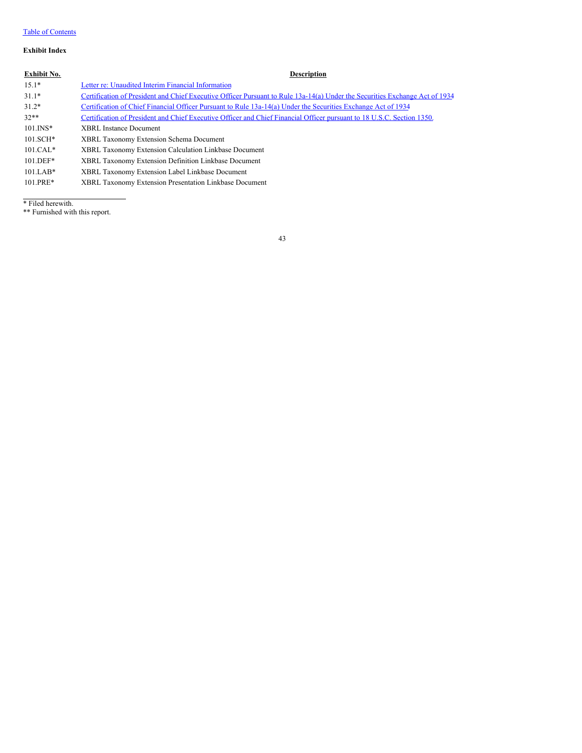[Table of Contents](#)

**Exhibit Index**

| Exhibit No. | Description |
| --- | --- |
| 15.1* | [Letter re: Unaudited Interim Financial Information](#) |
| 31.1* | [Certification of President and Chief Executive Officer Pursuant to Rule 13a-14(a) Under the Securities Exchange Act of 1934](#) |
| 31.2* | [Certification of Chief Financial Officer Pursuant to Rule 13a-14(a) Under the Securities Exchange Act of 1934](#) |
| 32** | [Certification of President and Chief Executive Officer and Chief Financial Officer pursuant to 18 U.S.C. Section 1350.](#) |
| 101.INS* | XBRL Instance Document |
| 101.SCH* | XBRL Taxonomy Extension Schema Document |
| 101.CAL* | XBRL Taxonomy Extension Calculation Linkbase Document |
| 101.DEF* | XBRL Taxonomy Extension Definition Linkbase Document |
| 101.LAB* | XBRL Taxonomy Extension Label Linkbase Document |
| 101.PRE* | XBRL Taxonomy Extension Presentation Linkbase Document |

---

* Filed herewith.
** Furnished with this report.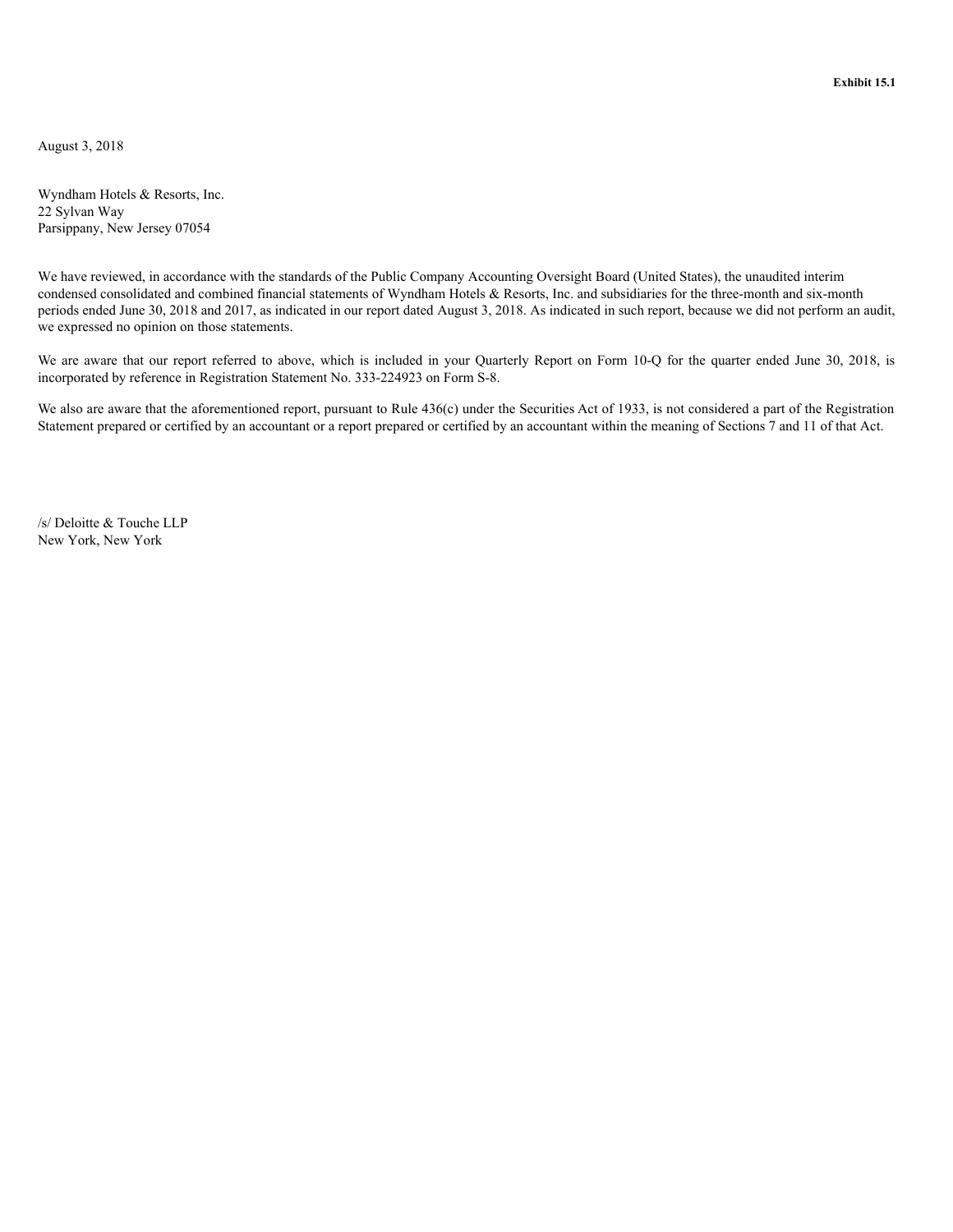**Exhibit 15.1**

August 3, 2018

Wyndham Hotels & Resorts, Inc.
22 Sylvan Way
Parsippany, New Jersey 07054

We have reviewed, in accordance with the standards of the Public Company Accounting Oversight Board (United States), the unaudited interim condensed consolidated and combined financial statements of Wyndham Hotels & Resorts, Inc. and subsidiaries for the three-month and six-month periods ended June 30, 2018 and 2017, as indicated in our report dated August 3, 2018. As indicated in such report, because we did not perform an audit, we expressed no opinion on those statements.

We are aware that our report referred to above, which is included in your Quarterly Report on Form 10-Q for the quarter ended June 30, 2018, is incorporated by reference in Registration Statement No. 333-224923 on Form S-8.

We also are aware that the aforementioned report, pursuant to Rule 436(c) under the Securities Act of 1933, is not considered a part of the Registration Statement prepared or certified by an accountant or a report prepared or certified by an accountant within the meaning of Sections 7 and 11 of that Act.

/s/ Deloitte & Touche LLP
New York, New York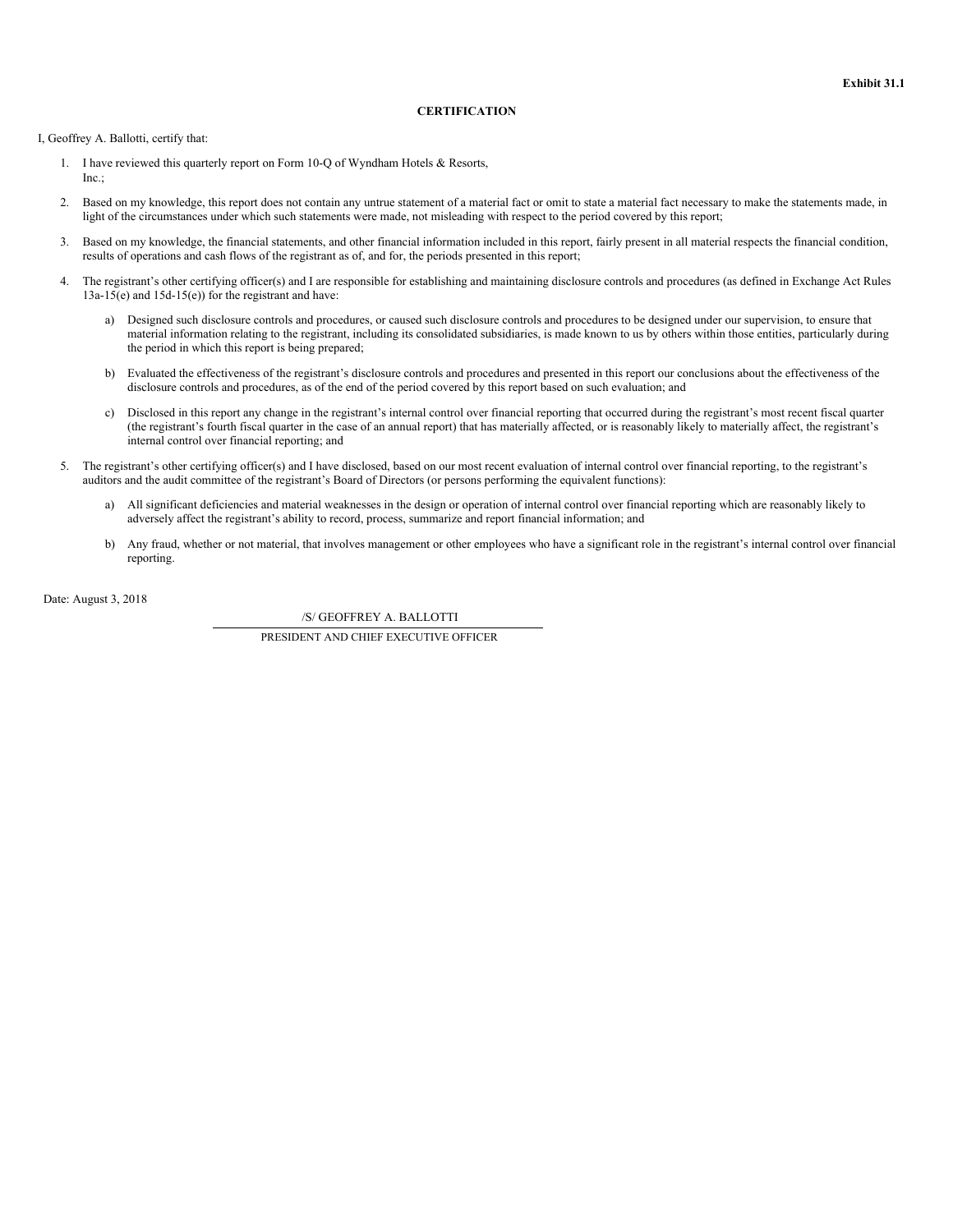**Exhibit 31.1**

**CERTIFICATION**

I, Geoffrey A. Ballotti, certify that:

1. I have reviewed this quarterly report on Form 10-Q of Wyndham Hotels & Resorts, Inc.;
2. Based on my knowledge, this report does not contain any untrue statement of a material fact or omit to state a material fact necessary to make the statements made, in light of the circumstances under which such statements were made, not misleading with respect to the period covered by this report;
3. Based on my knowledge, the financial statements, and other financial information included in this report, fairly present in all material respects the financial condition, results of operations and cash flows of the registrant as of, and for, the periods presented in this report;
4. The registrant's other certifying officer(s) and I are responsible for establishing and maintaining disclosure controls and procedures (as defined in Exchange Act Rules 13a-15(e) and 15d-15(e)) for the registrant and have:
   a) Designed such disclosure controls and procedures, or caused such disclosure controls and procedures to be designed under our supervision, to ensure that material information relating to the registrant, including its consolidated subsidiaries, is made known to us by others within those entities, particularly during the period in which this report is being prepared;
   b) Evaluated the effectiveness of the registrant's disclosure controls and procedures and presented in this report our conclusions about the effectiveness of the disclosure controls and procedures, as of the end of the period covered by this report based on such evaluation; and
   c) Disclosed in this report any change in the registrant's internal control over financial reporting that occurred during the registrant's most recent fiscal quarter (the registrant's fourth fiscal quarter in the case of an annual report) that has materially affected, or is reasonably likely to materially affect, the registrant's internal control over financial reporting; and
5. The registrant's other certifying officer(s) and I have disclosed, based on our most recent evaluation of internal control over financial reporting, to the registrant's auditors and the audit committee of the registrant's Board of Directors (or persons performing the equivalent functions):
   a) All significant deficiencies and material weaknesses in the design or operation of internal control over financial reporting which are reasonably likely to adversely affect the registrant's ability to record, process, summarize and report financial information; and
   b) Any fraud, whether or not material, that involves management or other employees who have a significant role in the registrant's internal control over financial reporting.

Date: August 3, 2018

/S/ GEOFFREY A. BALLOTTI

PRESIDENT AND CHIEF EXECUTIVE OFFICER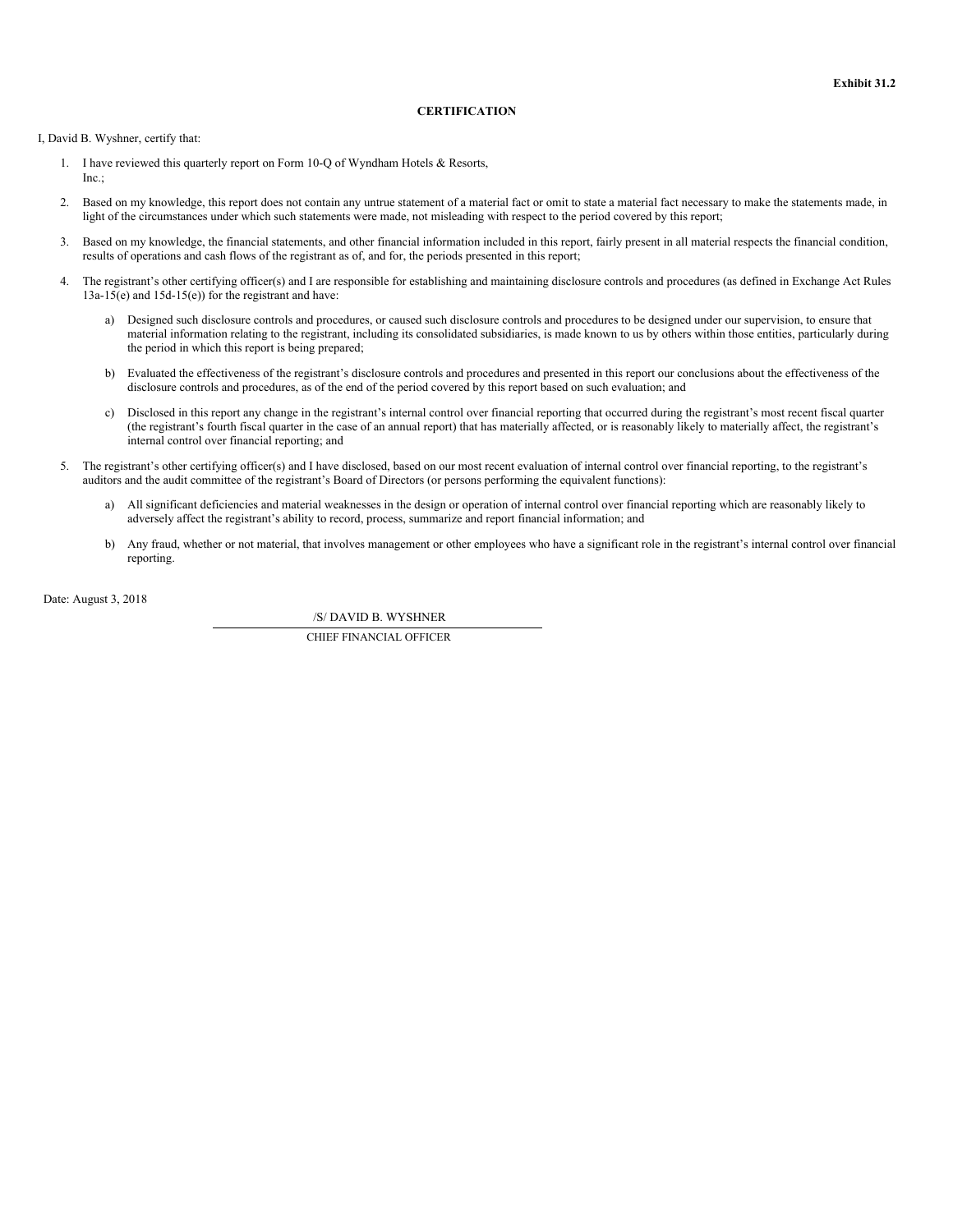**Exhibit 31.2**

**CERTIFICATION**

I, David B. Wyshner, certify that:

1. I have reviewed this quarterly report on Form 10-Q of Wyndham Hotels & Resorts, Inc.;
2. Based on my knowledge, this report does not contain any untrue statement of a material fact or omit to state a material fact necessary to make the statements made, in light of the circumstances under which such statements were made, not misleading with respect to the period covered by this report;
3. Based on my knowledge, the financial statements, and other financial information included in this report, fairly present in all material respects the financial condition, results of operations and cash flows of the registrant as of, and for, the periods presented in this report;
4. The registrant's other certifying officer(s) and I are responsible for establishing and maintaining disclosure controls and procedures (as defined in Exchange Act Rules 13a-15(e) and 15d-15(e)) for the registrant and have:
   a) Designed such disclosure controls and procedures, or caused such disclosure controls and procedures to be designed under our supervision, to ensure that material information relating to the registrant, including its consolidated subsidiaries, is made known to us by others within those entities, particularly during the period in which this report is being prepared;
   b) Evaluated the effectiveness of the registrant's disclosure controls and procedures and presented in this report our conclusions about the effectiveness of the disclosure controls and procedures, as of the end of the period covered by this report based on such evaluation; and
   c) Disclosed in this report any change in the registrant's internal control over financial reporting that occurred during the registrant's most recent fiscal quarter (the registrant's fourth fiscal quarter in the case of an annual report) that has materially affected, or is reasonably likely to materially affect, the registrant's internal control over financial reporting; and
5. The registrant's other certifying officer(s) and I have disclosed, based on our most recent evaluation of internal control over financial reporting, to the registrant's auditors and the audit committee of the registrant's Board of Directors (or persons performing the equivalent functions):
   a) All significant deficiencies and material weaknesses in the design or operation of internal control over financial reporting which are reasonably likely to adversely affect the registrant's ability to record, process, summarize and report financial information; and
   b) Any fraud, whether or not material, that involves management or other employees who have a significant role in the registrant's internal control over financial reporting.

Date: August 3, 2018

/S/ DAVID B. WYSHNER

CHIEF FINANCIAL OFFICER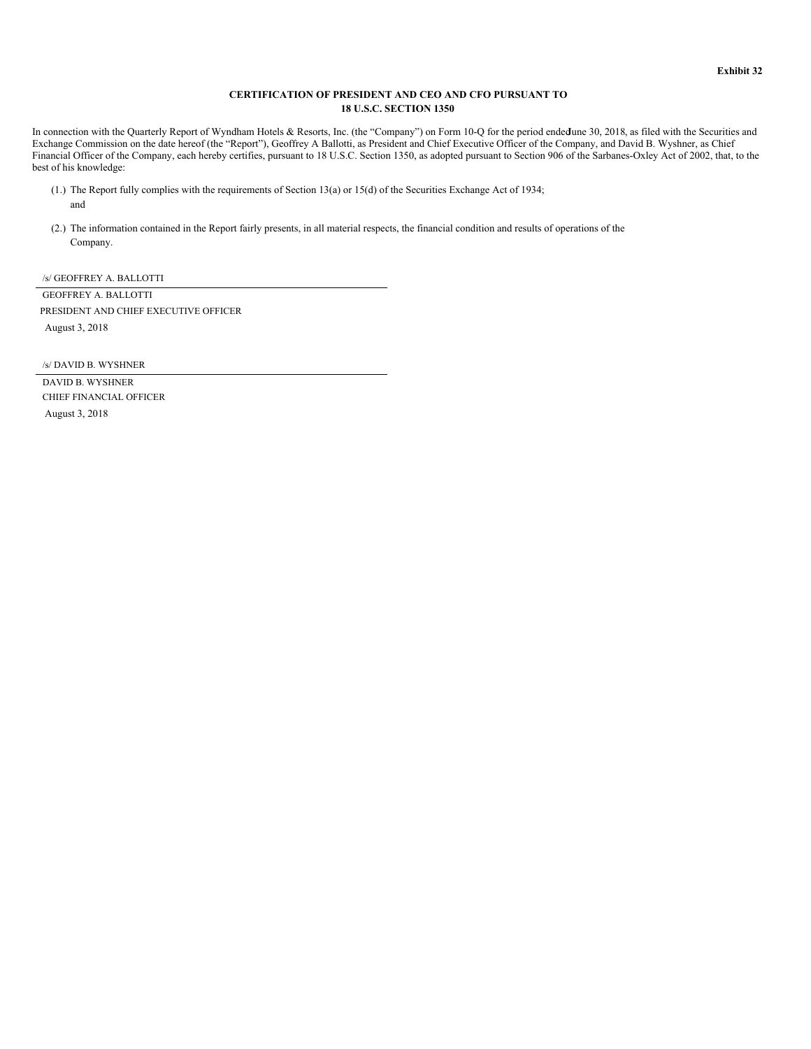**Exhibit 32**

**CERTIFICATION OF PRESIDENT AND CEO AND CFO PURSUANT TO 18 U.S.C. SECTION 1350**

In connection with the Quarterly Report of Wyndham Hotels & Resorts, Inc. (the "Company") on Form 10-Q for the period ended June 30, 2018, as filed with the Securities and Exchange Commission on the date hereof (the "Report"), Geoffrey A Ballotti, as President and Chief Executive Officer of the Company, and David B. Wyshner, as Chief Financial Officer of the Company, each hereby certifies, pursuant to 18 U.S.C. Section 1350, as adopted pursuant to Section 906 of the Sarbanes-Oxley Act of 2002, that, to the best of his knowledge:

(1.) The Report fully complies with the requirements of Section 13(a) or 15(d) of the Securities Exchange Act of 1934; and

(2.) The information contained in the Report fairly presents, in all material respects, the financial condition and results of operations of the Company.

/s/ GEOFFREY A. BALLOTTI

GEOFFREY A. BALLOTTI
PRESIDENT AND CHIEF EXECUTIVE OFFICER
August 3, 2018

/s/ DAVID B. WYSHNER

DAVID B. WYSHNER
CHIEF FINANCIAL OFFICER
August 3, 2018